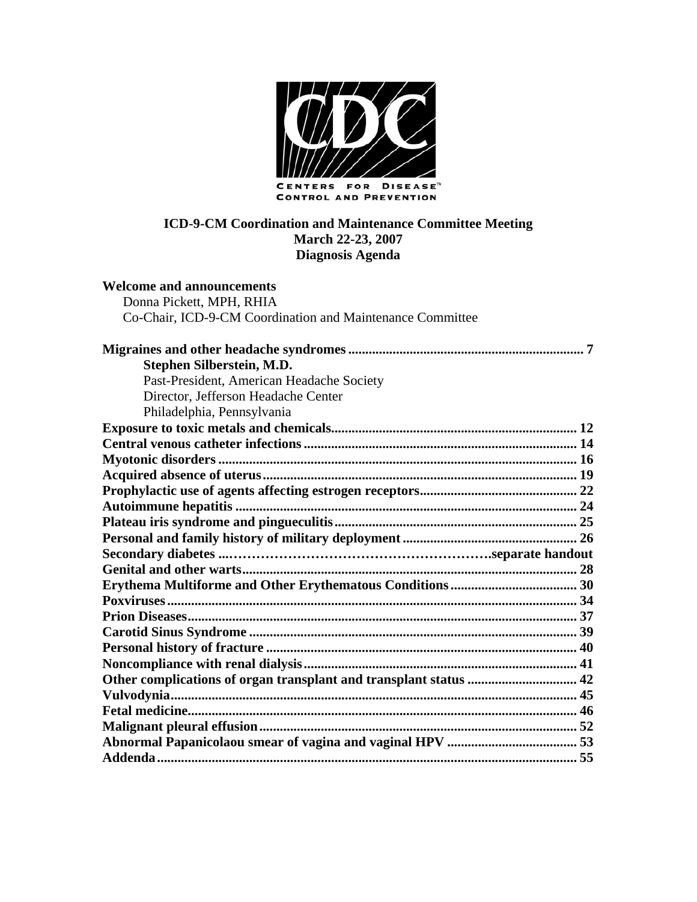CENTERS FOR DISEASE™
CONTROL AND PREVENTION

# ICD-9-CM Coordination and Maintenance Committee Meeting
## March 22-23, 2007
## Diagnosis Agenda

**Welcome and announcements**
Donna Pickett, MPH, RHIA
Co-Chair, ICD-9-CM Coordination and Maintenance Committee

**Migraines and other headache syndromes** ........ 7
**Stephen Silberstein, M.D.**
Past-President, American Headache Society
Director, Jefferson Headache Center
Philadelphia, Pennsylvania

**Exposure to toxic metals and chemicals** ........ 12
**Central venous catheter infections** ........ 14
**Myotonic disorders** ........ 16
**Acquired absence of uterus** ........ 19
**Prophylactic use of agents affecting estrogen receptors** ........ 22
**Autoimmune hepatitis** ........ 24
**Plateau iris syndrome and pingueculitis** ........ 25
**Personal and family history of military deployment** ........ 26
**Secondary diabetes** ........ separate handout
**Genital and other warts** ........ 28
**Erythema Multiforme and Other Erythematous Conditions** ........ 30
**Poxviruses** ........ 34
**Prion Diseases** ........ 37
**Carotid Sinus Syndrome** ........ 39
**Personal history of fracture** ........ 40
**Noncompliance with renal dialysis** ........ 41
**Other complications of organ transplant and transplant status** ........ 42
**Vulvodynia** ........ 45
**Fetal medicine** ........ 46
**Malignant pleural effusion** ........ 52
**Abnormal Papanicolaou smear of vagina and vaginal HPV** ........ 53
**Addenda** ........ 55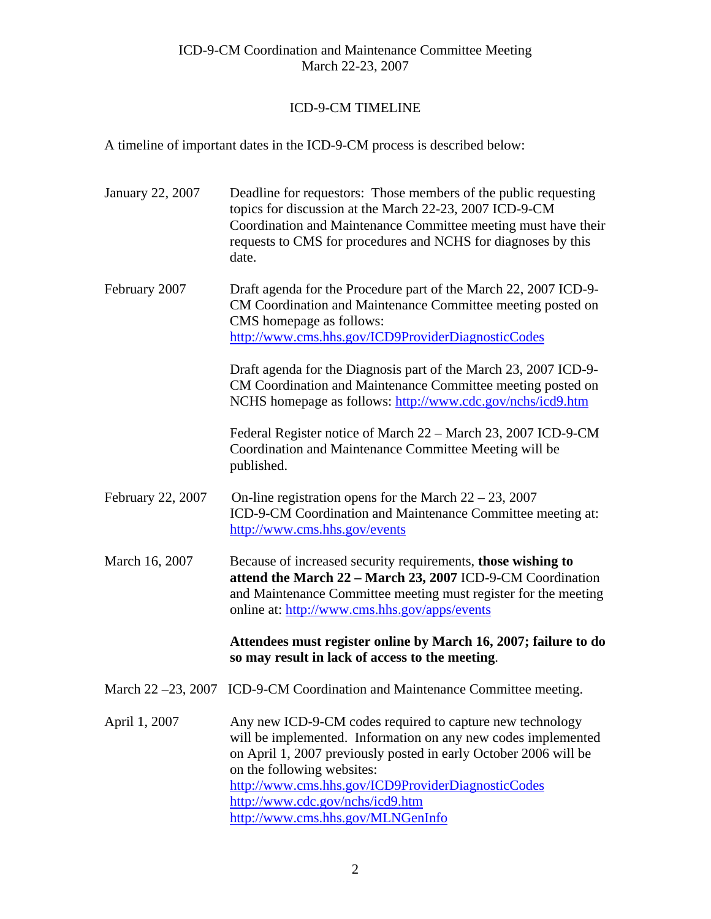ICD-9-CM Coordination and Maintenance Committee Meeting
March 22-23, 2007

## ICD-9-CM TIMELINE

A timeline of important dates in the ICD-9-CM process is described below:

| | |
|---|---|
| January 22, 2007 | Deadline for requestors: Those members of the public requesting topics for discussion at the March 22-23, 2007 ICD-9-CM Coordination and Maintenance Committee meeting must have their requests to CMS for procedures and NCHS for diagnoses by this date. |
| February 2007 | Draft agenda for the Procedure part of the March 22, 2007 ICD-9-CM Coordination and Maintenance Committee meeting posted on CMS homepage as follows: http://www.cms.hhs.gov/ICD9ProviderDiagnosticCodes<br><br>Draft agenda for the Diagnosis part of the March 23, 2007 ICD-9-CM Coordination and Maintenance Committee meeting posted on NCHS homepage as follows: http://www.cdc.gov/nchs/icd9.htm<br><br>Federal Register notice of March 22 – March 23, 2007 ICD-9-CM Coordination and Maintenance Committee Meeting will be published. |
| February 22, 2007 | On-line registration opens for the March 22 – 23, 2007 ICD-9-CM Coordination and Maintenance Committee meeting at: http://www.cms.hhs.gov/events |
| March 16, 2007 | Because of increased security requirements, **those wishing to attend the March 22 – March 23, 2007** ICD-9-CM Coordination and Maintenance Committee meeting must register for the meeting online at: http://www.cms.hhs.gov/apps/events<br><br>**Attendees must register online by March 16, 2007; failure to do so may result in lack of access to the meeting**. |
| March 22 –23, 2007 | ICD-9-CM Coordination and Maintenance Committee meeting. |
| April 1, 2007 | Any new ICD-9-CM codes required to capture new technology will be implemented. Information on any new codes implemented on April 1, 2007 previously posted in early October 2006 will be on the following websites:<br>http://www.cms.hhs.gov/ICD9ProviderDiagnosticCodes<br>http://www.cdc.gov/nchs/icd9.htm<br>http://www.cms.hhs.gov/MLNGenInfo |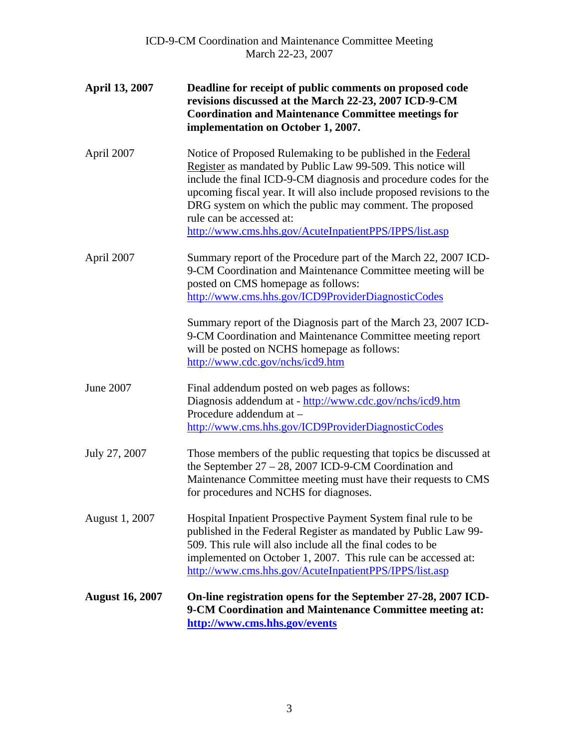| | |
|---|---|
| **April 13, 2007** | **Deadline for receipt of public comments on proposed code revisions discussed at the March 22-23, 2007 ICD-9-CM Coordination and Maintenance Committee meetings for implementation on October 1, 2007.** |
| April 2007 | Notice of Proposed Rulemaking to be published in the Federal Register as mandated by Public Law 99-509. This notice will include the final ICD-9-CM diagnosis and procedure codes for the upcoming fiscal year. It will also include proposed revisions to the DRG system on which the public may comment. The proposed rule can be accessed at: http://www.cms.hhs.gov/AcuteInpatientPPS/IPPS/list.asp |
| April 2007 | Summary report of the Procedure part of the March 22, 2007 ICD-9-CM Coordination and Maintenance Committee meeting will be posted on CMS homepage as follows: http://www.cms.hhs.gov/ICD9ProviderDiagnosticCodes<br><br>Summary report of the Diagnosis part of the March 23, 2007 ICD-9-CM Coordination and Maintenance Committee meeting report will be posted on NCHS homepage as follows: http://www.cdc.gov/nchs/icd9.htm |
| June 2007 | Final addendum posted on web pages as follows:<br>Diagnosis addendum at - http://www.cdc.gov/nchs/icd9.htm<br>Procedure addendum at –<br>http://www.cms.hhs.gov/ICD9ProviderDiagnosticCodes |
| July 27, 2007 | Those members of the public requesting that topics be discussed at the September 27 – 28, 2007 ICD-9-CM Coordination and Maintenance Committee meeting must have their requests to CMS for procedures and NCHS for diagnoses. |
| August 1, 2007 | Hospital Inpatient Prospective Payment System final rule to be published in the Federal Register as mandated by Public Law 99-509. This rule will also include all the final codes to be implemented on October 1, 2007. This rule can be accessed at: http://www.cms.hhs.gov/AcuteInpatientPPS/IPPS/list.asp |
| **August 16, 2007** | **On-line registration opens for the September 27-28, 2007 ICD-9-CM Coordination and Maintenance Committee meeting at: http://www.cms.hhs.gov/events** |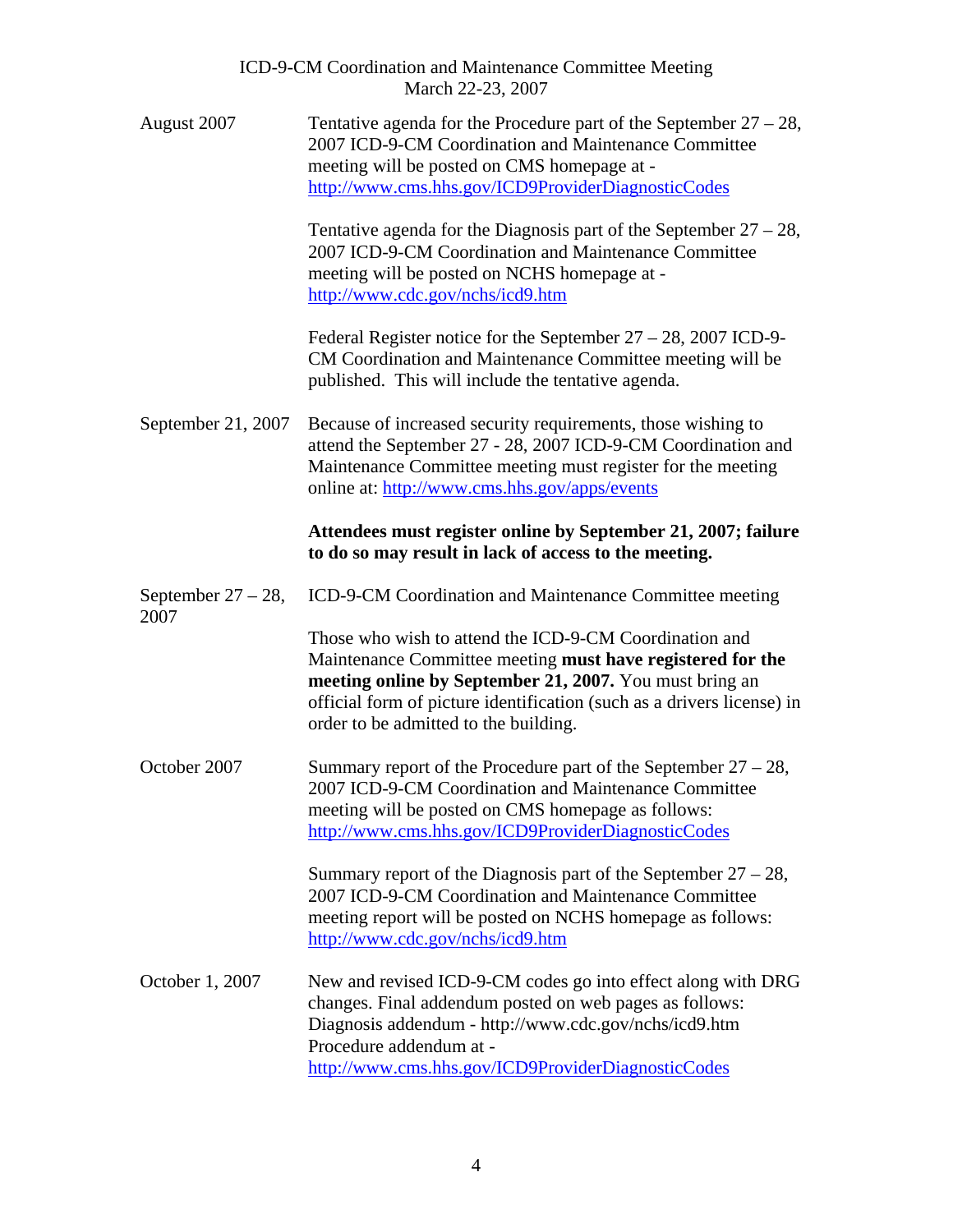| | |
|---|---|
| August 2007 | Tentative agenda for the Procedure part of the September 27 – 28, 2007 ICD-9-CM Coordination and Maintenance Committee meeting will be posted on CMS homepage at - http://www.cms.hhs.gov/ICD9ProviderDiagnosticCodes<br><br>Tentative agenda for the Diagnosis part of the September 27 – 28, 2007 ICD-9-CM Coordination and Maintenance Committee meeting will be posted on NCHS homepage at - http://www.cdc.gov/nchs/icd9.htm<br><br>Federal Register notice for the September 27 – 28, 2007 ICD-9-CM Coordination and Maintenance Committee meeting will be published. This will include the tentative agenda. |
| September 21, 2007 | Because of increased security requirements, those wishing to attend the September 27 - 28, 2007 ICD-9-CM Coordination and Maintenance Committee meeting must register for the meeting online at: http://www.cms.hhs.gov/apps/events<br><br>**Attendees must register online by September 21, 2007; failure to do so may result in lack of access to the meeting.** |
| September 27 – 28, 2007 | ICD-9-CM Coordination and Maintenance Committee meeting<br><br>Those who wish to attend the ICD-9-CM Coordination and Maintenance Committee meeting **must have registered for the meeting online by September 21, 2007.** You must bring an official form of picture identification (such as a drivers license) in order to be admitted to the building. |
| October 2007 | Summary report of the Procedure part of the September 27 – 28, 2007 ICD-9-CM Coordination and Maintenance Committee meeting will be posted on CMS homepage as follows: http://www.cms.hhs.gov/ICD9ProviderDiagnosticCodes<br><br>Summary report of the Diagnosis part of the September 27 – 28, 2007 ICD-9-CM Coordination and Maintenance Committee meeting report will be posted on NCHS homepage as follows: http://www.cdc.gov/nchs/icd9.htm |
| October 1, 2007 | New and revised ICD-9-CM codes go into effect along with DRG changes. Final addendum posted on web pages as follows:<br>Diagnosis addendum - http://www.cdc.gov/nchs/icd9.htm<br>Procedure addendum at - http://www.cms.hhs.gov/ICD9ProviderDiagnosticCodes |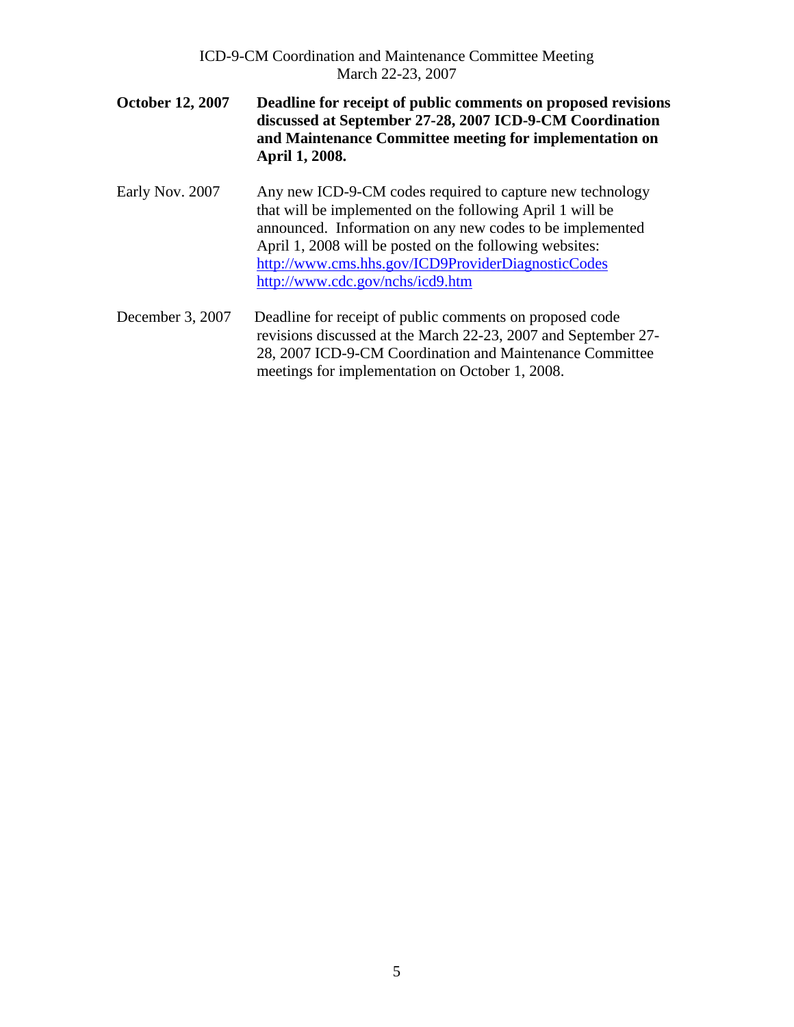**October 12, 2007** **Deadline for receipt of public comments on proposed revisions discussed at September 27-28, 2007 ICD-9-CM Coordination and Maintenance Committee meeting for implementation on April 1, 2008.**

Early Nov. 2007 Any new ICD-9-CM codes required to capture new technology that will be implemented on the following April 1 will be announced. Information on any new codes to be implemented April 1, 2008 will be posted on the following websites:
http://www.cms.hhs.gov/ICD9ProviderDiagnosticCodes
http://www.cdc.gov/nchs/icd9.htm

December 3, 2007 Deadline for receipt of public comments on proposed code revisions discussed at the March 22-23, 2007 and September 27-28, 2007 ICD-9-CM Coordination and Maintenance Committee meetings for implementation on October 1, 2008.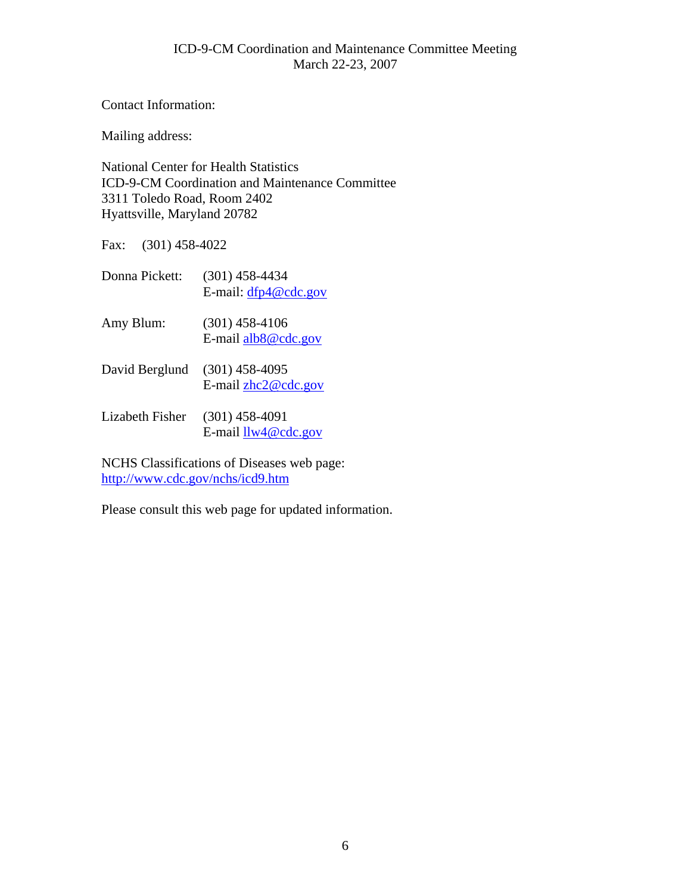Contact Information:

Mailing address:

National Center for Health Statistics
ICD-9-CM Coordination and Maintenance Committee
3311 Toledo Road, Room 2402
Hyattsville, Maryland 20782

Fax: (301) 458-4022

| | |
|---|---|
| Donna Pickett: | (301) 458-4434<br>E-mail: dfp4@cdc.gov |
| Amy Blum: | (301) 458-4106<br>E-mail alb8@cdc.gov |
| David Berglund | (301) 458-4095<br>E-mail zhc2@cdc.gov |
| Lizabeth Fisher | (301) 458-4091<br>E-mail llw4@cdc.gov |

NCHS Classifications of Diseases web page:
http://www.cdc.gov/nchs/icd9.htm

Please consult this web page for updated information.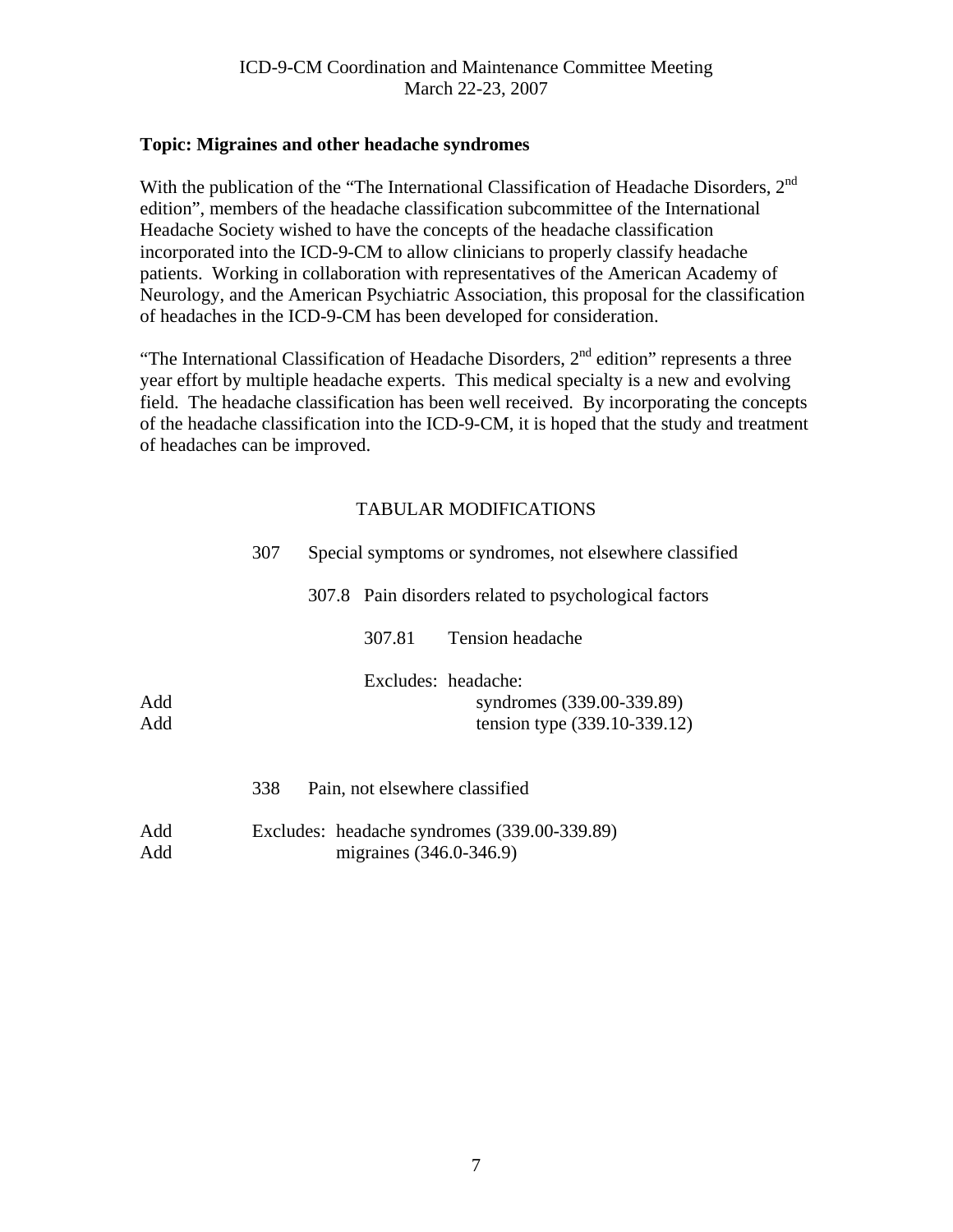ICD-9-CM Coordination and Maintenance Committee Meeting
March 22-23, 2007

**Topic: Migraines and other headache syndromes**

With the publication of the "The International Classification of Headache Disorders, 2nd edition", members of the headache classification subcommittee of the International Headache Society wished to have the concepts of the headache classification incorporated into the ICD-9-CM to allow clinicians to properly classify headache patients. Working in collaboration with representatives of the American Academy of Neurology, and the American Psychiatric Association, this proposal for the classification of headaches in the ICD-9-CM has been developed for consideration.

"The International Classification of Headache Disorders, 2nd edition" represents a three year effort by multiple headache experts. This medical specialty is a new and evolving field. The headache classification has been well received. By incorporating the concepts of the headache classification into the ICD-9-CM, it is hoped that the study and treatment of headaches can be improved.

TABULAR MODIFICATIONS

307 Special symptoms or syndromes, not elsewhere classified

307.8 Pain disorders related to psychological factors

307.81 Tension headache

Excludes: headache:

Add syndromes (339.00-339.89)

Add tension type (339.10-339.12)

338 Pain, not elsewhere classified

Add Excludes: headache syndromes (339.00-339.89)

Add migraines (346.0-346.9)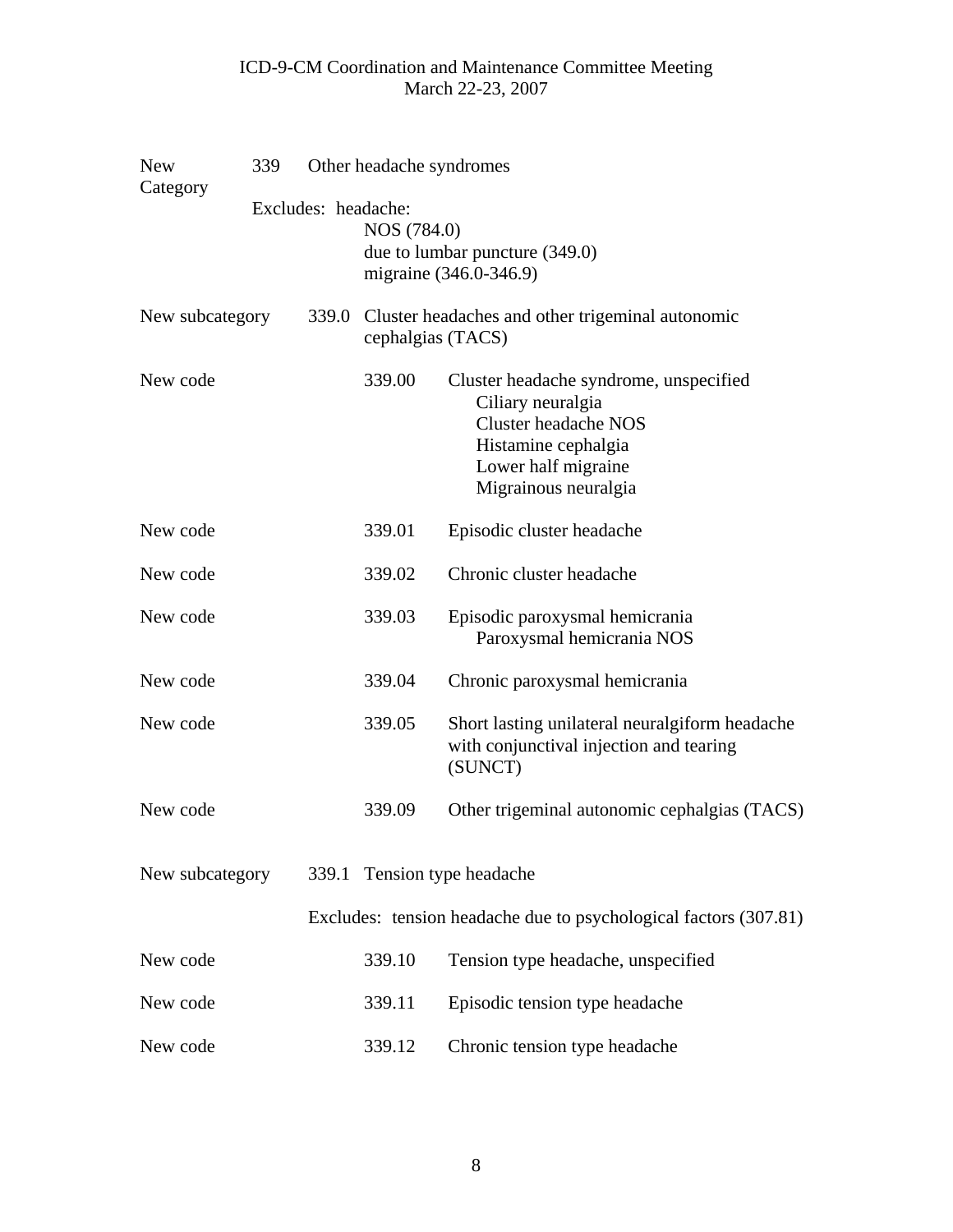| | | | |
|---|---|---|---|
| New Category | 339 | Other headache syndromes | |
| | | Excludes: headache:<br>NOS (784.0)<br>due to lumbar puncture (349.0)<br>migraine (346.0-346.9) | |
| New subcategory | 339.0 | Cluster headaches and other trigeminal autonomic cephalgias (TACS) | |
| New code | 339.00 | Cluster headache syndrome, unspecified<br>Ciliary neuralgia<br>Cluster headache NOS<br>Histamine cephalgia<br>Lower half migraine<br>Migrainous neuralgia | |
| New code | 339.01 | Episodic cluster headache | |
| New code | 339.02 | Chronic cluster headache | |
| New code | 339.03 | Episodic paroxysmal hemicrania<br>Paroxysmal hemicrania NOS | |
| New code | 339.04 | Chronic paroxysmal hemicrania | |
| New code | 339.05 | Short lasting unilateral neuralgiform headache with conjunctival injection and tearing (SUNCT) | |
| New code | 339.09 | Other trigeminal autonomic cephalgias (TACS) | |
| New subcategory | 339.1 | Tension type headache | |
| | | Excludes: tension headache due to psychological factors (307.81) | |
| New code | 339.10 | Tension type headache, unspecified | |
| New code | 339.11 | Episodic tension type headache | |
| New code | 339.12 | Chronic tension type headache | |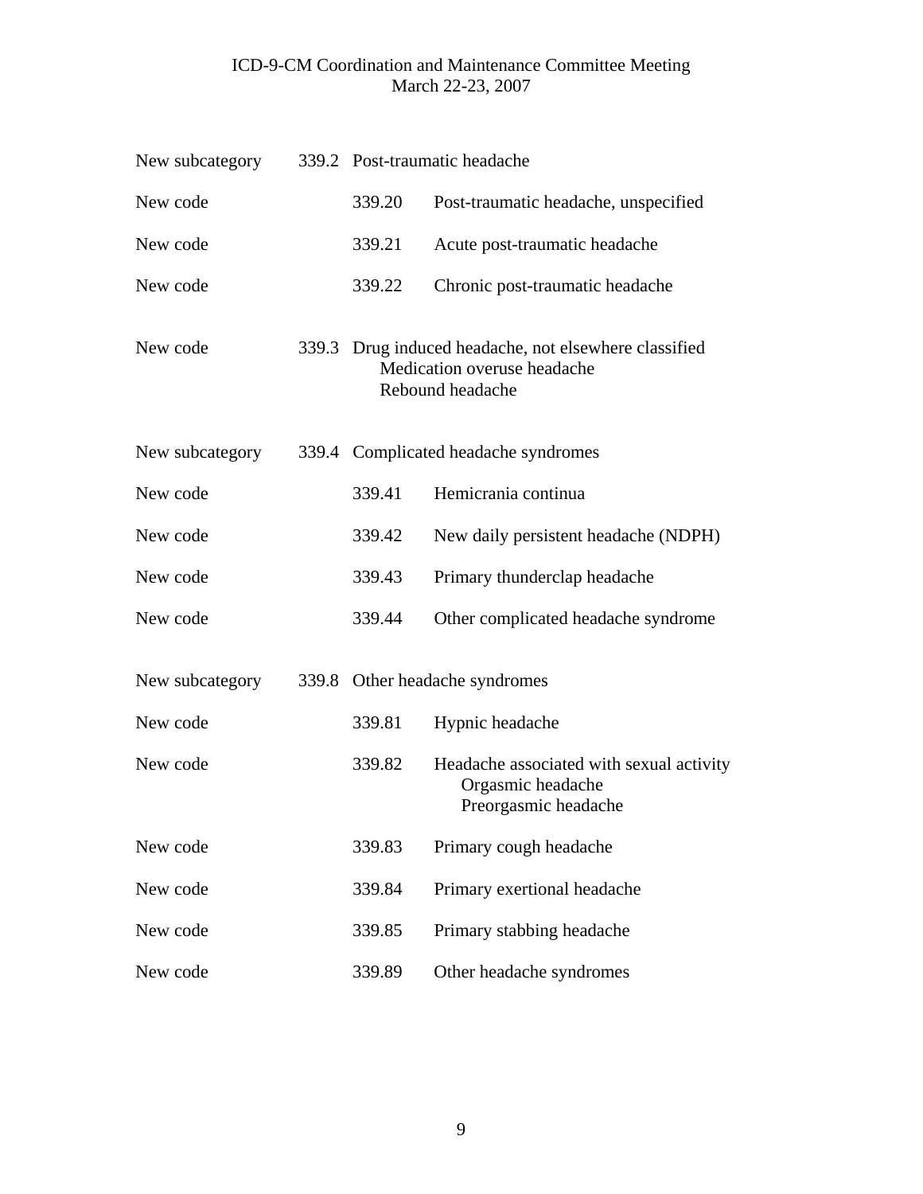| | | | |
|---|---|---|---|
| New subcategory | 339.2 | Post-traumatic headache | |
| New code | | 339.20 | Post-traumatic headache, unspecified |
| New code | | 339.21 | Acute post-traumatic headache |
| New code | | 339.22 | Chronic post-traumatic headache |
| New code | 339.3 | Drug induced headache, not elsewhere classified<br>Medication overuse headache<br>Rebound headache | |
| New subcategory | 339.4 | Complicated headache syndromes | |
| New code | | 339.41 | Hemicrania continua |
| New code | | 339.42 | New daily persistent headache (NDPH) |
| New code | | 339.43 | Primary thunderclap headache |
| New code | | 339.44 | Other complicated headache syndrome |
| New subcategory | 339.8 | Other headache syndromes | |
| New code | | 339.81 | Hypnic headache |
| New code | | 339.82 | Headache associated with sexual activity<br>Orgasmic headache<br>Preorgasmic headache |
| New code | | 339.83 | Primary cough headache |
| New code | | 339.84 | Primary exertional headache |
| New code | | 339.85 | Primary stabbing headache |
| New code | | 339.89 | Other headache syndromes |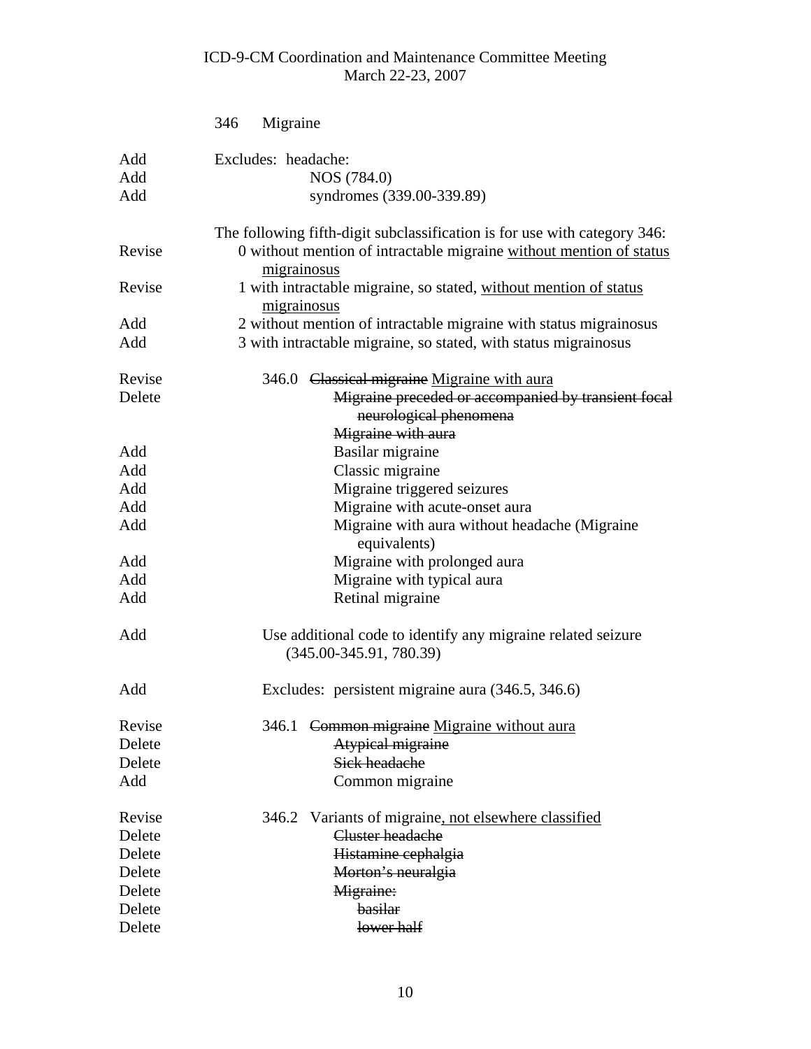346 Migraine

| | |
|---|---|
| Add | Excludes: headache: |
| Add | NOS (784.0) |
| Add | syndromes (339.00-339.89) |
| | The following fifth-digit subclassification is for use with category 346: |
| Revise | 0 without mention of intractable migraine <u>without mention of status migrainosus</u> |
| Revise | 1 with intractable migraine, so stated, <u>without mention of status migrainosus</u> |
| Add | 2 without mention of intractable migraine with status migrainosus |
| Add | 3 with intractable migraine, so stated, with status migrainosus |
| Revise | 346.0 ~~Classical migraine~~ <u>Migraine with aura</u> |
| Delete | ~~Migraine preceded or accompanied by transient focal neurological phenomena~~ |
| | ~~Migraine with aura~~ |
| Add | Basilar migraine |
| Add | Classic migraine |
| Add | Migraine triggered seizures |
| Add | Migraine with acute-onset aura |
| Add | Migraine with aura without headache (Migraine equivalents) |
| Add | Migraine with prolonged aura |
| Add | Migraine with typical aura |
| Add | Retinal migraine |
| Add | Use additional code to identify any migraine related seizure (345.00-345.91, 780.39) |
| Add | Excludes: persistent migraine aura (346.5, 346.6) |
| Revise | 346.1 ~~Common migraine~~ <u>Migraine without aura</u> |
| Delete | ~~Atypical migraine~~ |
| Delete | ~~Sick headache~~ |
| Add | Common migraine |
| Revise | 346.2 Variants of migraine<u>, not elsewhere classified</u> |
| Delete | ~~Cluster headache~~ |
| Delete | ~~Histamine cephalgia~~ |
| Delete | ~~Morton's neuralgia~~ |
| Delete | ~~Migraine:~~ |
| Delete | ~~basilar~~ |
| Delete | ~~lower half~~ |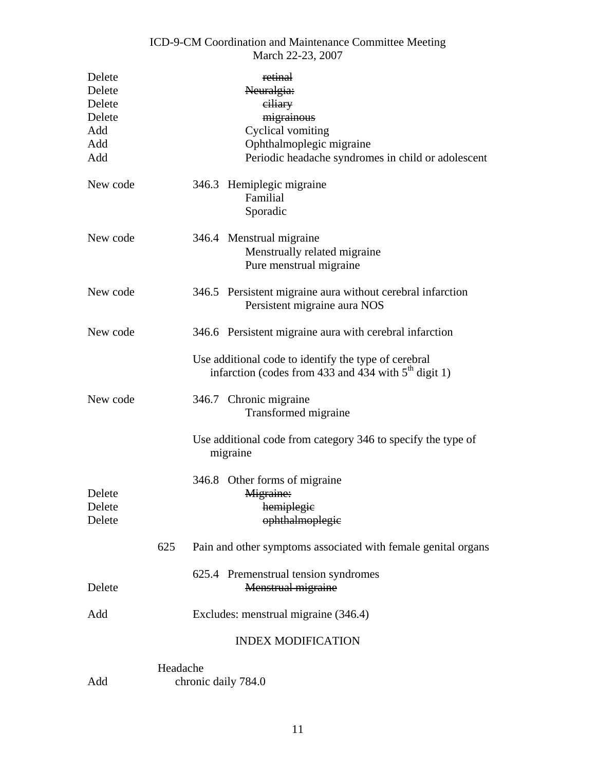| | | |
|---|---|---|
| Delete | | ~~retinal~~ |
| Delete | | ~~Neuralgia:~~ |
| Delete | | ~~ciliary~~ |
| Delete | | ~~migrainous~~ |
| Add | | Cyclical vomiting |
| Add | | Ophthalmoplegic migraine |
| Add | | Periodic headache syndromes in child or adolescent |

New code — 346.3 Hemiplegic migraine
- Familial
- Sporadic

New code — 346.4 Menstrual migraine
- Menstrually related migraine
- Pure menstrual migraine

New code — 346.5 Persistent migraine aura without cerebral infarction
- Persistent migraine aura NOS

New code — 346.6 Persistent migraine aura with cerebral infarction

Use additional code to identify the type of cerebral infarction (codes from 433 and 434 with 5th digit 1)

New code — 346.7 Chronic migraine
- Transformed migraine

Use additional code from category 346 to specify the type of migraine

346.8 Other forms of migraine

| | |
|---|---|
| Delete | ~~Migraine:~~ |
| Delete | ~~hemiplegic~~ |
| Delete | ~~ophthalmoplegic~~ |

625 Pain and other symptoms associated with female genital organs

625.4 Premenstrual tension syndromes

| | |
|---|---|
| Delete | ~~Menstrual migraine~~ |

Add — Excludes: menstrual migraine (346.4)

## INDEX MODIFICATION

Headache

Add — chronic daily 784.0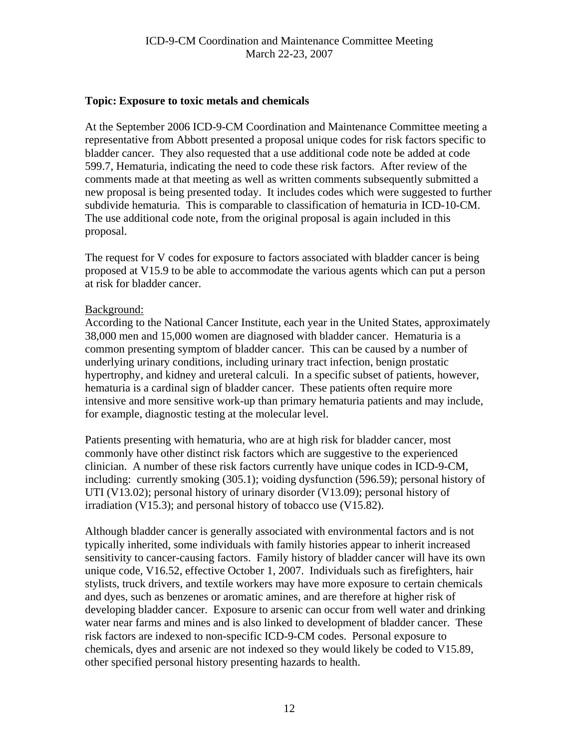**Topic: Exposure to toxic metals and chemicals**

At the September 2006 ICD-9-CM Coordination and Maintenance Committee meeting a representative from Abbott presented a proposal unique codes for risk factors specific to bladder cancer. They also requested that a use additional code note be added at code 599.7, Hematuria, indicating the need to code these risk factors. After review of the comments made at that meeting as well as written comments subsequently submitted a new proposal is being presented today. It includes codes which were suggested to further subdivide hematuria. This is comparable to classification of hematuria in ICD-10-CM. The use additional code note, from the original proposal is again included in this proposal.

The request for V codes for exposure to factors associated with bladder cancer is being proposed at V15.9 to be able to accommodate the various agents which can put a person at risk for bladder cancer.

Background:

According to the National Cancer Institute, each year in the United States, approximately 38,000 men and 15,000 women are diagnosed with bladder cancer. Hematuria is a common presenting symptom of bladder cancer. This can be caused by a number of underlying urinary conditions, including urinary tract infection, benign prostatic hypertrophy, and kidney and ureteral calculi. In a specific subset of patients, however, hematuria is a cardinal sign of bladder cancer. These patients often require more intensive and more sensitive work-up than primary hematuria patients and may include, for example, diagnostic testing at the molecular level.

Patients presenting with hematuria, who are at high risk for bladder cancer, most commonly have other distinct risk factors which are suggestive to the experienced clinician. A number of these risk factors currently have unique codes in ICD-9-CM, including: currently smoking (305.1); voiding dysfunction (596.59); personal history of UTI (V13.02); personal history of urinary disorder (V13.09); personal history of irradiation (V15.3); and personal history of tobacco use (V15.82).

Although bladder cancer is generally associated with environmental factors and is not typically inherited, some individuals with family histories appear to inherit increased sensitivity to cancer-causing factors. Family history of bladder cancer will have its own unique code, V16.52, effective October 1, 2007. Individuals such as firefighters, hair stylists, truck drivers, and textile workers may have more exposure to certain chemicals and dyes, such as benzenes or aromatic amines, and are therefore at higher risk of developing bladder cancer. Exposure to arsenic can occur from well water and drinking water near farms and mines and is also linked to development of bladder cancer. These risk factors are indexed to non-specific ICD-9-CM codes. Personal exposure to chemicals, dyes and arsenic are not indexed so they would likely be coded to V15.89, other specified personal history presenting hazards to health.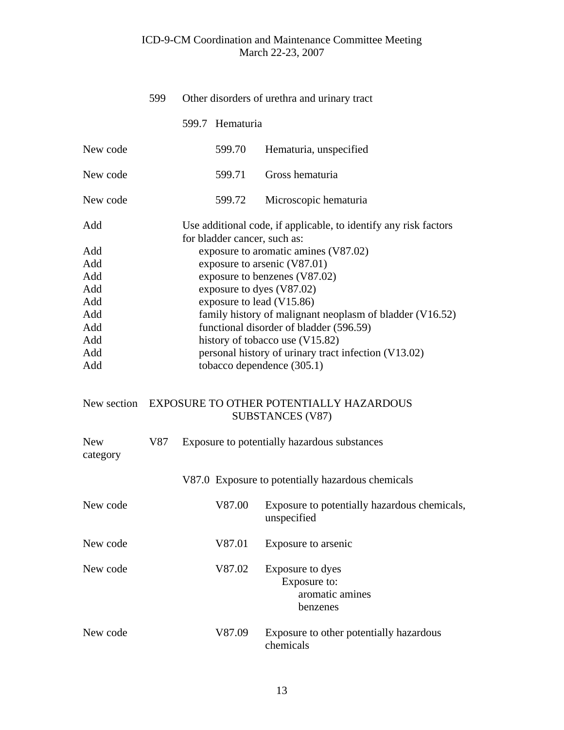| | | | |
|---|---|---|---|
| | 599 | Other disorders of urethra and urinary tract | |
| | | 599.7 Hematuria | |
| New code | | 599.70 | Hematuria, unspecified |
| New code | | 599.71 | Gross hematuria |
| New code | | 599.72 | Microscopic hematuria |

Add — Use additional code, if applicable, to identify any risk factors for bladder cancer, such as:
Add — exposure to aromatic amines (V87.02)
Add — exposure to arsenic (V87.01)
Add — exposure to benzenes (V87.02)
Add — exposure to dyes (V87.02)
Add — exposure to lead (V15.86)
Add — family history of malignant neoplasm of bladder (V16.52)
Add — functional disorder of bladder (596.59)
Add — history of tobacco use (V15.82)
Add — personal history of urinary tract infection (V13.02)
Add — tobacco dependence (305.1)

New section — EXPOSURE TO OTHER POTENTIALLY HAZARDOUS SUBSTANCES (V87)

| | | | |
|---|---|---|---|
| New category | V87 | Exposure to potentially hazardous substances | |
| | | V87.0 Exposure to potentially hazardous chemicals | |
| New code | | V87.00 | Exposure to potentially hazardous chemicals, unspecified |
| New code | | V87.01 | Exposure to arsenic |
| New code | | V87.02 | Exposure to dyes<br>Exposure to:<br>aromatic amines<br>benzenes |
| New code | | V87.09 | Exposure to other potentially hazardous chemicals |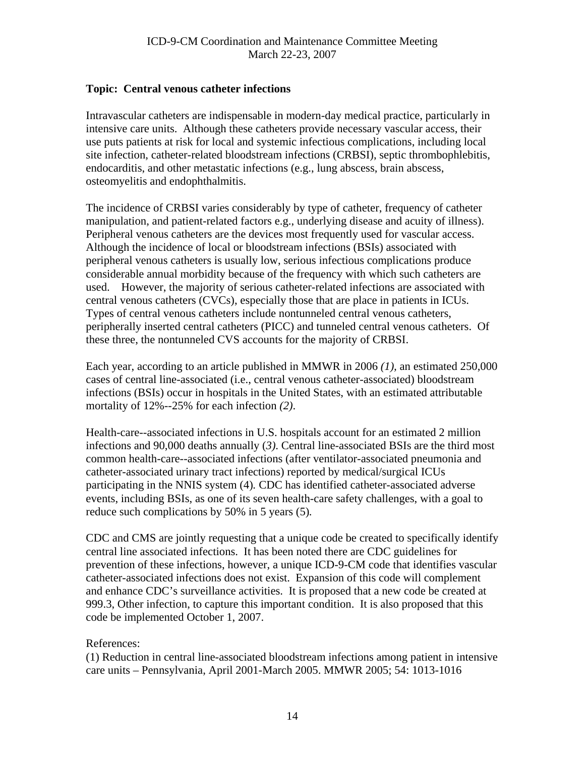ICD-9-CM Coordination and Maintenance Committee Meeting
March 22-23, 2007

**Topic: Central venous catheter infections**

Intravascular catheters are indispensable in modern-day medical practice, particularly in intensive care units. Although these catheters provide necessary vascular access, their use puts patients at risk for local and systemic infectious complications, including local site infection, catheter-related bloodstream infections (CRBSI), septic thrombophlebitis, endocarditis, and other metastatic infections (e.g., lung abscess, brain abscess, osteomyelitis and endophthalmitis.

The incidence of CRBSI varies considerably by type of catheter, frequency of catheter manipulation, and patient-related factors e.g., underlying disease and acuity of illness). Peripheral venous catheters are the devices most frequently used for vascular access. Although the incidence of local or bloodstream infections (BSIs) associated with peripheral venous catheters is usually low, serious infectious complications produce considerable annual morbidity because of the frequency with which such catheters are used. However, the majority of serious catheter-related infections are associated with central venous catheters (CVCs), especially those that are place in patients in ICUs. Types of central venous catheters include nontunneled central venous catheters, peripherally inserted central catheters (PICC) and tunneled central venous catheters. Of these three, the nontunneled CVS accounts for the majority of CRBSI.

Each year, according to an article published in MMWR in 2006 *(1)*, an estimated 250,000 cases of central line-associated (i.e., central venous catheter-associated) bloodstream infections (BSIs) occur in hospitals in the United States, with an estimated attributable mortality of 12%--25% for each infection *(2)*.

Health-care--associated infections in U.S. hospitals account for an estimated 2 million infections and 90,000 deaths annually (*3)*. Central line-associated BSIs are the third most common health-care--associated infections (after ventilator-associated pneumonia and catheter-associated urinary tract infections) reported by medical/surgical ICUs participating in the NNIS system (4)*.* CDC has identified catheter-associated adverse events, including BSIs, as one of its seven health-care safety challenges, with a goal to reduce such complications by 50% in 5 years (5)*.*

CDC and CMS are jointly requesting that a unique code be created to specifically identify central line associated infections. It has been noted there are CDC guidelines for prevention of these infections, however, a unique ICD-9-CM code that identifies vascular catheter-associated infections does not exist. Expansion of this code will complement and enhance CDC's surveillance activities. It is proposed that a new code be created at 999.3, Other infection, to capture this important condition. It is also proposed that this code be implemented October 1, 2007.

References:
(1) Reduction in central line-associated bloodstream infections among patient in intensive care units – Pennsylvania, April 2001-March 2005. MMWR 2005; 54: 1013-1016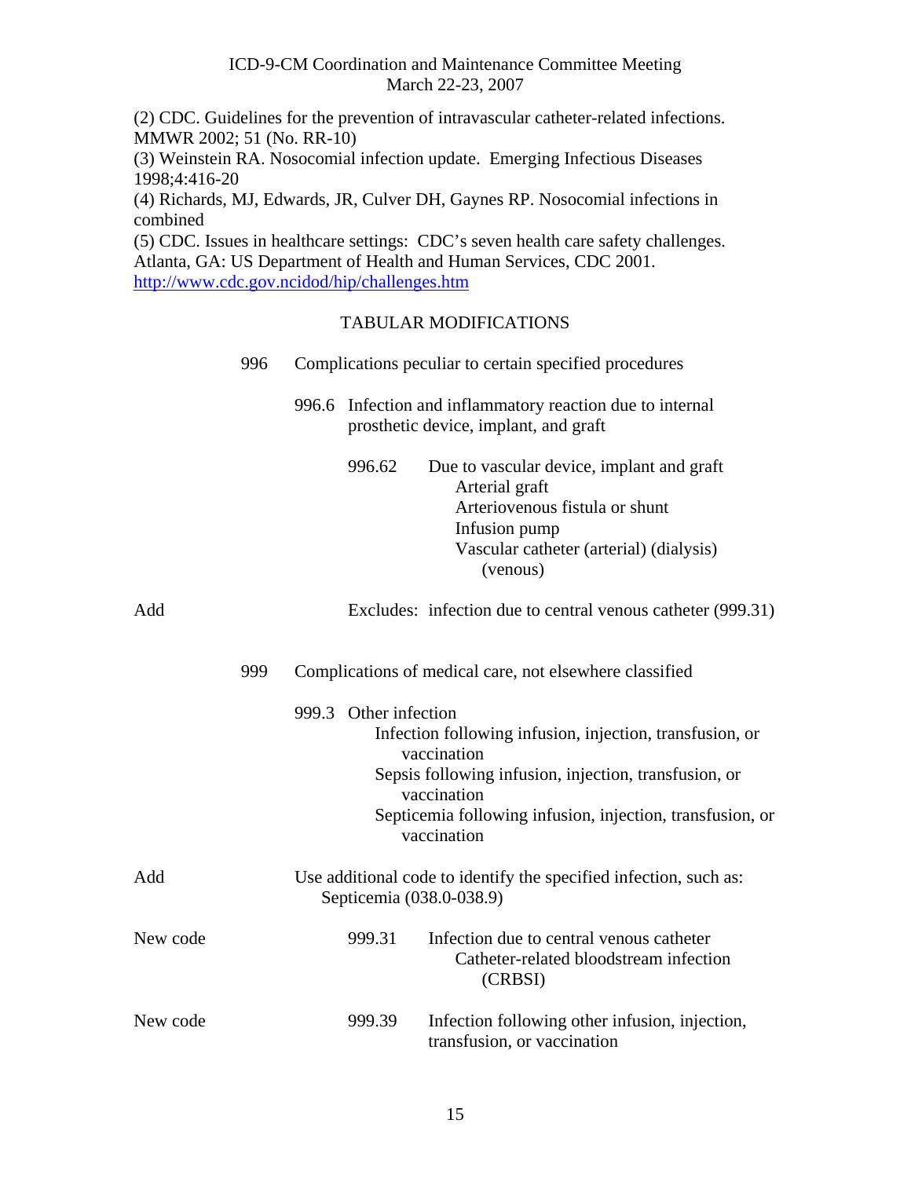(2) CDC. Guidelines for the prevention of intravascular catheter-related infections. MMWR 2002; 51 (No. RR-10)
(3) Weinstein RA. Nosocomial infection update. Emerging Infectious Diseases 1998;4:416-20
(4) Richards, MJ, Edwards, JR, Culver DH, Gaynes RP. Nosocomial infections in combined
(5) CDC. Issues in healthcare settings: CDC's seven health care safety challenges. Atlanta, GA: US Department of Health and Human Services, CDC 2001. http://www.cdc.gov.ncidod/hip/challenges.htm

## TABULAR MODIFICATIONS

996 Complications peculiar to certain specified procedures

996.6 Infection and inflammatory reaction due to internal prosthetic device, implant, and graft

996.62 Due to vascular device, implant and graft
- Arterial graft
- Arteriovenous fistula or shunt
- Infusion pump
- Vascular catheter (arterial) (dialysis) (venous)

Add — Excludes: infection due to central venous catheter (999.31)

999 Complications of medical care, not elsewhere classified

999.3 Other infection
- Infection following infusion, injection, transfusion, or vaccination
- Sepsis following infusion, injection, transfusion, or vaccination
- Septicemia following infusion, injection, transfusion, or vaccination

Add — Use additional code to identify the specified infection, such as: Septicemia (038.0-038.9)

New code — 999.31 Infection due to central venous catheter
- Catheter-related bloodstream infection (CRBSI)

New code — 999.39 Infection following other infusion, injection, transfusion, or vaccination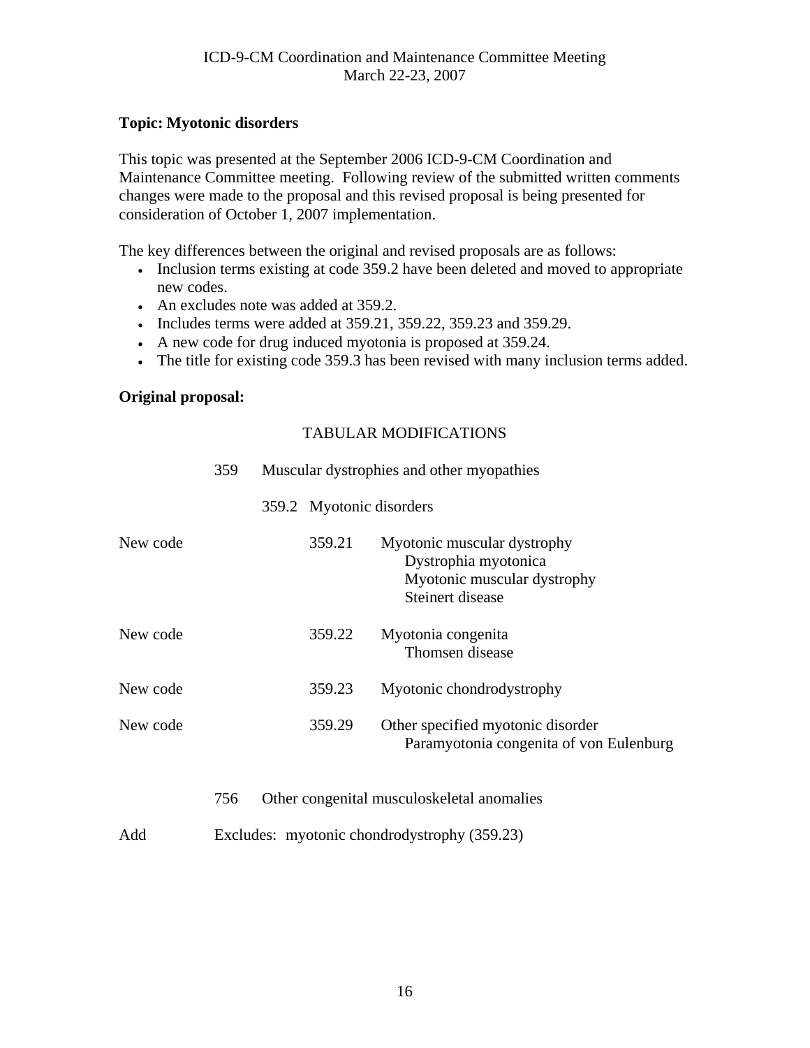**Topic: Myotonic disorders**

This topic was presented at the September 2006 ICD-9-CM Coordination and Maintenance Committee meeting. Following review of the submitted written comments changes were made to the proposal and this revised proposal is being presented for consideration of October 1, 2007 implementation.

The key differences between the original and revised proposals are as follows:

- Inclusion terms existing at code 359.2 have been deleted and moved to appropriate new codes.
- An excludes note was added at 359.2.
- Includes terms were added at 359.21, 359.22, 359.23 and 359.29.
- A new code for drug induced myotonia is proposed at 359.24.
- The title for existing code 359.3 has been revised with many inclusion terms added.

**Original proposal:**

TABULAR MODIFICATIONS

359 Muscular dystrophies and other myopathies

359.2 Myotonic disorders

New code 359.21 Myotonic muscular dystrophy
- Dystrophia myotonica
- Myotonic muscular dystrophy
- Steinert disease

New code 359.22 Myotonia congenita
- Thomsen disease

New code 359.23 Myotonic chondrodystrophy

New code 359.29 Other specified myotonic disorder
- Paramyotonia congenita of von Eulenburg

756 Other congenital musculoskeletal anomalies

Add Excludes: myotonic chondrodystrophy (359.23)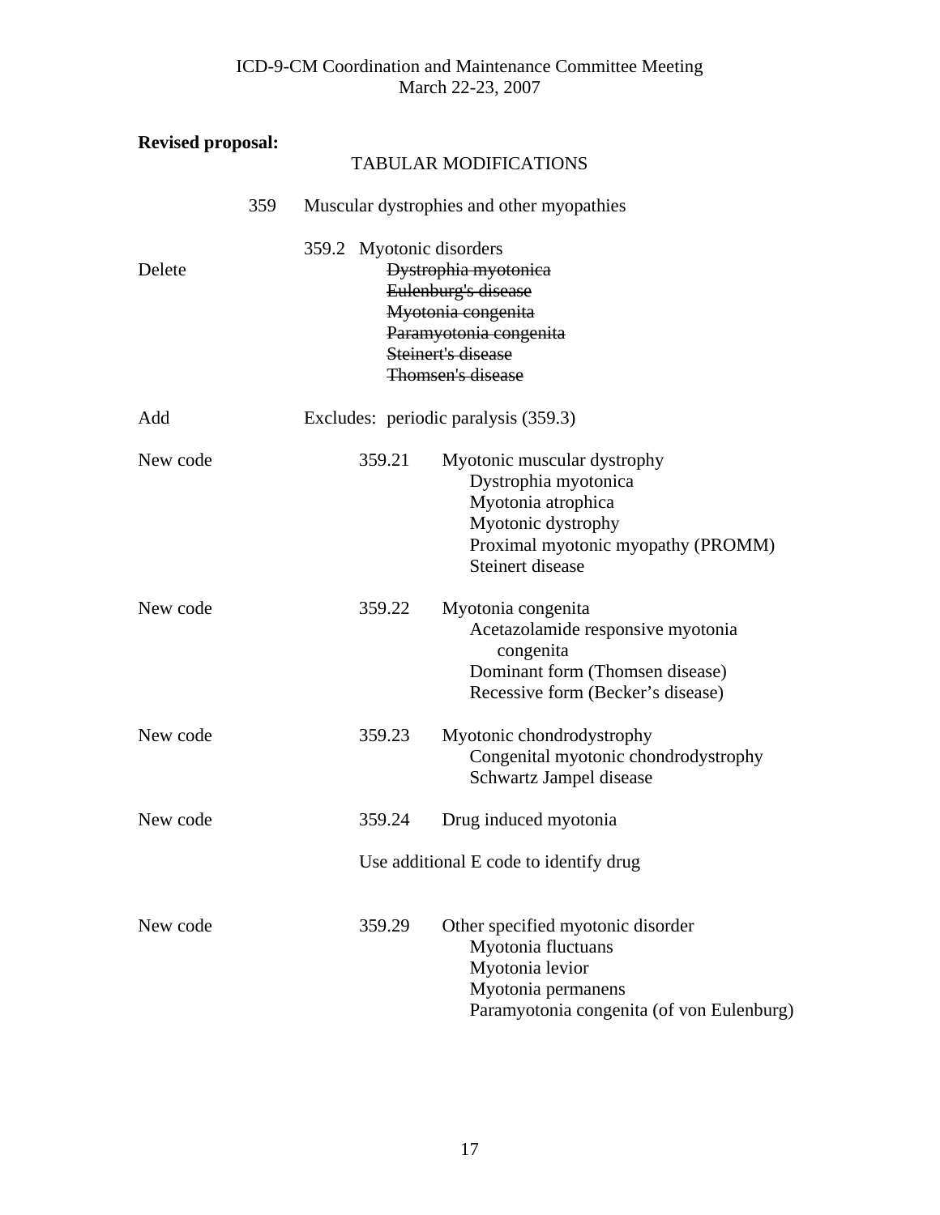**Revised proposal:**

TABULAR MODIFICATIONS

| | | |
|---|---|---|
| | 359 | Muscular dystrophies and other myopathies |

359.2 Myotonic disorders

Delete

~~Dystrophia myotonica~~
~~Eulenburg's disease~~
~~Myotonia congenita~~
~~Paramyotonia congenita~~
~~Steinert's disease~~
~~Thomsen's disease~~

Add — Excludes: periodic paralysis (359.3)

New code — 359.21 Myotonic muscular dystrophy

- Dystrophia myotonica
- Myotonia atrophica
- Myotonic dystrophy
- Proximal myotonic myopathy (PROMM)
- Steinert disease

New code — 359.22 Myotonia congenita

- Acetazolamide responsive myotonia congenita
- Dominant form (Thomsen disease)
- Recessive form (Becker's disease)

New code — 359.23 Myotonic chondrodystrophy

- Congenital myotonic chondrodystrophy
- Schwartz Jampel disease

New code — 359.24 Drug induced myotonia

Use additional E code to identify drug

New code — 359.29 Other specified myotonic disorder

- Myotonia fluctuans
- Myotonia levior
- Myotonia permanens
- Paramyotonia congenita (of von Eulenburg)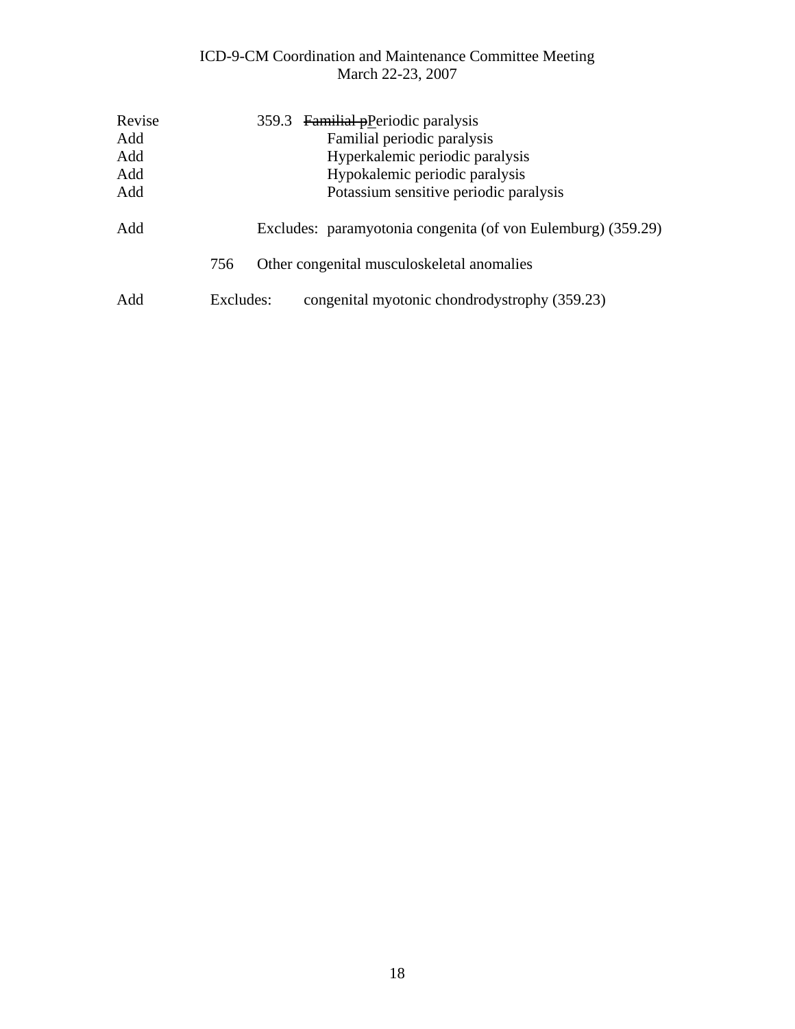| | | |
|---|---|---|
| Revise | 359.3 | ~~Familial p~~Periodic paralysis |
| Add | | Familial periodic paralysis |
| Add | | Hyperkalemic periodic paralysis |
| Add | | Hypokalemic periodic paralysis |
| Add | | Potassium sensitive periodic paralysis |
| | | |
| Add | | Excludes: paramyotonia congenita (of von Eulemburg) (359.29) |
| | | |
| | 756 | Other congenital musculoskeletal anomalies |
| | | |
| Add | Excludes: | congenital myotonic chondrodystrophy (359.23) |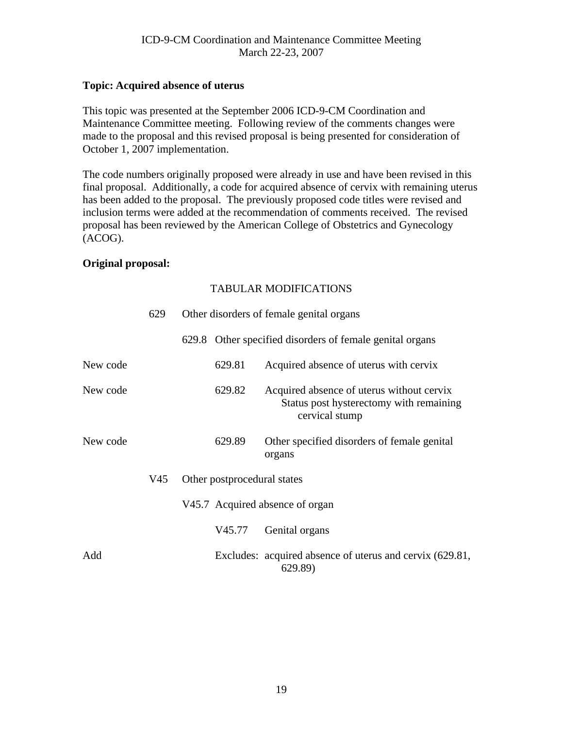ICD-9-CM Coordination and Maintenance Committee Meeting
March 22-23, 2007

**Topic: Acquired absence of uterus**

This topic was presented at the September 2006 ICD-9-CM Coordination and Maintenance Committee meeting. Following review of the comments changes were made to the proposal and this revised proposal is being presented for consideration of October 1, 2007 implementation.

The code numbers originally proposed were already in use and have been revised in this final proposal. Additionally, a code for acquired absence of cervix with remaining uterus has been added to the proposal. The previously proposed code titles were revised and inclusion terms were added at the recommendation of comments received. The revised proposal has been reviewed by the American College of Obstetrics and Gynecology (ACOG).

**Original proposal:**

TABULAR MODIFICATIONS

| | | | | |
|---|---|---|---|---|
| | 629 | Other disorders of female genital organs | | |
| | | 629.8 | Other specified disorders of female genital organs | |
| New code | | | 629.81 | Acquired absence of uterus with cervix |
| New code | | | 629.82 | Acquired absence of uterus without cervix<br>Status post hysterectomy with remaining cervical stump |
| New code | | | 629.89 | Other specified disorders of female genital organs |
| | V45 | Other postprocedural states | | |
| | | V45.7 | Acquired absence of organ | |
| | | | V45.77 | Genital organs |
| Add | | | Excludes: | acquired absence of uterus and cervix (629.81, 629.89) |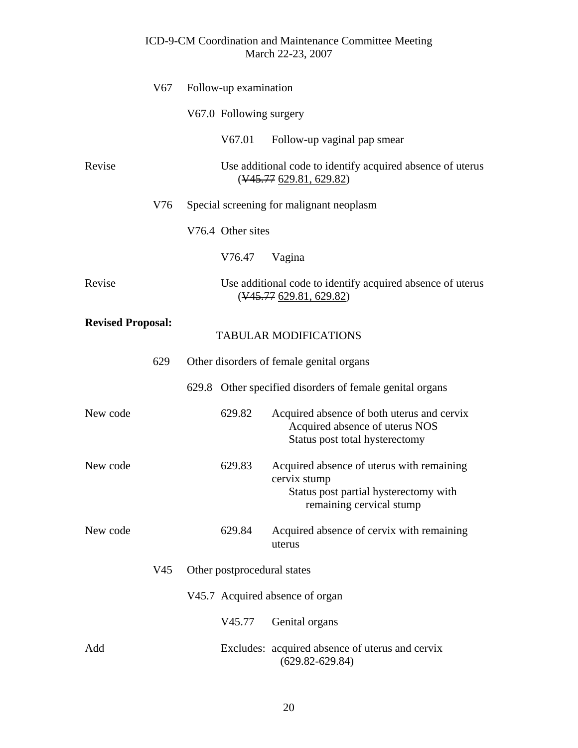V67 Follow-up examination

V67.0 Following surgery

V67.01 Follow-up vaginal pap smear

Revise — Use additional code to identify acquired absence of uterus (~~V45.77~~ 629.81, 629.82)

V76 Special screening for malignant neoplasm

V76.4 Other sites

V76.47 Vagina

Revise — Use additional code to identify acquired absence of uterus (~~V45.77~~ 629.81, 629.82)

**Revised Proposal:**

TABULAR MODIFICATIONS

629 Other disorders of female genital organs

629.8 Other specified disorders of female genital organs

New code — 629.82 Acquired absence of both uterus and cervix
- Acquired absence of uterus NOS
- Status post total hysterectomy

New code — 629.83 Acquired absence of uterus with remaining cervix stump
- Status post partial hysterectomy with remaining cervical stump

New code — 629.84 Acquired absence of cervix with remaining uterus

V45 Other postprocedural states

V45.7 Acquired absence of organ

V45.77 Genital organs

Add — Excludes: acquired absence of uterus and cervix (629.82-629.84)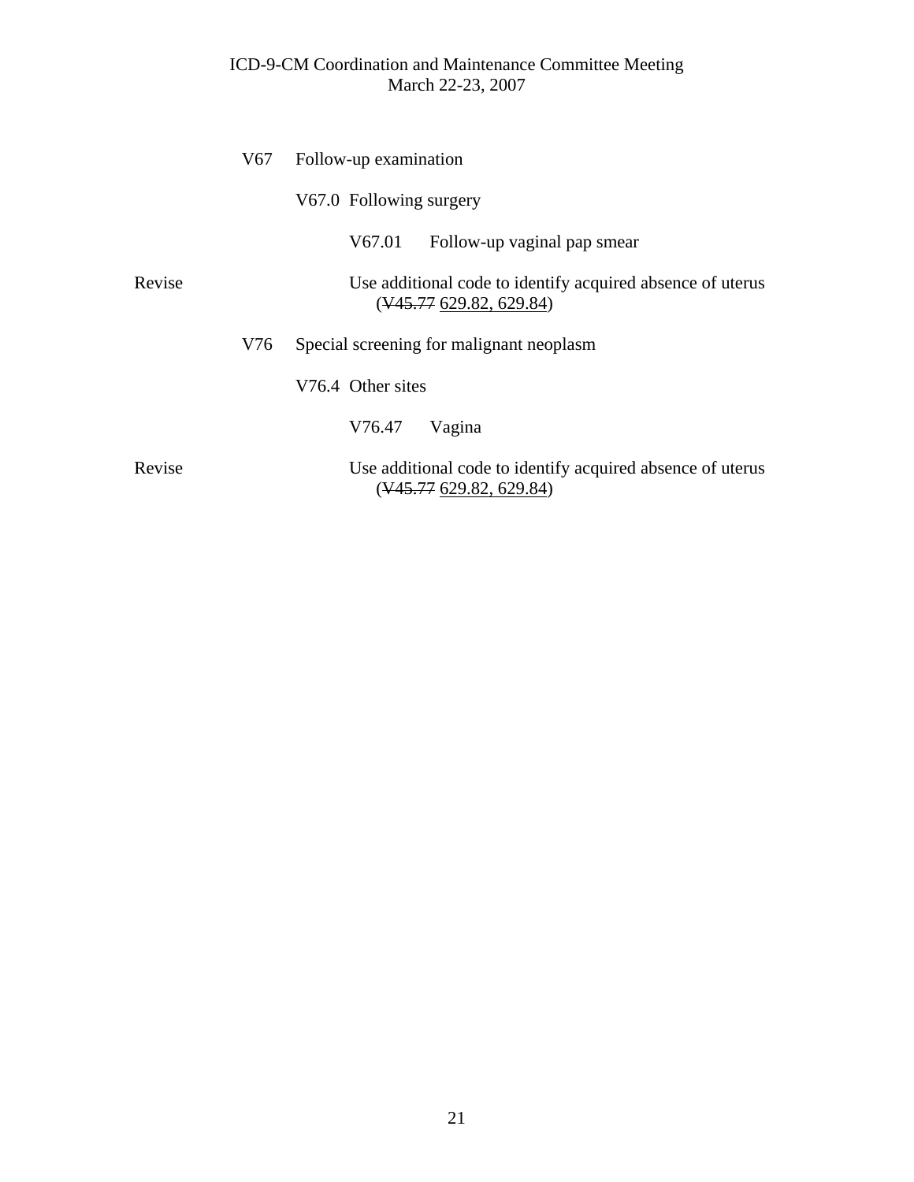V67 Follow-up examination

V67.0 Following surgery

V67.01 Follow-up vaginal pap smear

Revise Use additional code to identify acquired absence of uterus (~~V45.77~~ <u>629.82, 629.84</u>)

V76 Special screening for malignant neoplasm

V76.4 Other sites

V76.47 Vagina

Revise Use additional code to identify acquired absence of uterus (~~V45.77~~ <u>629.82, 629.84</u>)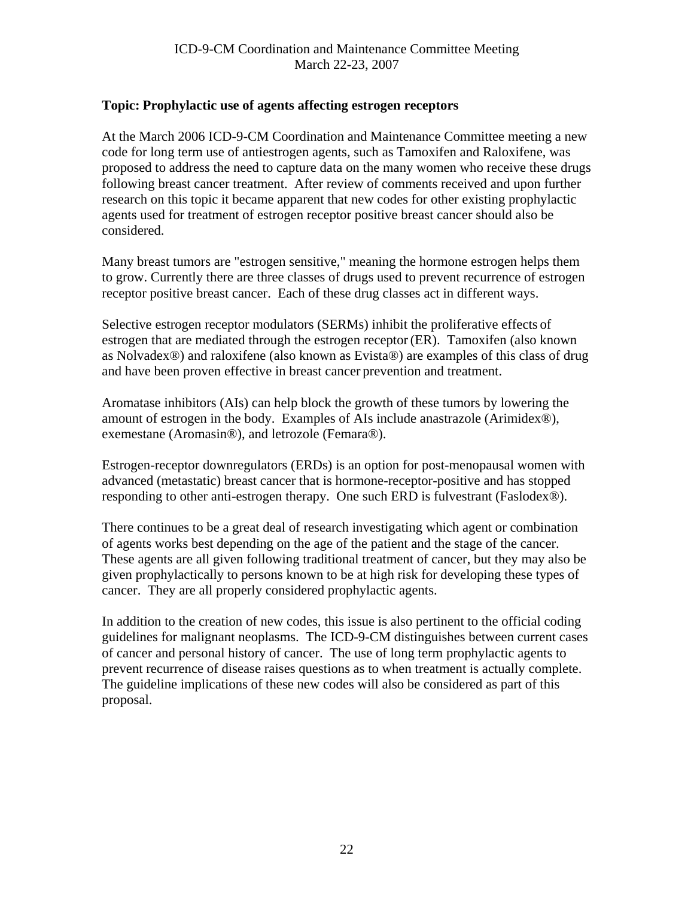ICD-9-CM Coordination and Maintenance Committee Meeting
March 22-23, 2007

**Topic: Prophylactic use of agents affecting estrogen receptors**

At the March 2006 ICD-9-CM Coordination and Maintenance Committee meeting a new code for long term use of antiestrogen agents, such as Tamoxifen and Raloxifene, was proposed to address the need to capture data on the many women who receive these drugs following breast cancer treatment. After review of comments received and upon further research on this topic it became apparent that new codes for other existing prophylactic agents used for treatment of estrogen receptor positive breast cancer should also be considered.

Many breast tumors are "estrogen sensitive," meaning the hormone estrogen helps them to grow. Currently there are three classes of drugs used to prevent recurrence of estrogen receptor positive breast cancer. Each of these drug classes act in different ways.

Selective estrogen receptor modulators (SERMs) inhibit the proliferative effects of estrogen that are mediated through the estrogen receptor (ER). Tamoxifen (also known as Nolvadex®) and raloxifene (also known as Evista®) are examples of this class of drug and have been proven effective in breast cancer prevention and treatment.

Aromatase inhibitors (AIs) can help block the growth of these tumors by lowering the amount of estrogen in the body. Examples of AIs include anastrazole (Arimidex®), exemestane (Aromasin®), and letrozole (Femara®).

Estrogen-receptor downregulators (ERDs) is an option for post-menopausal women with advanced (metastatic) breast cancer that is hormone-receptor-positive and has stopped responding to other anti-estrogen therapy. One such ERD is fulvestrant (Faslodex®).

There continues to be a great deal of research investigating which agent or combination of agents works best depending on the age of the patient and the stage of the cancer. These agents are all given following traditional treatment of cancer, but they may also be given prophylactically to persons known to be at high risk for developing these types of cancer. They are all properly considered prophylactic agents.

In addition to the creation of new codes, this issue is also pertinent to the official coding guidelines for malignant neoplasms. The ICD-9-CM distinguishes between current cases of cancer and personal history of cancer. The use of long term prophylactic agents to prevent recurrence of disease raises questions as to when treatment is actually complete. The guideline implications of these new codes will also be considered as part of this proposal.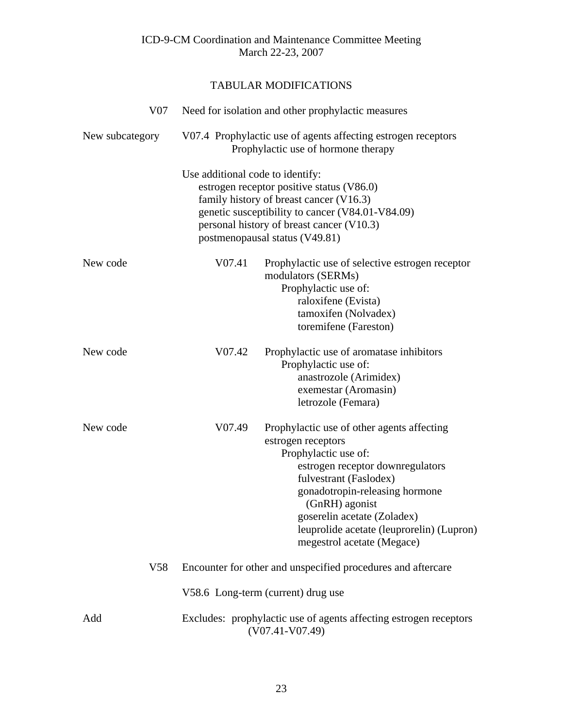ICD-9-CM Coordination and Maintenance Committee Meeting
March 22-23, 2007

## TABULAR MODIFICATIONS

V07 Need for isolation and other prophylactic measures

New subcategory — V07.4 Prophylactic use of agents affecting estrogen receptors
  Prophylactic use of hormone therapy

Use additional code to identify:
- estrogen receptor positive status (V86.0)
- family history of breast cancer (V16.3)
- genetic susceptibility to cancer (V84.01-V84.09)
- personal history of breast cancer (V10.3)
- postmenopausal status (V49.81)

New code — V07.41 Prophylactic use of selective estrogen receptor modulators (SERMs)
  Prophylactic use of:
  - raloxifene (Evista)
  - tamoxifen (Nolvadex)
  - toremifene (Fareston)

New code — V07.42 Prophylactic use of aromatase inhibitors
  Prophylactic use of:
  - anastrozole (Arimidex)
  - exemestar (Aromasin)
  - letrozole (Femara)

New code — V07.49 Prophylactic use of other agents affecting estrogen receptors
  Prophylactic use of:
  - estrogen receptor downregulators
  - fulvestrant (Faslodex)
  - gonadotropin-releasing hormone (GnRH) agonist
  - goserelin acetate (Zoladex)
  - leuprolide acetate (leuprorelin) (Lupron)
  - megestrol acetate (Megace)

V58 Encounter for other and unspecified procedures and aftercare

V58.6 Long-term (current) drug use

Add — Excludes: prophylactic use of agents affecting estrogen receptors (V07.41-V07.49)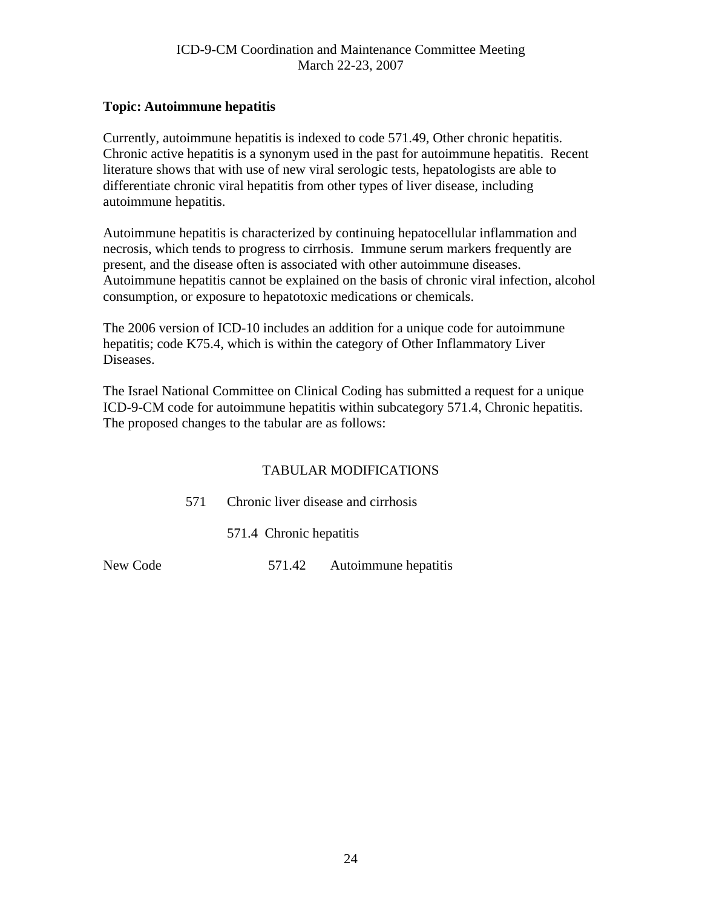**Topic: Autoimmune hepatitis**

Currently, autoimmune hepatitis is indexed to code 571.49, Other chronic hepatitis. Chronic active hepatitis is a synonym used in the past for autoimmune hepatitis. Recent literature shows that with use of new viral serologic tests, hepatologists are able to differentiate chronic viral hepatitis from other types of liver disease, including autoimmune hepatitis.

Autoimmune hepatitis is characterized by continuing hepatocellular inflammation and necrosis, which tends to progress to cirrhosis. Immune serum markers frequently are present, and the disease often is associated with other autoimmune diseases. Autoimmune hepatitis cannot be explained on the basis of chronic viral infection, alcohol consumption, or exposure to hepatotoxic medications or chemicals.

The 2006 version of ICD-10 includes an addition for a unique code for autoimmune hepatitis; code K75.4, which is within the category of Other Inflammatory Liver Diseases.

The Israel National Committee on Clinical Coding has submitted a request for a unique ICD-9-CM code for autoimmune hepatitis within subcategory 571.4, Chronic hepatitis. The proposed changes to the tabular are as follows:

TABULAR MODIFICATIONS

571 Chronic liver disease and cirrhosis

571.4 Chronic hepatitis

New Code 571.42 Autoimmune hepatitis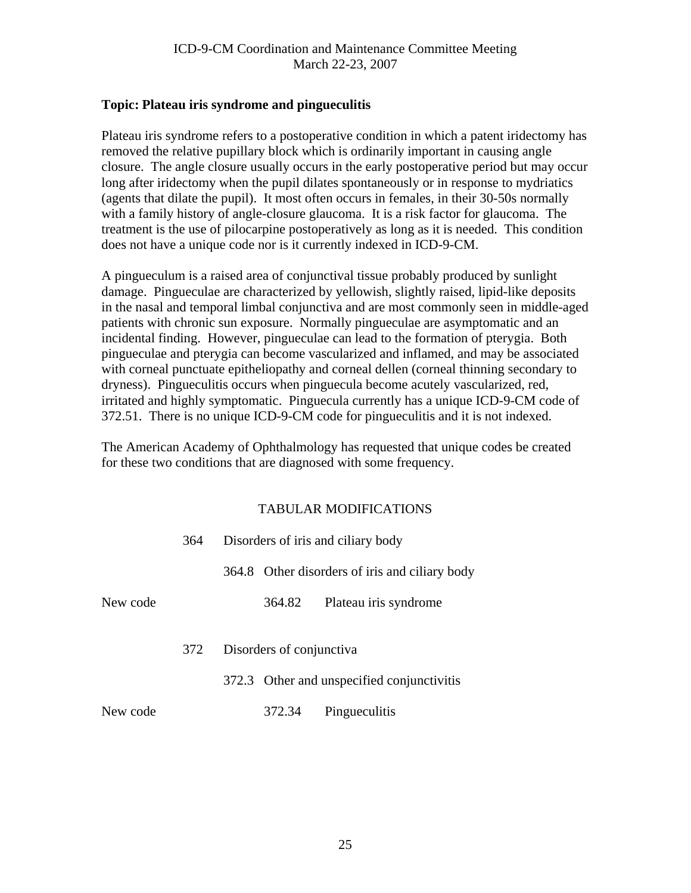**Topic: Plateau iris syndrome and pingueculitis**

Plateau iris syndrome refers to a postoperative condition in which a patent iridectomy has removed the relative pupillary block which is ordinarily important in causing angle closure. The angle closure usually occurs in the early postoperative period but may occur long after iridectomy when the pupil dilates spontaneously or in response to mydriatics (agents that dilate the pupil). It most often occurs in females, in their 30-50s normally with a family history of angle-closure glaucoma. It is a risk factor for glaucoma. The treatment is the use of pilocarpine postoperatively as long as it is needed. This condition does not have a unique code nor is it currently indexed in ICD-9-CM.

A pingueculum is a raised area of conjunctival tissue probably produced by sunlight damage. Pingueculae are characterized by yellowish, slightly raised, lipid-like deposits in the nasal and temporal limbal conjunctiva and are most commonly seen in middle-aged patients with chronic sun exposure. Normally pingueculae are asymptomatic and an incidental finding. However, pingueculae can lead to the formation of pterygia. Both pingueculae and pterygia can become vascularized and inflamed, and may be associated with corneal punctuate epitheliopathy and corneal dellen (corneal thinning secondary to dryness). Pingueculitis occurs when pinguecula become acutely vascularized, red, irritated and highly symptomatic. Pinguecula currently has a unique ICD-9-CM code of 372.51. There is no unique ICD-9-CM code for pingueculitis and it is not indexed.

The American Academy of Ophthalmology has requested that unique codes be created for these two conditions that are diagnosed with some frequency.

TABULAR MODIFICATIONS

364 Disorders of iris and ciliary body

364.8 Other disorders of iris and ciliary body

New code 364.82 Plateau iris syndrome

372 Disorders of conjunctiva

372.3 Other and unspecified conjunctivitis

New code 372.34 Pingueculitis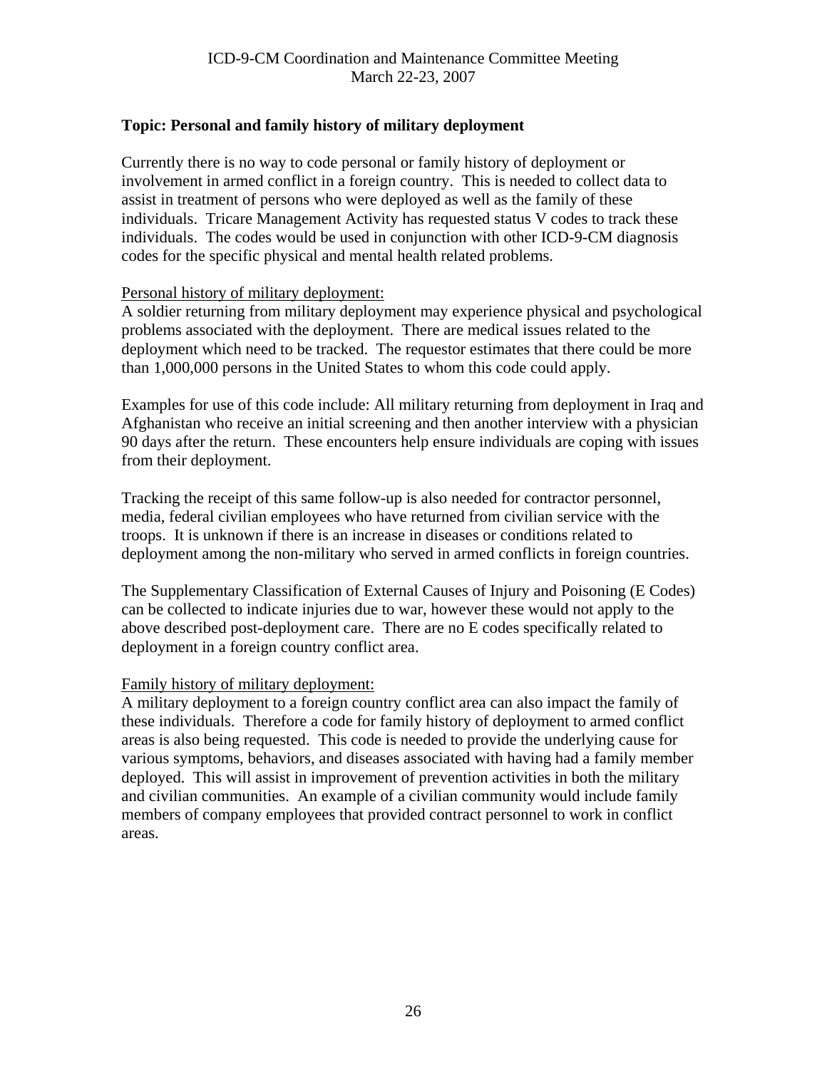**Topic: Personal and family history of military deployment**

Currently there is no way to code personal or family history of deployment or involvement in armed conflict in a foreign country. This is needed to collect data to assist in treatment of persons who were deployed as well as the family of these individuals. Tricare Management Activity has requested status V codes to track these individuals. The codes would be used in conjunction with other ICD-9-CM diagnosis codes for the specific physical and mental health related problems.

Personal history of military deployment:
A soldier returning from military deployment may experience physical and psychological problems associated with the deployment. There are medical issues related to the deployment which need to be tracked. The requestor estimates that there could be more than 1,000,000 persons in the United States to whom this code could apply.

Examples for use of this code include: All military returning from deployment in Iraq and Afghanistan who receive an initial screening and then another interview with a physician 90 days after the return. These encounters help ensure individuals are coping with issues from their deployment.

Tracking the receipt of this same follow-up is also needed for contractor personnel, media, federal civilian employees who have returned from civilian service with the troops. It is unknown if there is an increase in diseases or conditions related to deployment among the non-military who served in armed conflicts in foreign countries.

The Supplementary Classification of External Causes of Injury and Poisoning (E Codes) can be collected to indicate injuries due to war, however these would not apply to the above described post-deployment care. There are no E codes specifically related to deployment in a foreign country conflict area.

Family history of military deployment:
A military deployment to a foreign country conflict area can also impact the family of these individuals. Therefore a code for family history of deployment to armed conflict areas is also being requested. This code is needed to provide the underlying cause for various symptoms, behaviors, and diseases associated with having had a family member deployed. This will assist in improvement of prevention activities in both the military and civilian communities. An example of a civilian community would include family members of company employees that provided contract personnel to work in conflict areas.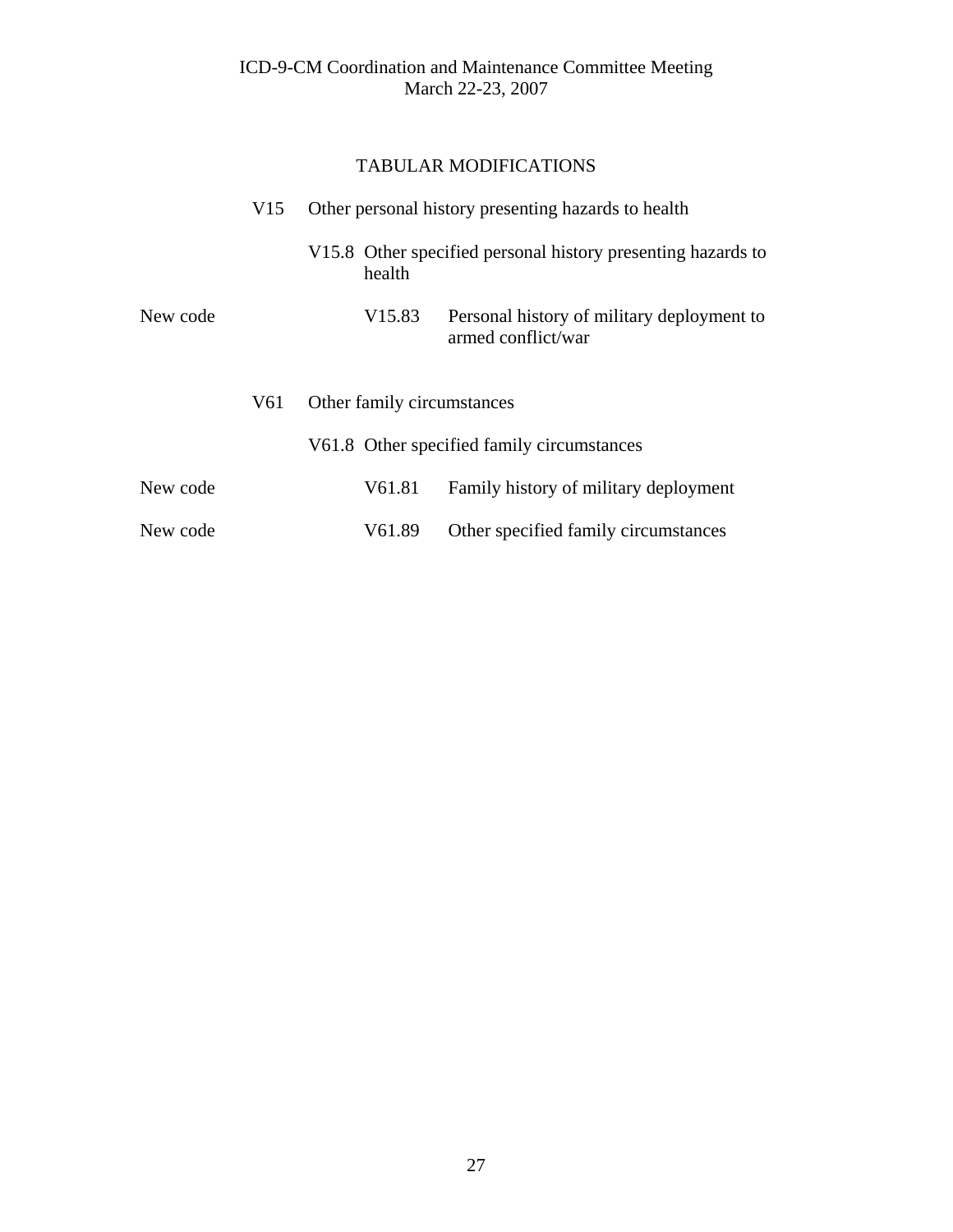TABULAR MODIFICATIONS

| | | | |
|---|---|---|---|
| | V15 | Other personal history presenting hazards to health | |
| | | V15.8 Other specified personal history presenting hazards to health | |
| New code | | V15.83 | Personal history of military deployment to armed conflict/war |
| | V61 | Other family circumstances | |
| | | V61.8 Other specified family circumstances | |
| New code | | V61.81 | Family history of military deployment |
| New code | | V61.89 | Other specified family circumstances |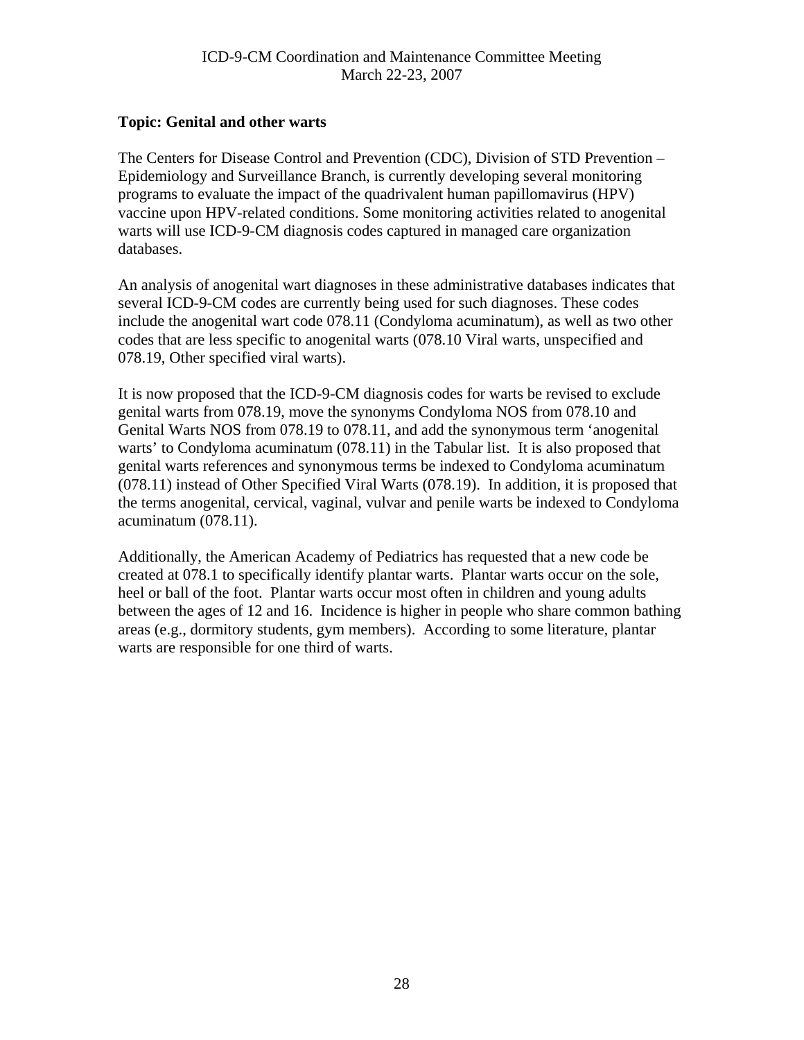**Topic: Genital and other warts**

The Centers for Disease Control and Prevention (CDC), Division of STD Prevention – Epidemiology and Surveillance Branch, is currently developing several monitoring programs to evaluate the impact of the quadrivalent human papillomavirus (HPV) vaccine upon HPV-related conditions. Some monitoring activities related to anogenital warts will use ICD-9-CM diagnosis codes captured in managed care organization databases.

An analysis of anogenital wart diagnoses in these administrative databases indicates that several ICD-9-CM codes are currently being used for such diagnoses. These codes include the anogenital wart code 078.11 (Condyloma acuminatum), as well as two other codes that are less specific to anogenital warts (078.10 Viral warts, unspecified and 078.19, Other specified viral warts).

It is now proposed that the ICD-9-CM diagnosis codes for warts be revised to exclude genital warts from 078.19, move the synonyms Condyloma NOS from 078.10 and Genital Warts NOS from 078.19 to 078.11, and add the synonymous term 'anogenital warts' to Condyloma acuminatum (078.11) in the Tabular list. It is also proposed that genital warts references and synonymous terms be indexed to Condyloma acuminatum (078.11) instead of Other Specified Viral Warts (078.19). In addition, it is proposed that the terms anogenital, cervical, vaginal, vulvar and penile warts be indexed to Condyloma acuminatum (078.11).

Additionally, the American Academy of Pediatrics has requested that a new code be created at 078.1 to specifically identify plantar warts. Plantar warts occur on the sole, heel or ball of the foot. Plantar warts occur most often in children and young adults between the ages of 12 and 16. Incidence is higher in people who share common bathing areas (e.g., dormitory students, gym members). According to some literature, plantar warts are responsible for one third of warts.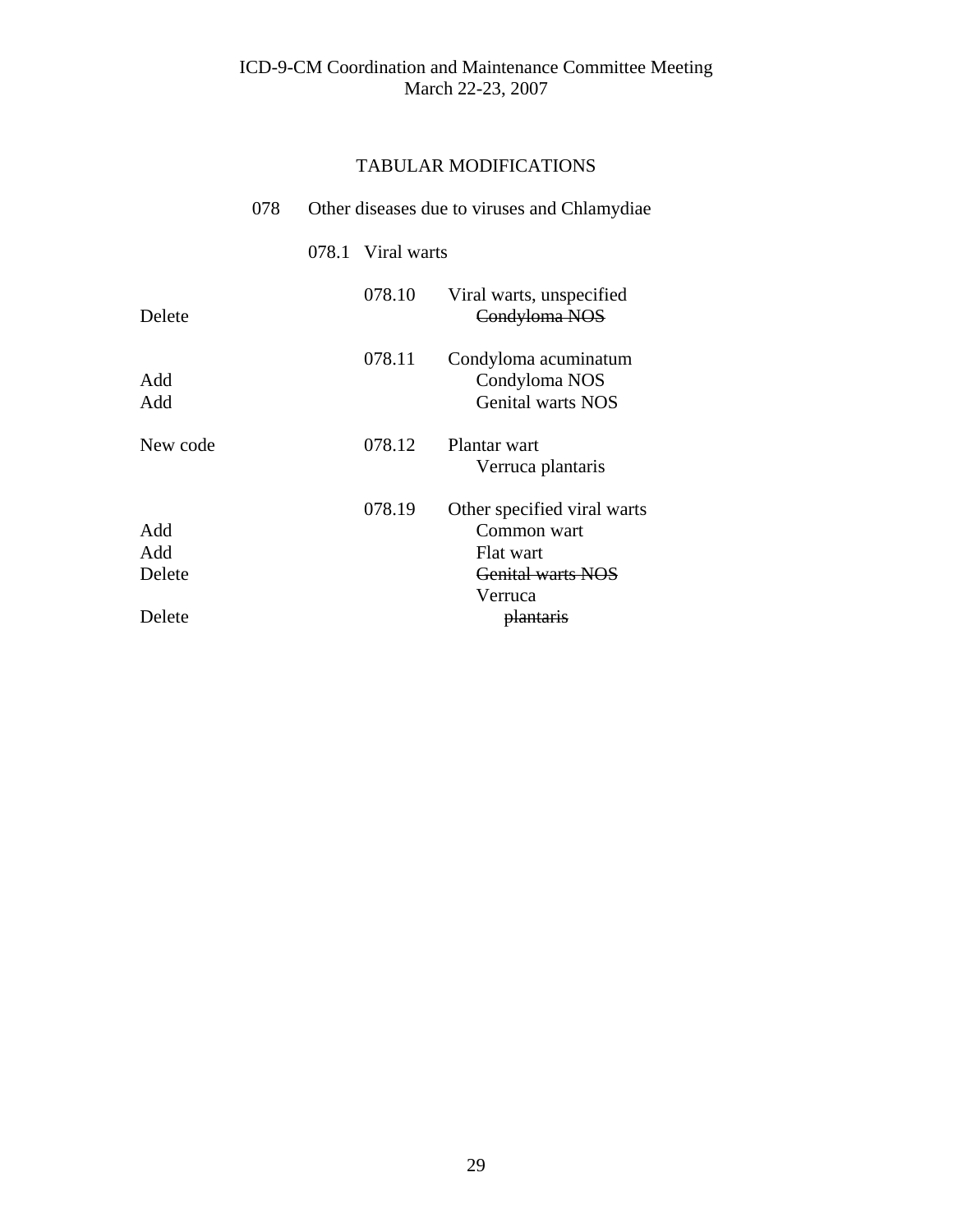ICD-9-CM Coordination and Maintenance Committee Meeting
March 22-23, 2007

## TABULAR MODIFICATIONS

| | | |
|---|---|---|
| | 078 | Other diseases due to viruses and Chlamydiae |
| | 078.1 | Viral warts |
| | 078.10 | Viral warts, unspecified |
| Delete | | ~~Condyloma NOS~~ |
| | 078.11 | Condyloma acuminatum |
| Add | | Condyloma NOS |
| Add | | Genital warts NOS |
| New code | 078.12 | Plantar wart |
| | | Verruca plantaris |
| | 078.19 | Other specified viral warts |
| Add | | Common wart |
| Add | | Flat wart |
| Delete | | ~~Genital warts NOS~~ |
| | | Verruca |
| Delete | | ~~plantaris~~ |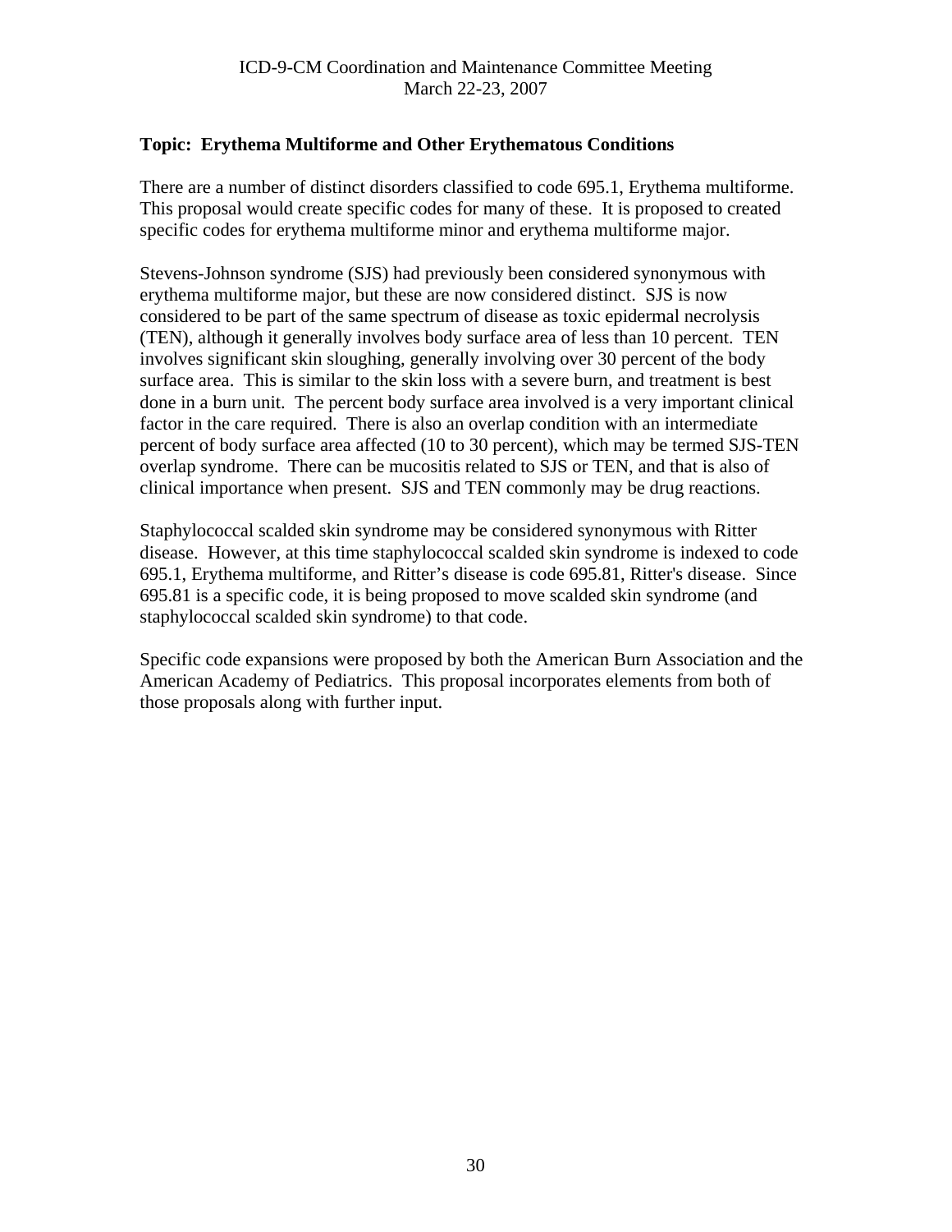**Topic: Erythema Multiforme and Other Erythematous Conditions**

There are a number of distinct disorders classified to code 695.1, Erythema multiforme. This proposal would create specific codes for many of these. It is proposed to created specific codes for erythema multiforme minor and erythema multiforme major.

Stevens-Johnson syndrome (SJS) had previously been considered synonymous with erythema multiforme major, but these are now considered distinct. SJS is now considered to be part of the same spectrum of disease as toxic epidermal necrolysis (TEN), although it generally involves body surface area of less than 10 percent. TEN involves significant skin sloughing, generally involving over 30 percent of the body surface area. This is similar to the skin loss with a severe burn, and treatment is best done in a burn unit. The percent body surface area involved is a very important clinical factor in the care required. There is also an overlap condition with an intermediate percent of body surface area affected (10 to 30 percent), which may be termed SJS-TEN overlap syndrome. There can be mucositis related to SJS or TEN, and that is also of clinical importance when present. SJS and TEN commonly may be drug reactions.

Staphylococcal scalded skin syndrome may be considered synonymous with Ritter disease. However, at this time staphylococcal scalded skin syndrome is indexed to code 695.1, Erythema multiforme, and Ritter's disease is code 695.81, Ritter's disease. Since 695.81 is a specific code, it is being proposed to move scalded skin syndrome (and staphylococcal scalded skin syndrome) to that code.

Specific code expansions were proposed by both the American Burn Association and the American Academy of Pediatrics. This proposal incorporates elements from both of those proposals along with further input.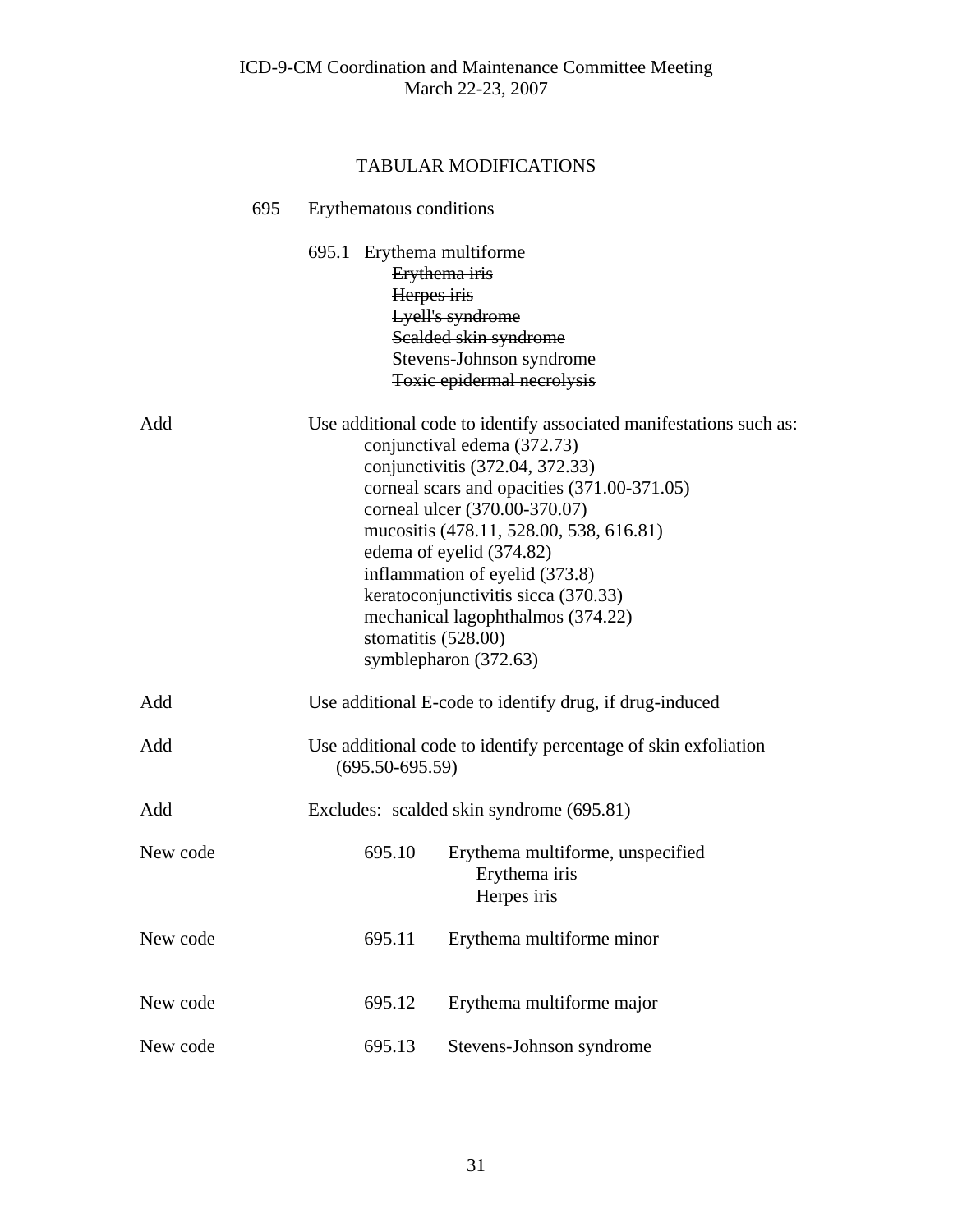## TABULAR MODIFICATIONS

695 Erythematous conditions

695.1 Erythema multiforme

~~Erythema iris~~
~~Herpes iris~~
~~Lyell's syndrome~~
~~Scalded skin syndrome~~
~~Stevens-Johnson syndrome~~
~~Toxic epidermal necrolysis~~

Add — Use additional code to identify associated manifestations such as:
- conjunctival edema (372.73)
- conjunctivitis (372.04, 372.33)
- corneal scars and opacities (371.00-371.05)
- corneal ulcer (370.00-370.07)
- mucositis (478.11, 528.00, 538, 616.81)
- edema of eyelid (374.82)
- inflammation of eyelid (373.8)
- keratoconjunctivitis sicca (370.33)
- mechanical lagophthalmos (374.22)
- stomatitis (528.00)
- symblepharon (372.63)

Add — Use additional E-code to identify drug, if drug-induced

Add — Use additional code to identify percentage of skin exfoliation (695.50-695.59)

Add — Excludes: scalded skin syndrome (695.81)

New code — 695.10 Erythema multiforme, unspecified
- Erythema iris
- Herpes iris

New code — 695.11 Erythema multiforme minor

New code — 695.12 Erythema multiforme major

New code — 695.13 Stevens-Johnson syndrome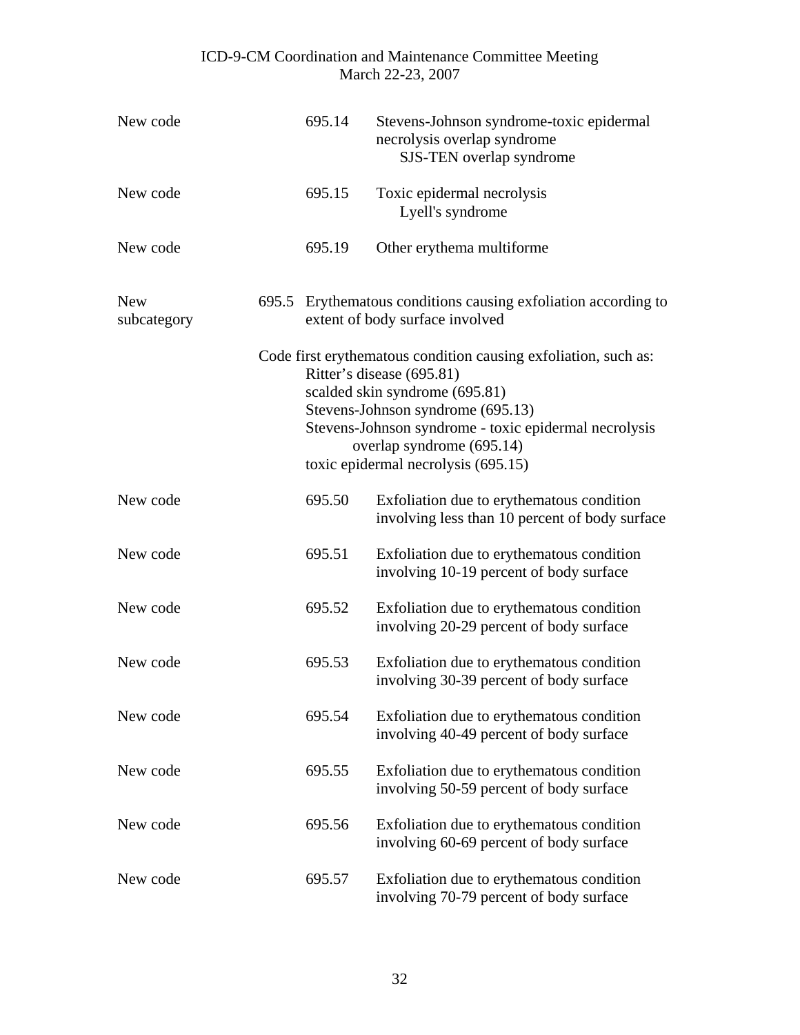| | | |
|---|---|---|
| New code | 695.14 | Stevens-Johnson syndrome-toxic epidermal necrolysis overlap syndrome<br>SJS-TEN overlap syndrome |
| New code | 695.15 | Toxic epidermal necrolysis<br>Lyell's syndrome |
| New code | 695.19 | Other erythema multiforme |
| New subcategory | 695.5 | Erythematous conditions causing exfoliation according to extent of body surface involved |

Code first erythematous condition causing exfoliation, such as:
- Ritter's disease (695.81)
- scalded skin syndrome (695.81)
- Stevens-Johnson syndrome (695.13)
- Stevens-Johnson syndrome - toxic epidermal necrolysis overlap syndrome (695.14)
- toxic epidermal necrolysis (695.15)

| | | |
|---|---|---|
| New code | 695.50 | Exfoliation due to erythematous condition involving less than 10 percent of body surface |
| New code | 695.51 | Exfoliation due to erythematous condition involving 10-19 percent of body surface |
| New code | 695.52 | Exfoliation due to erythematous condition involving 20-29 percent of body surface |
| New code | 695.53 | Exfoliation due to erythematous condition involving 30-39 percent of body surface |
| New code | 695.54 | Exfoliation due to erythematous condition involving 40-49 percent of body surface |
| New code | 695.55 | Exfoliation due to erythematous condition involving 50-59 percent of body surface |
| New code | 695.56 | Exfoliation due to erythematous condition involving 60-69 percent of body surface |
| New code | 695.57 | Exfoliation due to erythematous condition involving 70-79 percent of body surface |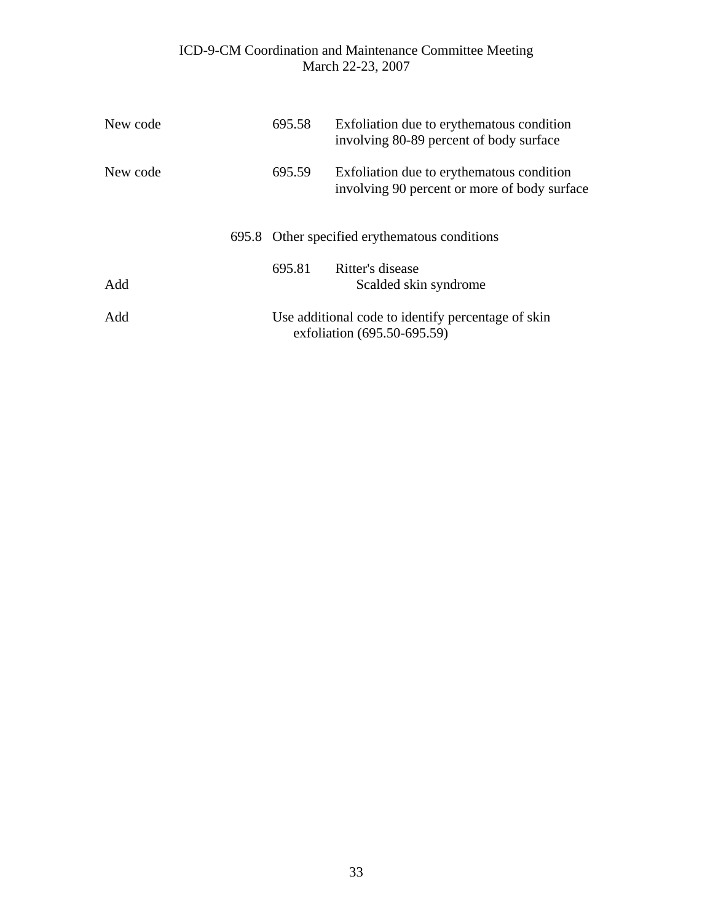| | | |
|---|---|---|
| New code | 695.58 | Exfoliation due to erythematous condition involving 80-89 percent of body surface |
| New code | 695.59 | Exfoliation due to erythematous condition involving 90 percent or more of body surface |

695.8 Other specified erythematous conditions

| | | |
|---|---|---|
| | 695.81 | Ritter's disease |
| Add | | Scalded skin syndrome |
| Add | | Use additional code to identify percentage of skin exfoliation (695.50-695.59) |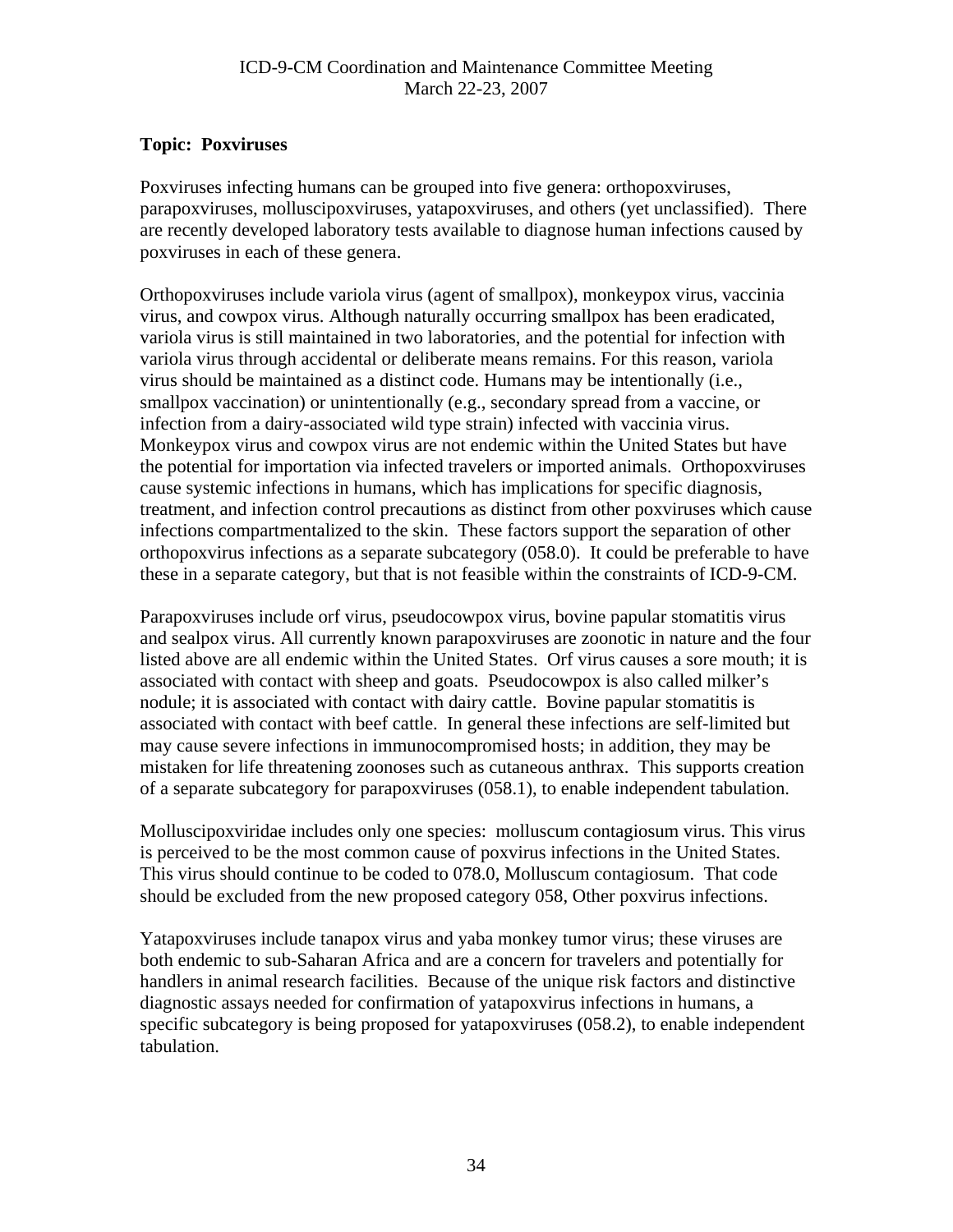**Topic: Poxviruses**

Poxviruses infecting humans can be grouped into five genera: orthopoxviruses, parapoxviruses, molluscipoxviruses, yatapoxviruses, and others (yet unclassified). There are recently developed laboratory tests available to diagnose human infections caused by poxviruses in each of these genera.

Orthopoxviruses include variola virus (agent of smallpox), monkeypox virus, vaccinia virus, and cowpox virus. Although naturally occurring smallpox has been eradicated, variola virus is still maintained in two laboratories, and the potential for infection with variola virus through accidental or deliberate means remains. For this reason, variola virus should be maintained as a distinct code. Humans may be intentionally (i.e., smallpox vaccination) or unintentionally (e.g., secondary spread from a vaccine, or infection from a dairy-associated wild type strain) infected with vaccinia virus. Monkeypox virus and cowpox virus are not endemic within the United States but have the potential for importation via infected travelers or imported animals. Orthopoxviruses cause systemic infections in humans, which has implications for specific diagnosis, treatment, and infection control precautions as distinct from other poxviruses which cause infections compartmentalized to the skin. These factors support the separation of other orthopoxvirus infections as a separate subcategory (058.0). It could be preferable to have these in a separate category, but that is not feasible within the constraints of ICD-9-CM.

Parapoxviruses include orf virus, pseudocowpox virus, bovine papular stomatitis virus and sealpox virus. All currently known parapoxviruses are zoonotic in nature and the four listed above are all endemic within the United States. Orf virus causes a sore mouth; it is associated with contact with sheep and goats. Pseudocowpox is also called milker's nodule; it is associated with contact with dairy cattle. Bovine papular stomatitis is associated with contact with beef cattle. In general these infections are self-limited but may cause severe infections in immunocompromised hosts; in addition, they may be mistaken for life threatening zoonoses such as cutaneous anthrax. This supports creation of a separate subcategory for parapoxviruses (058.1), to enable independent tabulation.

Molluscipoxviridae includes only one species: molluscum contagiosum virus. This virus is perceived to be the most common cause of poxvirus infections in the United States. This virus should continue to be coded to 078.0, Molluscum contagiosum. That code should be excluded from the new proposed category 058, Other poxvirus infections.

Yatapoxviruses include tanapox virus and yaba monkey tumor virus; these viruses are both endemic to sub-Saharan Africa and are a concern for travelers and potentially for handlers in animal research facilities. Because of the unique risk factors and distinctive diagnostic assays needed for confirmation of yatapoxvirus infections in humans, a specific subcategory is being proposed for yatapoxviruses (058.2), to enable independent tabulation.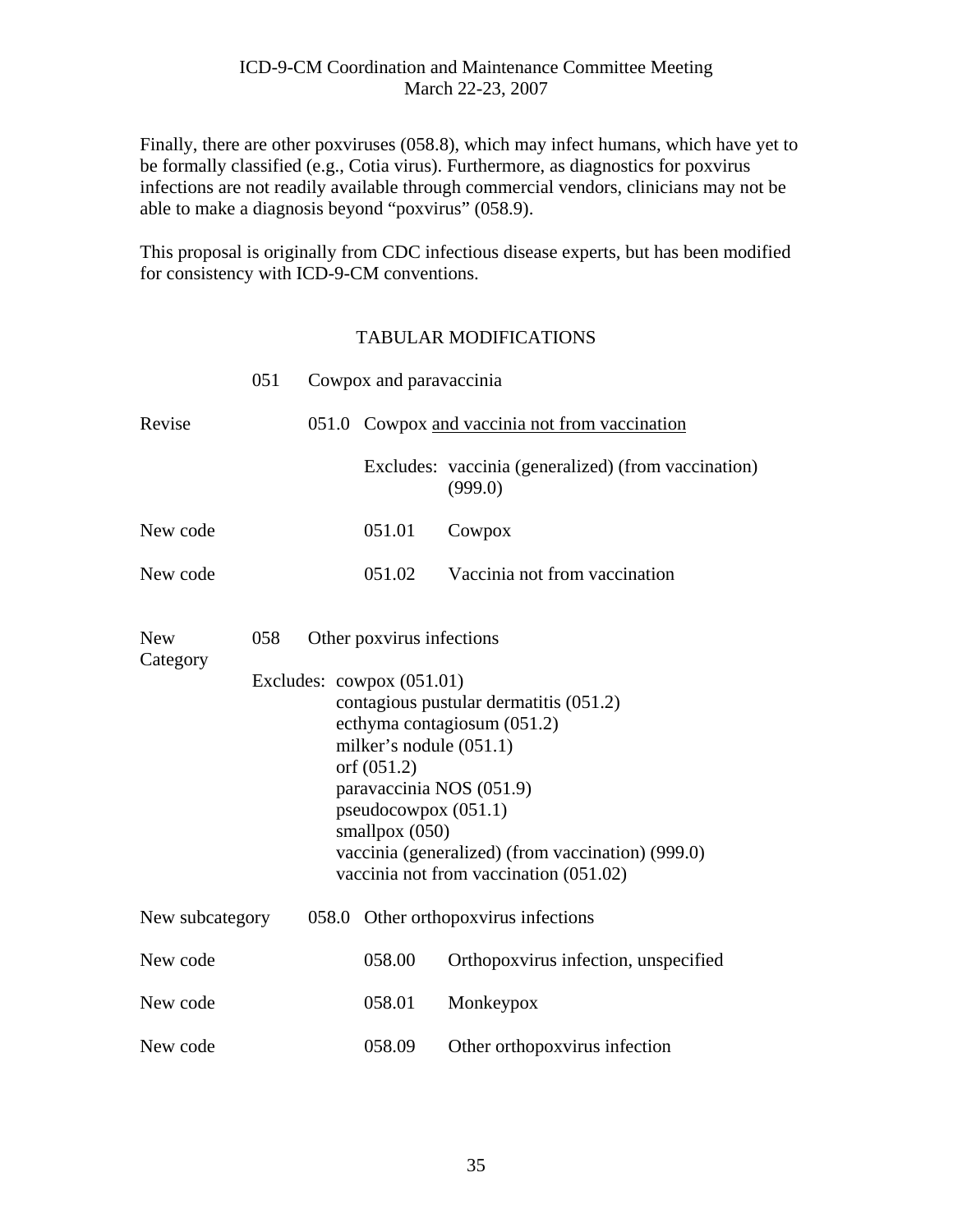Finally, there are other poxviruses (058.8), which may infect humans, which have yet to be formally classified (e.g., Cotia virus). Furthermore, as diagnostics for poxvirus infections are not readily available through commercial vendors, clinicians may not be able to make a diagnosis beyond "poxvirus" (058.9).

This proposal is originally from CDC infectious disease experts, but has been modified for consistency with ICD-9-CM conventions.

## TABULAR MODIFICATIONS

051 Cowpox and paravaccinia

Revise 051.0 Cowpox <u>and vaccinia not from vaccination</u>

Excludes: vaccinia (generalized) (from vaccination) (999.0)

New code 051.01 Cowpox

New code 051.02 Vaccinia not from vaccination

New Category 058 Other poxvirus infections

Excludes: cowpox (051.01)
contagious pustular dermatitis (051.2)
ecthyma contagiosum (051.2)
milker's nodule (051.1)
orf (051.2)
paravaccinia NOS (051.9)
pseudocowpox (051.1)
smallpox (050)
vaccinia (generalized) (from vaccination) (999.0)
vaccinia not from vaccination (051.02)

New subcategory 058.0 Other orthopoxvirus infections

New code 058.00 Orthopoxvirus infection, unspecified

New code 058.01 Monkeypox

New code 058.09 Other orthopoxvirus infection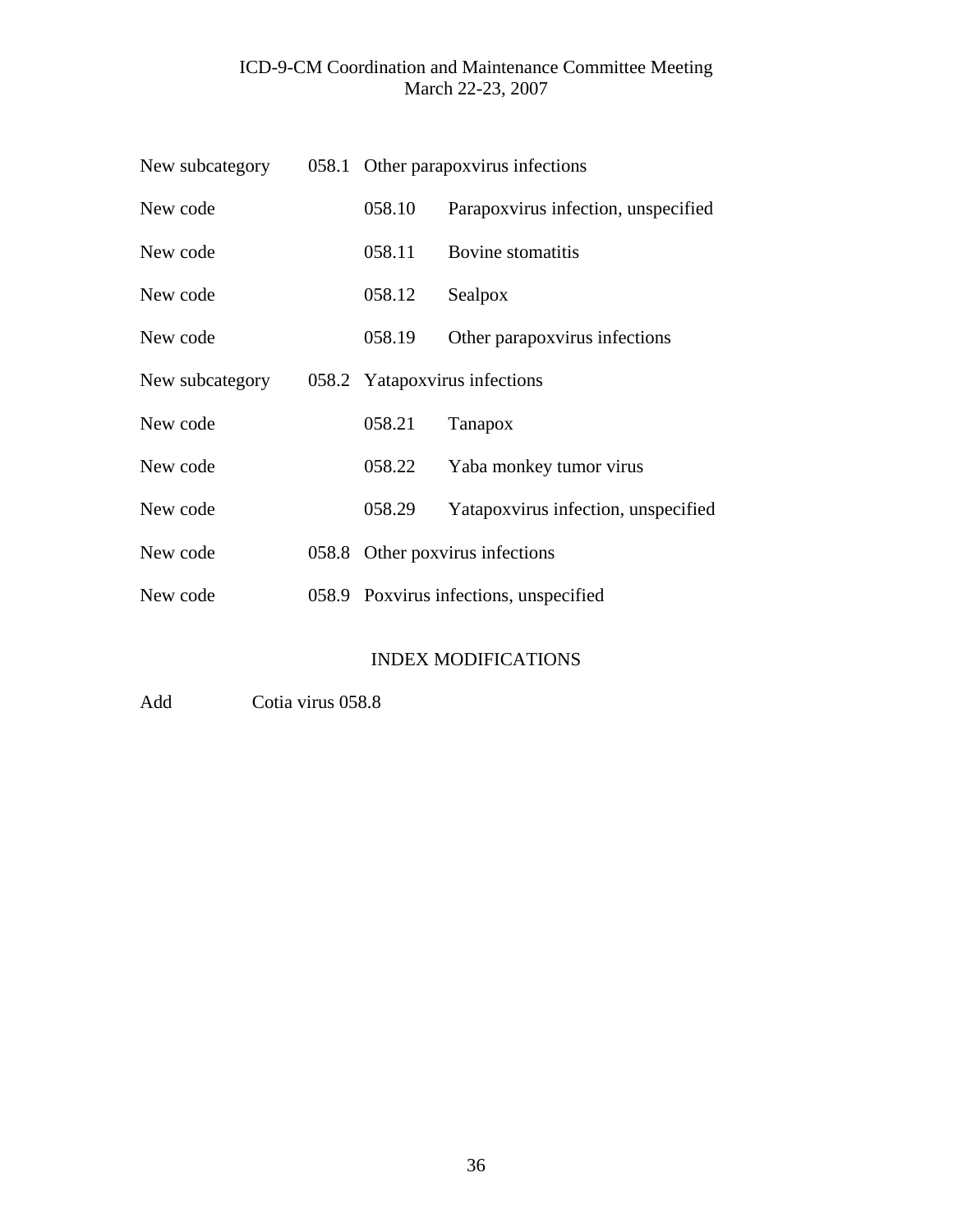| | | | |
|---|---|---|---|
| New subcategory | 058.1 Other parapoxvirus infections | | |
| New code | | 058.10 | Parapoxvirus infection, unspecified |
| New code | | 058.11 | Bovine stomatitis |
| New code | | 058.12 | Sealpox |
| New code | | 058.19 | Other parapoxvirus infections |
| New subcategory | 058.2 Yatapoxvirus infections | | |
| New code | | 058.21 | Tanapox |
| New code | | 058.22 | Yaba monkey tumor virus |
| New code | | 058.29 | Yatapoxvirus infection, unspecified |
| New code | 058.8 Other poxvirus infections | | |
| New code | 058.9 Poxvirus infections, unspecified | | |

## INDEX MODIFICATIONS

Add Cotia virus 058.8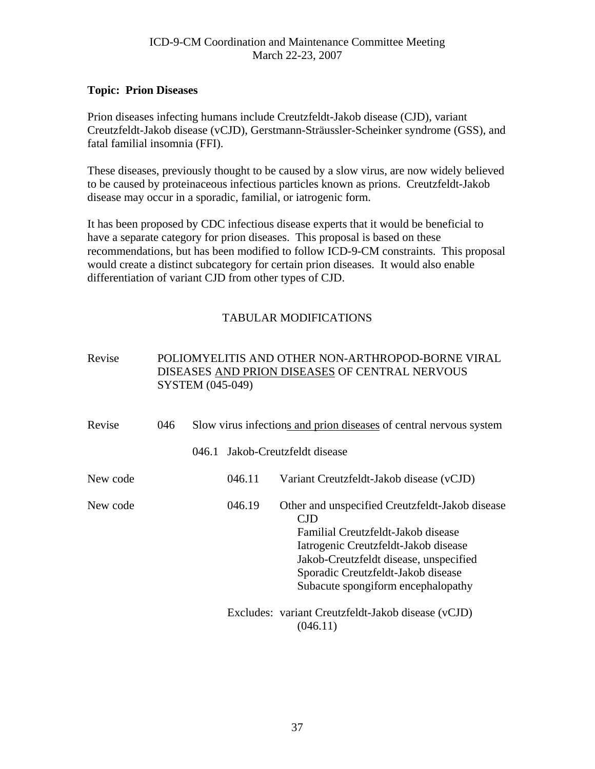ICD-9-CM Coordination and Maintenance Committee Meeting
March 22-23, 2007

**Topic: Prion Diseases**

Prion diseases infecting humans include Creutzfeldt-Jakob disease (CJD), variant Creutzfeldt-Jakob disease (vCJD), Gerstmann-Sträussler-Scheinker syndrome (GSS), and fatal familial insomnia (FFI).

These diseases, previously thought to be caused by a slow virus, are now widely believed to be caused by proteinaceous infectious particles known as prions. Creutzfeldt-Jakob disease may occur in a sporadic, familial, or iatrogenic form.

It has been proposed by CDC infectious disease experts that it would be beneficial to have a separate category for prion diseases. This proposal is based on these recommendations, but has been modified to follow ICD-9-CM constraints. This proposal would create a distinct subcategory for certain prion diseases. It would also enable differentiation of variant CJD from other types of CJD.

TABULAR MODIFICATIONS

Revise POLIOMYELITIS AND OTHER NON-ARTHROPOD-BORNE VIRAL DISEASES <u>AND PRION DISEASES</u> OF CENTRAL NERVOUS SYSTEM (045-049)

Revise 046 Slow virus infection<u>s and prion diseases</u> of central nervous system

046.1 Jakob-Creutzfeldt disease

New code 046.11 Variant Creutzfeldt-Jakob disease (vCJD)

New code 046.19 Other and unspecified Creutzfeldt-Jakob disease
- CJD
- Familial Creutzfeldt-Jakob disease
- Iatrogenic Creutzfeldt-Jakob disease
- Jakob-Creutzfeldt disease, unspecified
- Sporadic Creutzfeldt-Jakob disease
- Subacute spongiform encephalopathy

Excludes: variant Creutzfeldt-Jakob disease (vCJD) (046.11)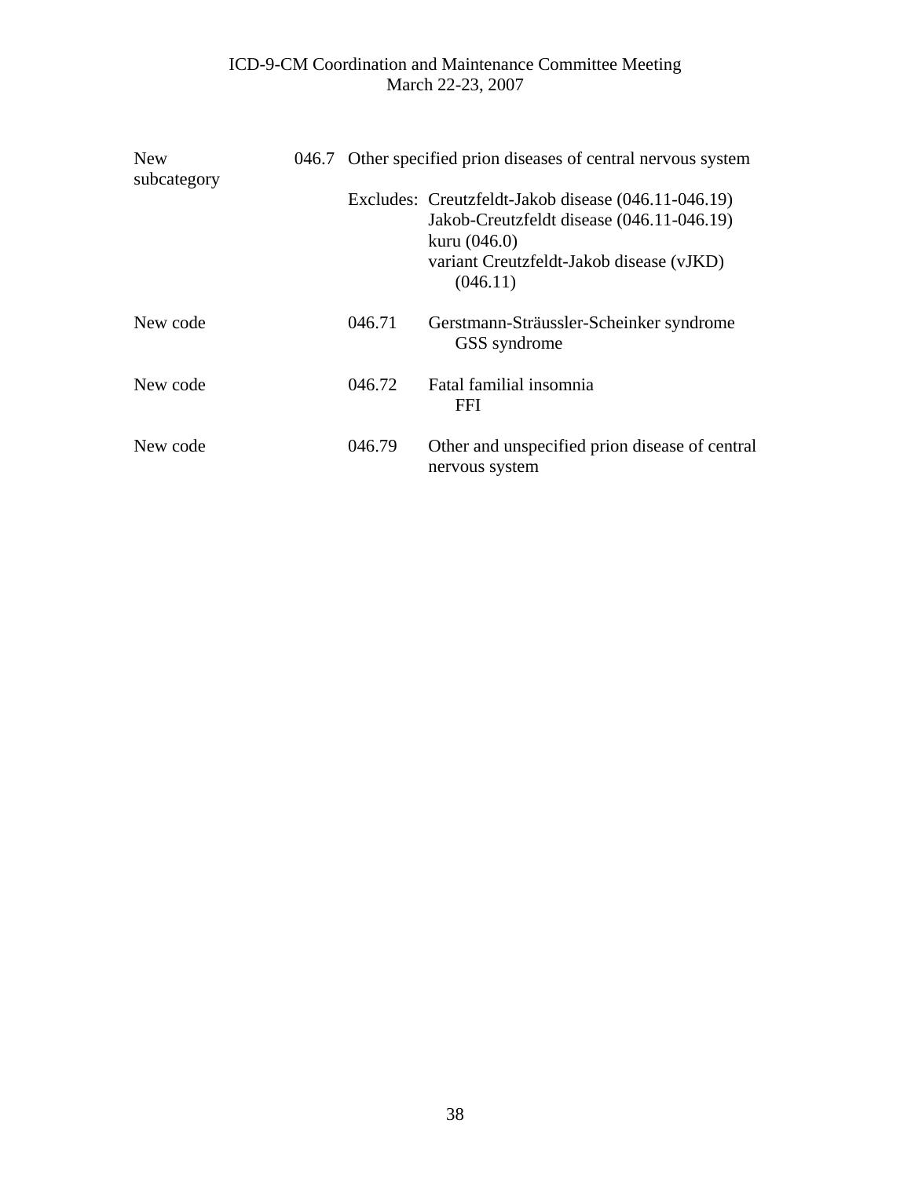| | | |
|---|---|---|
| New subcategory | 046.7 | Other specified prion diseases of central nervous system |
| | | Excludes: Creutzfeldt-Jakob disease (046.11-046.19)<br>Jakob-Creutzfeldt disease (046.11-046.19)<br>kuru (046.0)<br>variant Creutzfeldt-Jakob disease (vJKD) (046.11) |
| New code | 046.71 | Gerstmann-Sträussler-Scheinker syndrome<br>GSS syndrome |
| New code | 046.72 | Fatal familial insomnia<br>FFI |
| New code | 046.79 | Other and unspecified prion disease of central nervous system |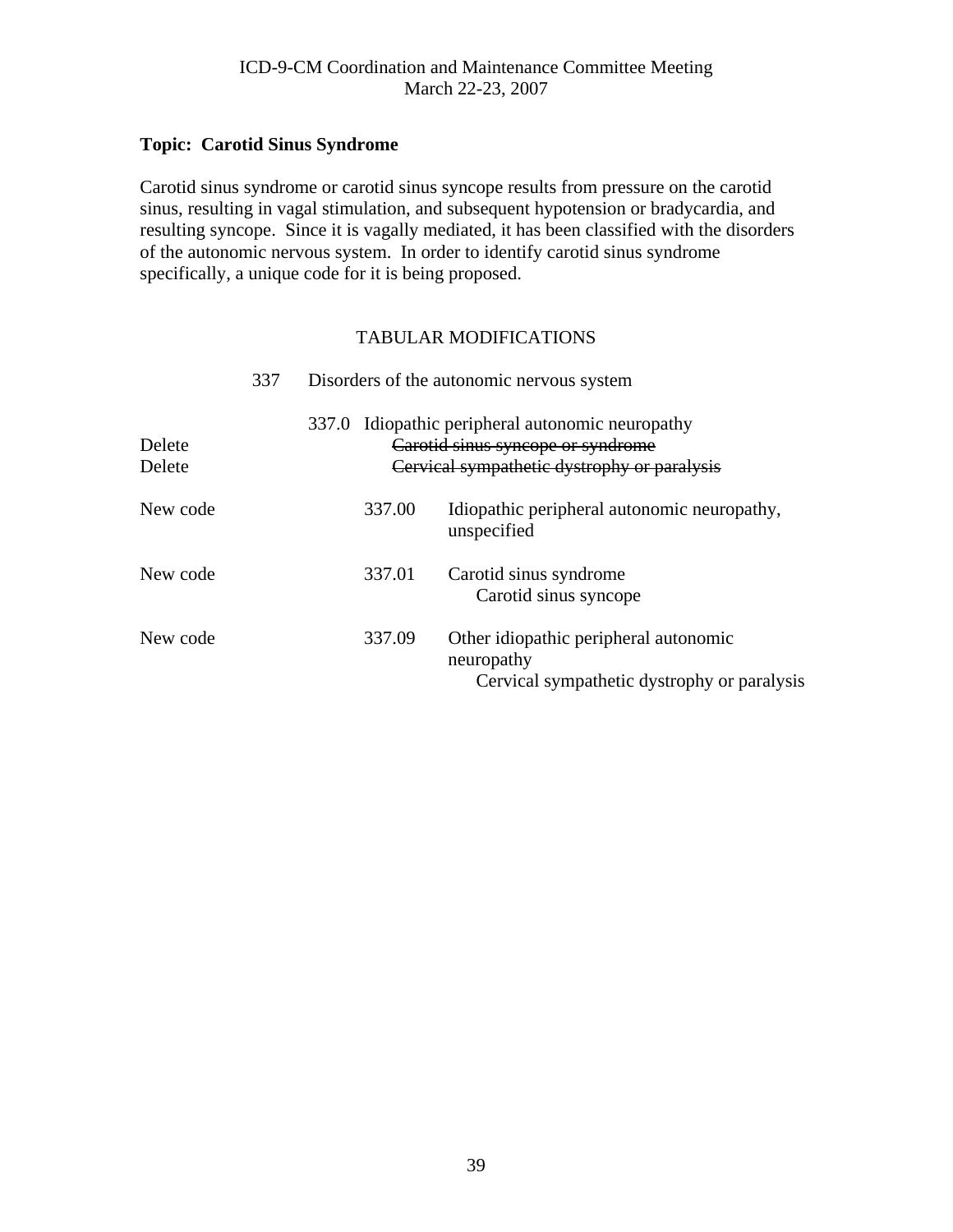ICD-9-CM Coordination and Maintenance Committee Meeting
March 22-23, 2007

**Topic: Carotid Sinus Syndrome**

Carotid sinus syndrome or carotid sinus syncope results from pressure on the carotid sinus, resulting in vagal stimulation, and subsequent hypotension or bradycardia, and resulting syncope. Since it is vagally mediated, it has been classified with the disorders of the autonomic nervous system. In order to identify carotid sinus syndrome specifically, a unique code for it is being proposed.

TABULAR MODIFICATIONS

| | | | |
|---|---|---|---|
| | 337 | Disorders of the autonomic nervous system | |
| | 337.0 | Idiopathic peripheral autonomic neuropathy | |
| Delete | | ~~Carotid sinus syncope or syndrome~~ | |
| Delete | | ~~Cervical sympathetic dystrophy or paralysis~~ | |
| New code | | 337.00 | Idiopathic peripheral autonomic neuropathy, unspecified |
| New code | | 337.01 | Carotid sinus syndrome<br>Carotid sinus syncope |
| New code | | 337.09 | Other idiopathic peripheral autonomic neuropathy<br>Cervical sympathetic dystrophy or paralysis |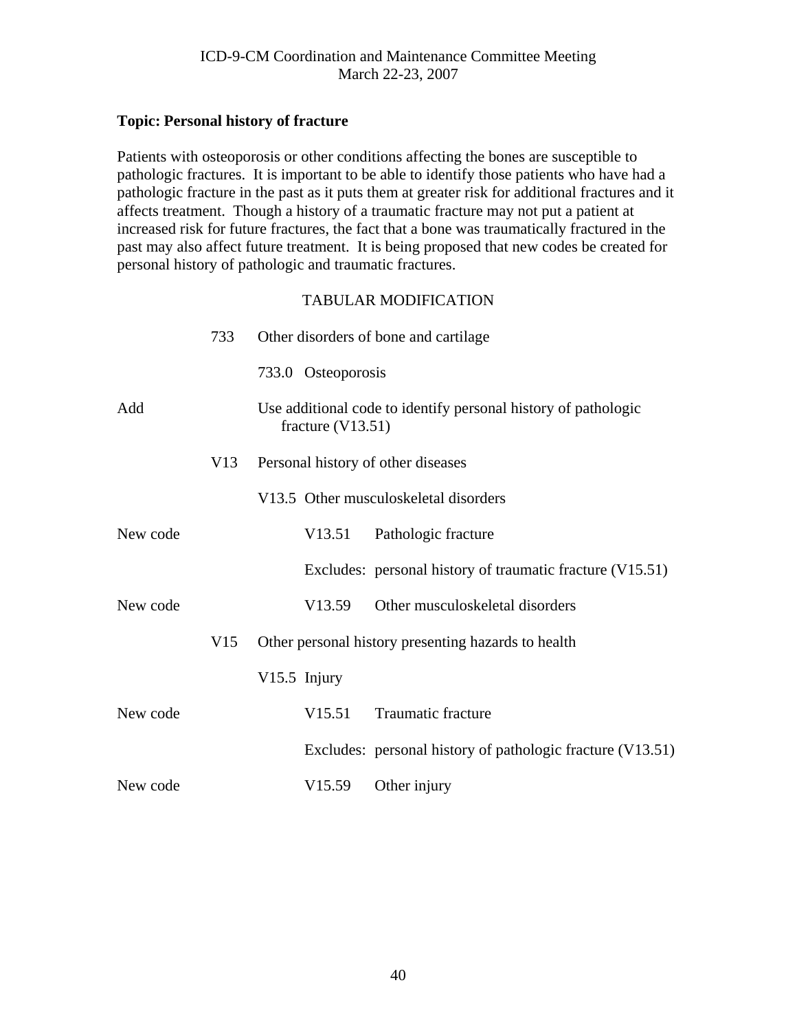**Topic: Personal history of fracture**

Patients with osteoporosis or other conditions affecting the bones are susceptible to pathologic fractures. It is important to be able to identify those patients who have had a pathologic fracture in the past as it puts them at greater risk for additional fractures and it affects treatment. Though a history of a traumatic fracture may not put a patient at increased risk for future fractures, the fact that a bone was traumatically fractured in the past may also affect future treatment. It is being proposed that new codes be created for personal history of pathologic and traumatic fractures.

TABULAR MODIFICATION

| | | | |
|---|---|---|---|
| | 733 | Other disorders of bone and cartilage | |
| | | 733.0 Osteoporosis | |
| Add | | Use additional code to identify personal history of pathologic fracture (V13.51) | |
| | V13 | Personal history of other diseases | |
| | | V13.5 Other musculoskeletal disorders | |
| New code | | V13.51 | Pathologic fracture |
| | | | Excludes: personal history of traumatic fracture (V15.51) |
| New code | | V13.59 | Other musculoskeletal disorders |
| | V15 | Other personal history presenting hazards to health | |
| | | V15.5 Injury | |
| New code | | V15.51 | Traumatic fracture |
| | | | Excludes: personal history of pathologic fracture (V13.51) |
| New code | | V15.59 | Other injury |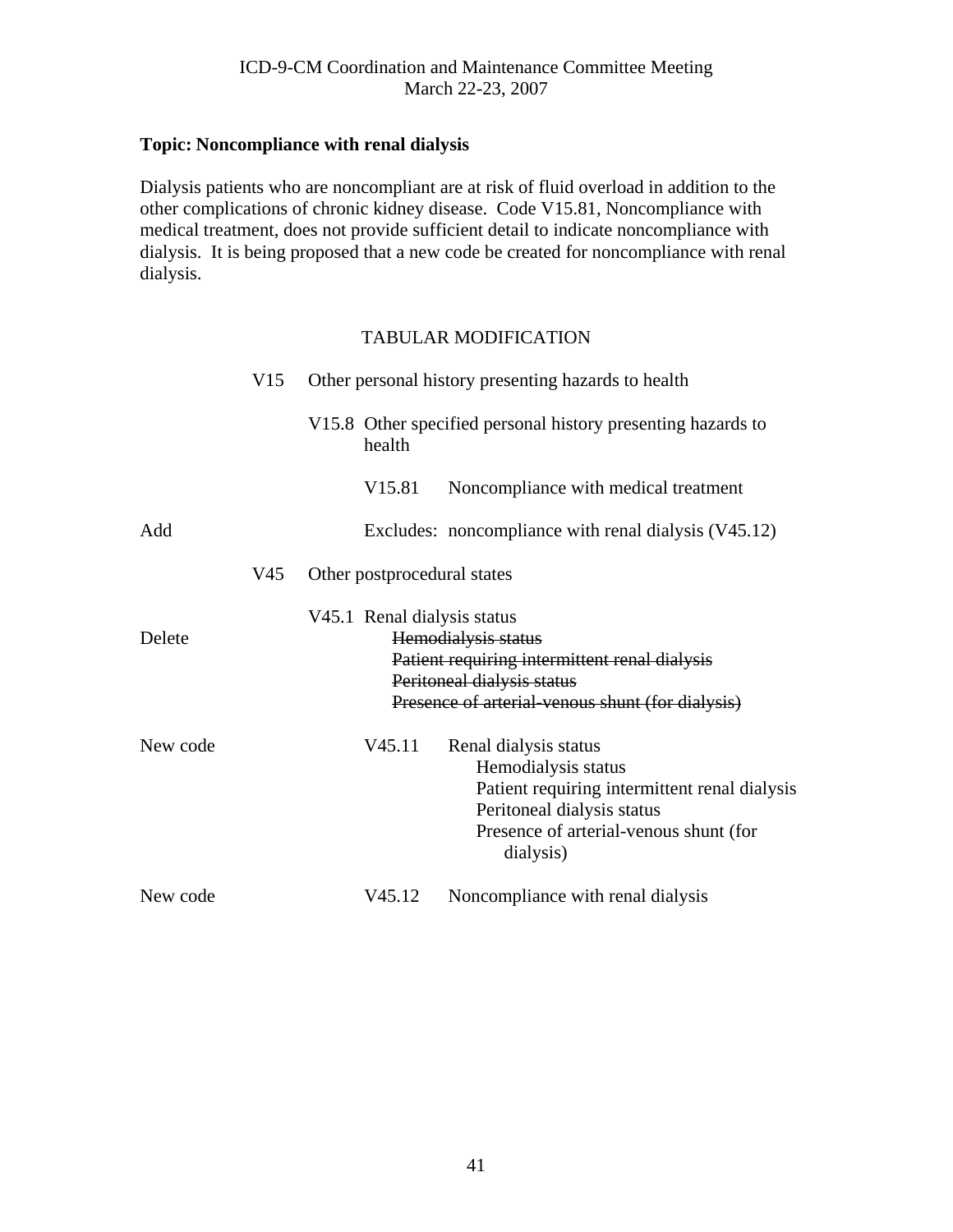**Topic: Noncompliance with renal dialysis**

Dialysis patients who are noncompliant are at risk of fluid overload in addition to the other complications of chronic kidney disease. Code V15.81, Noncompliance with medical treatment, does not provide sufficient detail to indicate noncompliance with dialysis. It is being proposed that a new code be created for noncompliance with renal dialysis.

TABULAR MODIFICATION

| | | |
|---|---|---|
| | V15 | Other personal history presenting hazards to health |
| | V15.8 | Other specified personal history presenting hazards to health |
| | V15.81 | Noncompliance with medical treatment |
| Add | | Excludes: noncompliance with renal dialysis (V45.12) |
| | V45 | Other postprocedural states |
| | V45.1 | Renal dialysis status |
| Delete | | ~~Hemodialysis status~~<br>~~Patient requiring intermittent renal dialysis~~<br>~~Peritoneal dialysis status~~<br>~~Presence of arterial-venous shunt (for dialysis)~~ |
| New code | V45.11 | Renal dialysis status<br>Hemodialysis status<br>Patient requiring intermittent renal dialysis<br>Peritoneal dialysis status<br>Presence of arterial-venous shunt (for dialysis) |
| New code | V45.12 | Noncompliance with renal dialysis |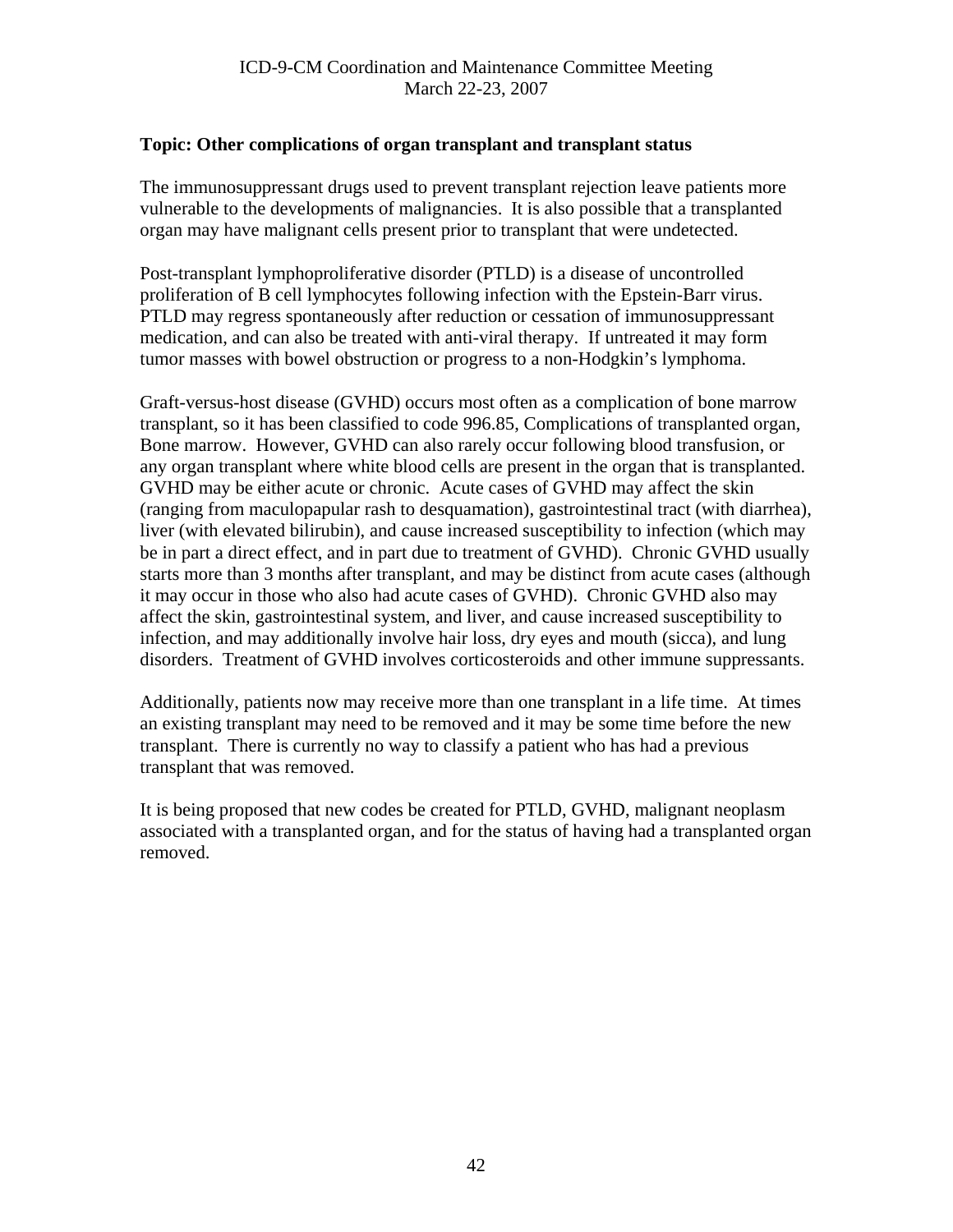**Topic: Other complications of organ transplant and transplant status**

The immunosuppressant drugs used to prevent transplant rejection leave patients more vulnerable to the developments of malignancies. It is also possible that a transplanted organ may have malignant cells present prior to transplant that were undetected.

Post-transplant lymphoproliferative disorder (PTLD) is a disease of uncontrolled proliferation of B cell lymphocytes following infection with the Epstein-Barr virus. PTLD may regress spontaneously after reduction or cessation of immunosuppressant medication, and can also be treated with anti-viral therapy. If untreated it may form tumor masses with bowel obstruction or progress to a non-Hodgkin's lymphoma.

Graft-versus-host disease (GVHD) occurs most often as a complication of bone marrow transplant, so it has been classified to code 996.85, Complications of transplanted organ, Bone marrow. However, GVHD can also rarely occur following blood transfusion, or any organ transplant where white blood cells are present in the organ that is transplanted. GVHD may be either acute or chronic. Acute cases of GVHD may affect the skin (ranging from maculopapular rash to desquamation), gastrointestinal tract (with diarrhea), liver (with elevated bilirubin), and cause increased susceptibility to infection (which may be in part a direct effect, and in part due to treatment of GVHD). Chronic GVHD usually starts more than 3 months after transplant, and may be distinct from acute cases (although it may occur in those who also had acute cases of GVHD). Chronic GVHD also may affect the skin, gastrointestinal system, and liver, and cause increased susceptibility to infection, and may additionally involve hair loss, dry eyes and mouth (sicca), and lung disorders. Treatment of GVHD involves corticosteroids and other immune suppressants.

Additionally, patients now may receive more than one transplant in a life time. At times an existing transplant may need to be removed and it may be some time before the new transplant. There is currently no way to classify a patient who has had a previous transplant that was removed.

It is being proposed that new codes be created for PTLD, GVHD, malignant neoplasm associated with a transplanted organ, and for the status of having had a transplanted organ removed.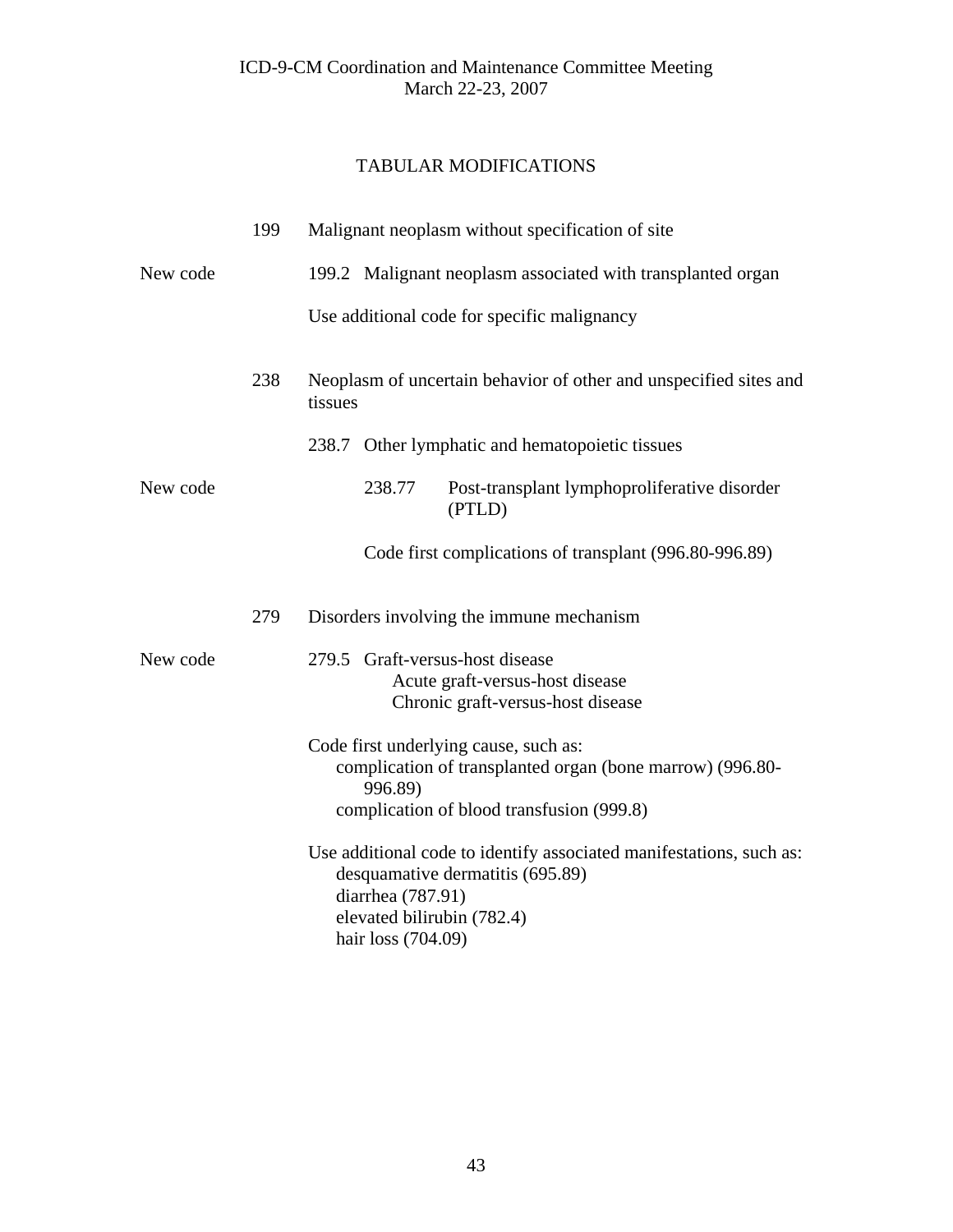ICD-9-CM Coordination and Maintenance Committee Meeting
March 22-23, 2007

## TABULAR MODIFICATIONS

199 Malignant neoplasm without specification of site

New code — 199.2 Malignant neoplasm associated with transplanted organ

Use additional code for specific malignancy

238 Neoplasm of uncertain behavior of other and unspecified sites and tissues

238.7 Other lymphatic and hematopoietic tissues

New code — 238.77 Post-transplant lymphoproliferative disorder (PTLD)

Code first complications of transplant (996.80-996.89)

279 Disorders involving the immune mechanism

New code — 279.5 Graft-versus-host disease
- Acute graft-versus-host disease
- Chronic graft-versus-host disease

Code first underlying cause, such as:
- complication of transplanted organ (bone marrow) (996.80-996.89)
- complication of blood transfusion (999.8)

Use additional code to identify associated manifestations, such as:
- desquamative dermatitis (695.89)
- diarrhea (787.91)
- elevated bilirubin (782.4)
- hair loss (704.09)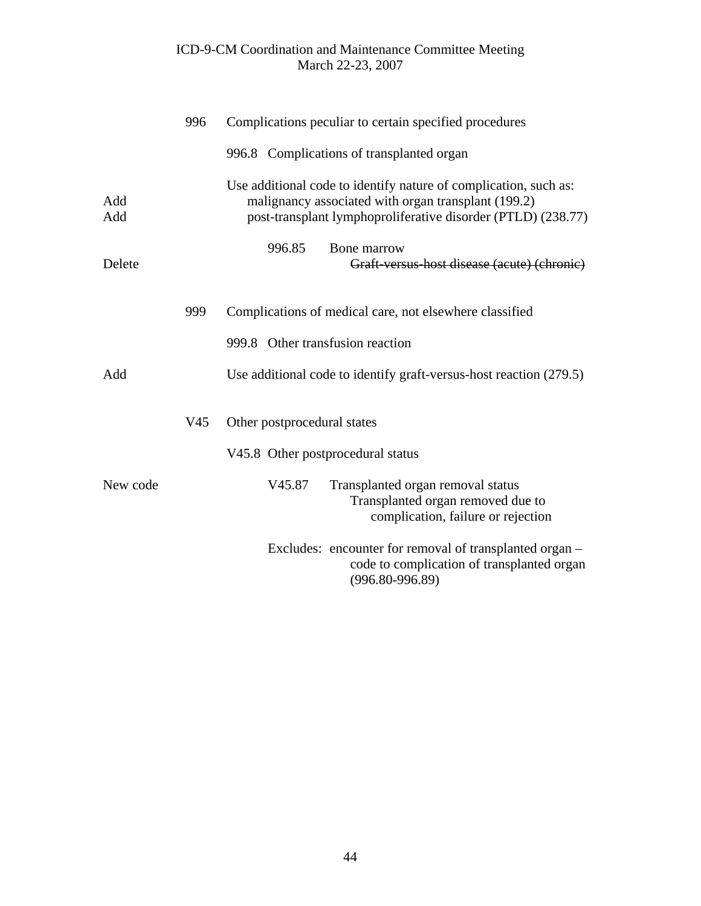ICD-9-CM Coordination and Maintenance Committee Meeting
March 22-23, 2007

996 Complications peculiar to certain specified procedures

996.8 Complications of transplanted organ

Use additional code to identify nature of complication, such as:

Add — malignancy associated with organ transplant (199.2)

Add — post-transplant lymphoproliferative disorder (PTLD) (238.77)

996.85 Bone marrow

Delete — ~~Graft-versus-host disease (acute) (chronic)~~

999 Complications of medical care, not elsewhere classified

999.8 Other transfusion reaction

Add — Use additional code to identify graft-versus-host reaction (279.5)

V45 Other postprocedural states

V45.8 Other postprocedural status

New code — V45.87 Transplanted organ removal status
Transplanted organ removed due to complication, failure or rejection

Excludes: encounter for removal of transplanted organ – code to complication of transplanted organ (996.80-996.89)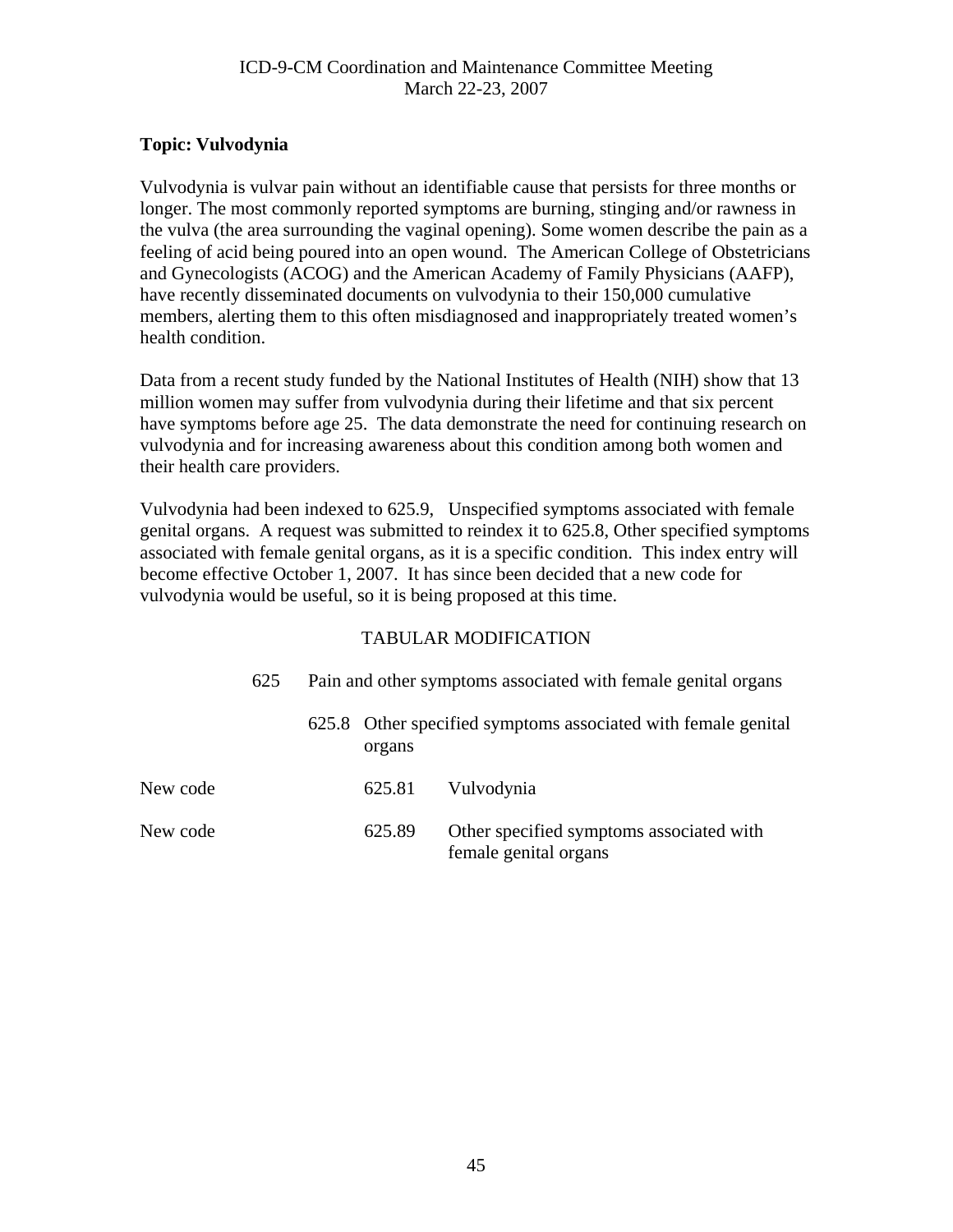ICD-9-CM Coordination and Maintenance Committee Meeting
March 22-23, 2007

**Topic: Vulvodynia**

Vulvodynia is vulvar pain without an identifiable cause that persists for three months or longer. The most commonly reported symptoms are burning, stinging and/or rawness in the vulva (the area surrounding the vaginal opening). Some women describe the pain as a feeling of acid being poured into an open wound. The American College of Obstetricians and Gynecologists (ACOG) and the American Academy of Family Physicians (AAFP), have recently disseminated documents on vulvodynia to their 150,000 cumulative members, alerting them to this often misdiagnosed and inappropriately treated women's health condition.

Data from a recent study funded by the National Institutes of Health (NIH) show that 13 million women may suffer from vulvodynia during their lifetime and that six percent have symptoms before age 25. The data demonstrate the need for continuing research on vulvodynia and for increasing awareness about this condition among both women and their health care providers.

Vulvodynia had been indexed to 625.9, Unspecified symptoms associated with female genital organs. A request was submitted to reindex it to 625.8, Other specified symptoms associated with female genital organs, as it is a specific condition. This index entry will become effective October 1, 2007. It has since been decided that a new code for vulvodynia would be useful, so it is being proposed at this time.

TABULAR MODIFICATION

| | | | |
|---|---|---|---|
| | 625 | Pain and other symptoms associated with female genital organs | |
| | 625.8 | Other specified symptoms associated with female genital organs | |
| New code | | 625.81 | Vulvodynia |
| New code | | 625.89 | Other specified symptoms associated with female genital organs |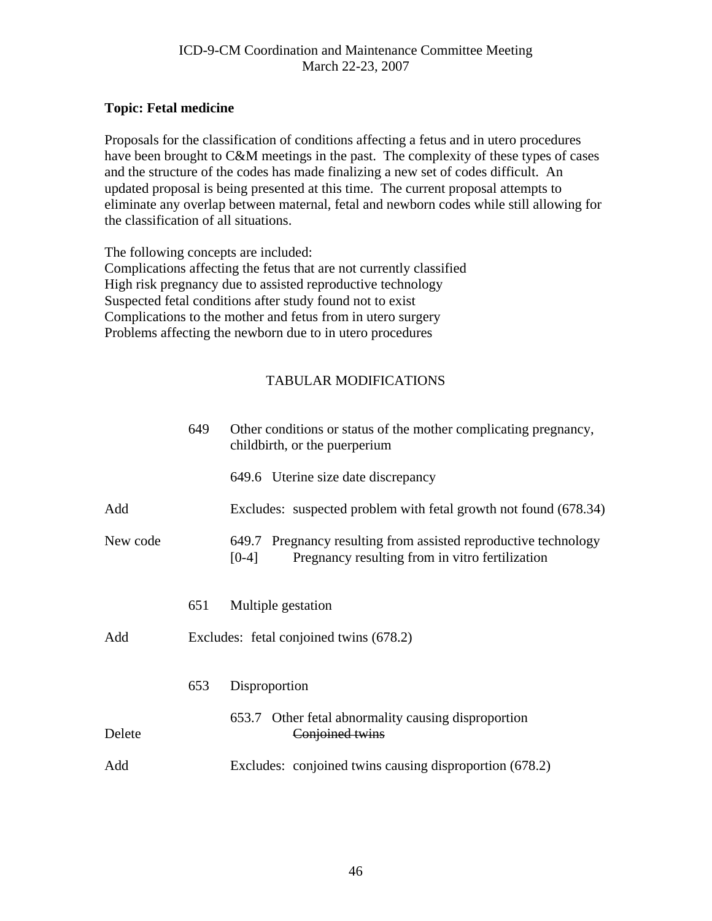ICD-9-CM Coordination and Maintenance Committee Meeting
March 22-23, 2007

**Topic: Fetal medicine**

Proposals for the classification of conditions affecting a fetus and in utero procedures have been brought to C&M meetings in the past. The complexity of these types of cases and the structure of the codes has made finalizing a new set of codes difficult. An updated proposal is being presented at this time. The current proposal attempts to eliminate any overlap between maternal, fetal and newborn codes while still allowing for the classification of all situations.

The following concepts are included:
Complications affecting the fetus that are not currently classified
High risk pregnancy due to assisted reproductive technology
Suspected fetal conditions after study found not to exist
Complications to the mother and fetus from in utero surgery
Problems affecting the newborn due to in utero procedures

TABULAR MODIFICATIONS

| | | |
|---|---|---|
| | 649 | Other conditions or status of the mother complicating pregnancy, childbirth, or the puerperium |
| | | 649.6 Uterine size date discrepancy |
| Add | | Excludes: suspected problem with fetal growth not found (678.34) |
| New code | | 649.7 Pregnancy resulting from assisted reproductive technology<br>[0-4] Pregnancy resulting from in vitro fertilization |
| | 651 | Multiple gestation |
| Add | | Excludes: fetal conjoined twins (678.2) |
| | 653 | Disproportion |
| | | 653.7 Other fetal abnormality causing disproportion |
| Delete | | ~~Conjoined twins~~ |
| Add | | Excludes: conjoined twins causing disproportion (678.2) |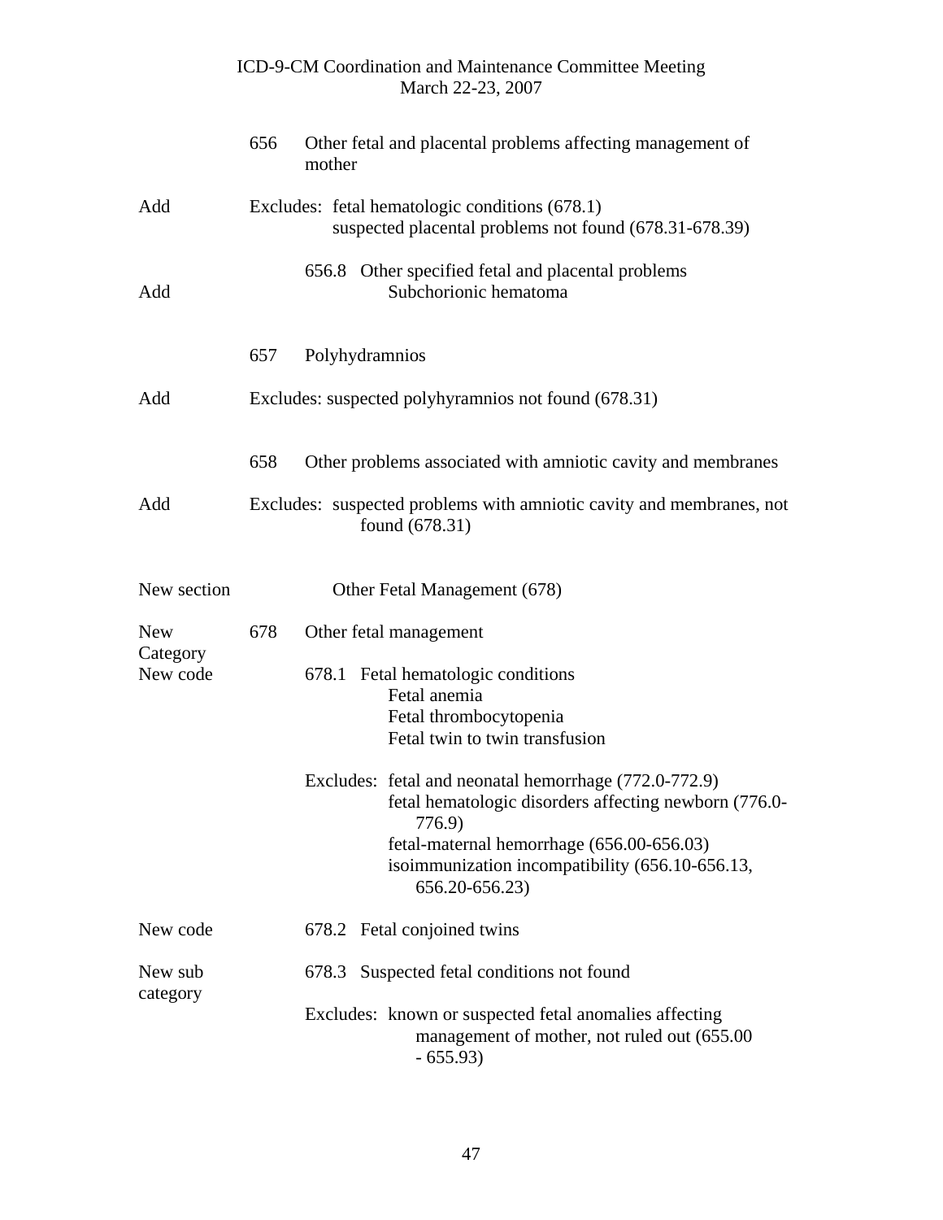|  |  |  |
|---|---|---|
|  | 656 | Other fetal and placental problems affecting management of mother |
| Add |  | Excludes: fetal hematologic conditions (678.1)<br>suspected placental problems not found (678.31-678.39) |
|  |  | 656.8 Other specified fetal and placental problems |
| Add |  | Subchorionic hematoma |
|  | 657 | Polyhydramnios |
| Add |  | Excludes: suspected polyhyramnios not found (678.31) |
|  | 658 | Other problems associated with amniotic cavity and membranes |
| Add |  | Excludes: suspected problems with amniotic cavity and membranes, not found (678.31) |
| New section |  | Other Fetal Management (678) |
| New Category | 678 | Other fetal management |
| New code |  | 678.1 Fetal hematologic conditions<br>Fetal anemia<br>Fetal thrombocytopenia<br>Fetal twin to twin transfusion |
|  |  | Excludes: fetal and neonatal hemorrhage (772.0-772.9)<br>fetal hematologic disorders affecting newborn (776.0-776.9)<br>fetal-maternal hemorrhage (656.00-656.03)<br>isoimmunization incompatibility (656.10-656.13, 656.20-656.23) |
| New code |  | 678.2 Fetal conjoined twins |
| New sub category |  | 678.3 Suspected fetal conditions not found |
|  |  | Excludes: known or suspected fetal anomalies affecting management of mother, not ruled out (655.00 - 655.93) |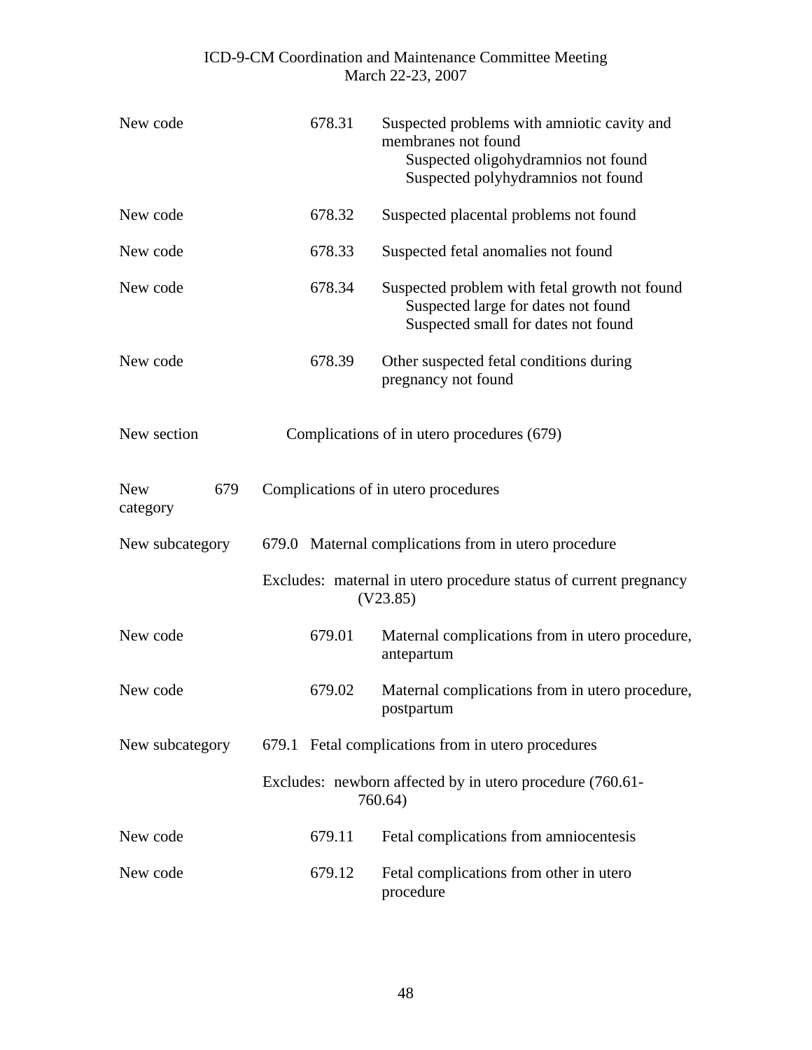| | | |
|---|---|---|
| New code | 678.31 | Suspected problems with amniotic cavity and membranes not found<br>Suspected oligohydramnios not found<br>Suspected polyhydramnios not found |
| New code | 678.32 | Suspected placental problems not found |
| New code | 678.33 | Suspected fetal anomalies not found |
| New code | 678.34 | Suspected problem with fetal growth not found<br>Suspected large for dates not found<br>Suspected small for dates not found |
| New code | 678.39 | Other suspected fetal conditions during pregnancy not found |

New section — Complications of in utero procedures (679)

New category — 679 Complications of in utero procedures

New subcategory — 679.0 Maternal complications from in utero procedure

Excludes: maternal in utero procedure status of current pregnancy (V23.85)

| | | |
|---|---|---|
| New code | 679.01 | Maternal complications from in utero procedure, antepartum |
| New code | 679.02 | Maternal complications from in utero procedure, postpartum |

New subcategory — 679.1 Fetal complications from in utero procedures

Excludes: newborn affected by in utero procedure (760.61-760.64)

| | | |
|---|---|---|
| New code | 679.11 | Fetal complications from amniocentesis |
| New code | 679.12 | Fetal complications from other in utero procedure |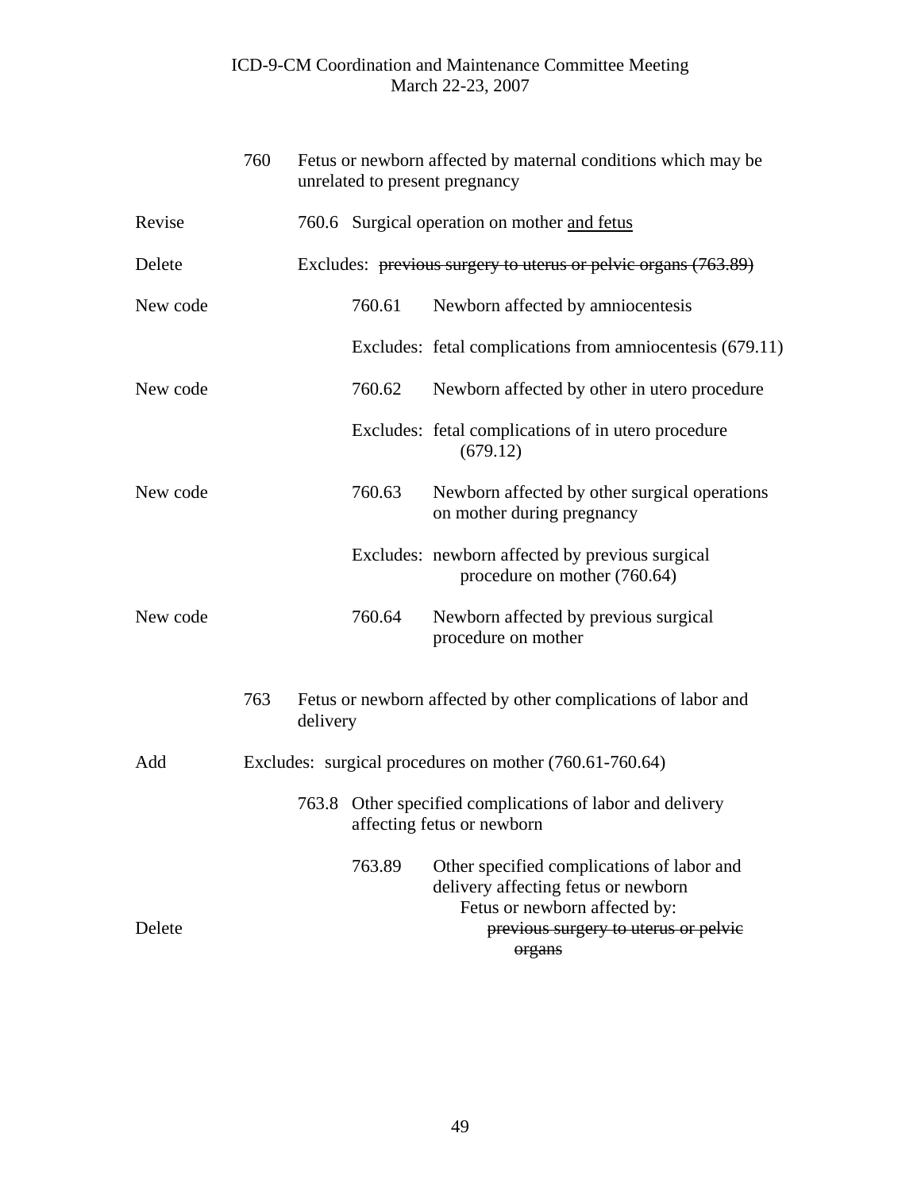| | | |
|---|---|---|
| | 760 | Fetus or newborn affected by maternal conditions which may be unrelated to present pregnancy |
| Revise | | 760.6 Surgical operation on mother <u>and fetus</u> |
| Delete | | Excludes: ~~previous surgery to uterus or pelvic organs (763.89)~~ |
| New code | | 760.61 Newborn affected by amniocentesis |
| | | Excludes: fetal complications from amniocentesis (679.11) |
| New code | | 760.62 Newborn affected by other in utero procedure |
| | | Excludes: fetal complications of in utero procedure (679.12) |
| New code | | 760.63 Newborn affected by other surgical operations on mother during pregnancy |
| | | Excludes: newborn affected by previous surgical procedure on mother (760.64) |
| New code | | 760.64 Newborn affected by previous surgical procedure on mother |
| | 763 | Fetus or newborn affected by other complications of labor and delivery |
| Add | | Excludes: surgical procedures on mother (760.61-760.64) |
| | | 763.8 Other specified complications of labor and delivery affecting fetus or newborn |
| | | 763.89 Other specified complications of labor and delivery affecting fetus or newborn<br>Fetus or newborn affected by: |
| Delete | | ~~previous surgery to uterus or pelvic organs~~ |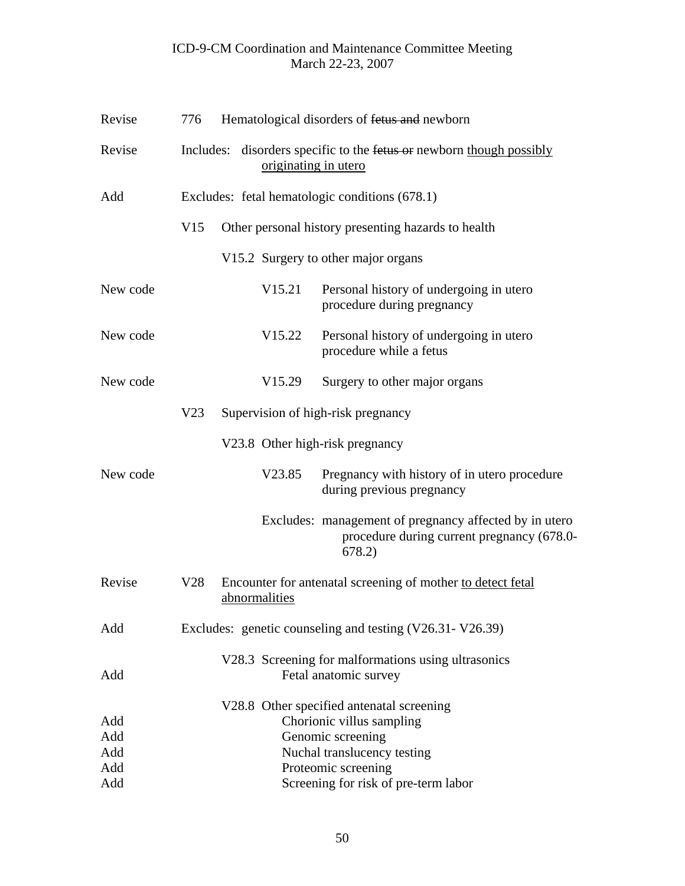ICD-9-CM Coordination and Maintenance Committee Meeting
March 22-23, 2007

| | | |
|---|---|---|
| Revise | 776 | Hematological disorders of ~~fetus and~~ newborn |
| Revise | | Includes: disorders specific to the ~~fetus or~~ newborn <u>though possibly originating in utero</u> |
| Add | | Excludes: fetal hematologic conditions (678.1) |
| | V15 | Other personal history presenting hazards to health |
| | | V15.2 Surgery to other major organs |
| New code | | V15.21 Personal history of undergoing in utero procedure during pregnancy |
| New code | | V15.22 Personal history of undergoing in utero procedure while a fetus |
| New code | | V15.29 Surgery to other major organs |
| | V23 | Supervision of high-risk pregnancy |
| | | V23.8 Other high-risk pregnancy |
| New code | | V23.85 Pregnancy with history of in utero procedure during previous pregnancy |
| | | Excludes: management of pregnancy affected by in utero procedure during current pregnancy (678.0-678.2) |
| Revise | V28 | Encounter for antenatal screening of mother <u>to detect fetal abnormalities</u> |
| Add | | Excludes: genetic counseling and testing (V26.31- V26.39) |
| | | V28.3 Screening for malformations using ultrasonics |
| Add | | Fetal anatomic survey |
| | | V28.8 Other specified antenatal screening |
| Add | | Chorionic villus sampling |
| Add | | Genomic screening |
| Add | | Nuchal translucency testing |
| Add | | Proteomic screening |
| Add | | Screening for risk of pre-term labor |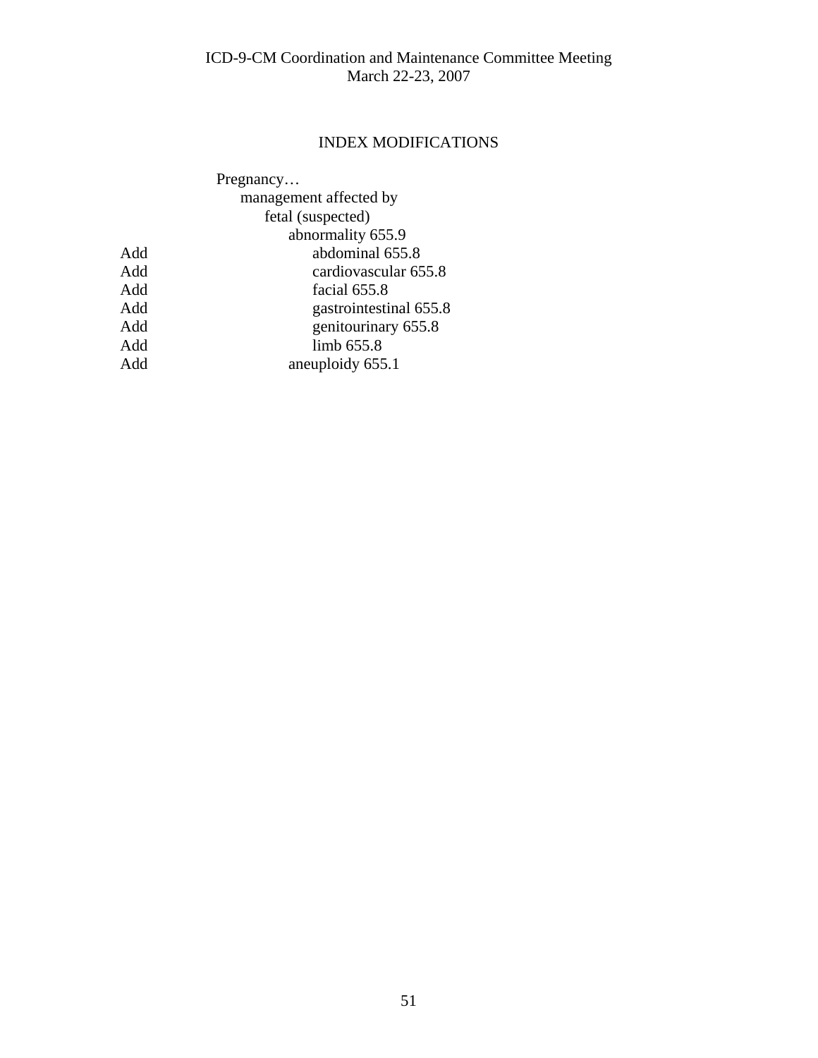## INDEX MODIFICATIONS

| | |
|---|---|
| | Pregnancy… |
| | management affected by |
| | fetal (suspected) |
| | abnormality 655.9 |
| Add | abdominal 655.8 |
| Add | cardiovascular 655.8 |
| Add | facial 655.8 |
| Add | gastrointestinal 655.8 |
| Add | genitourinary 655.8 |
| Add | limb 655.8 |
| Add | aneuploidy 655.1 |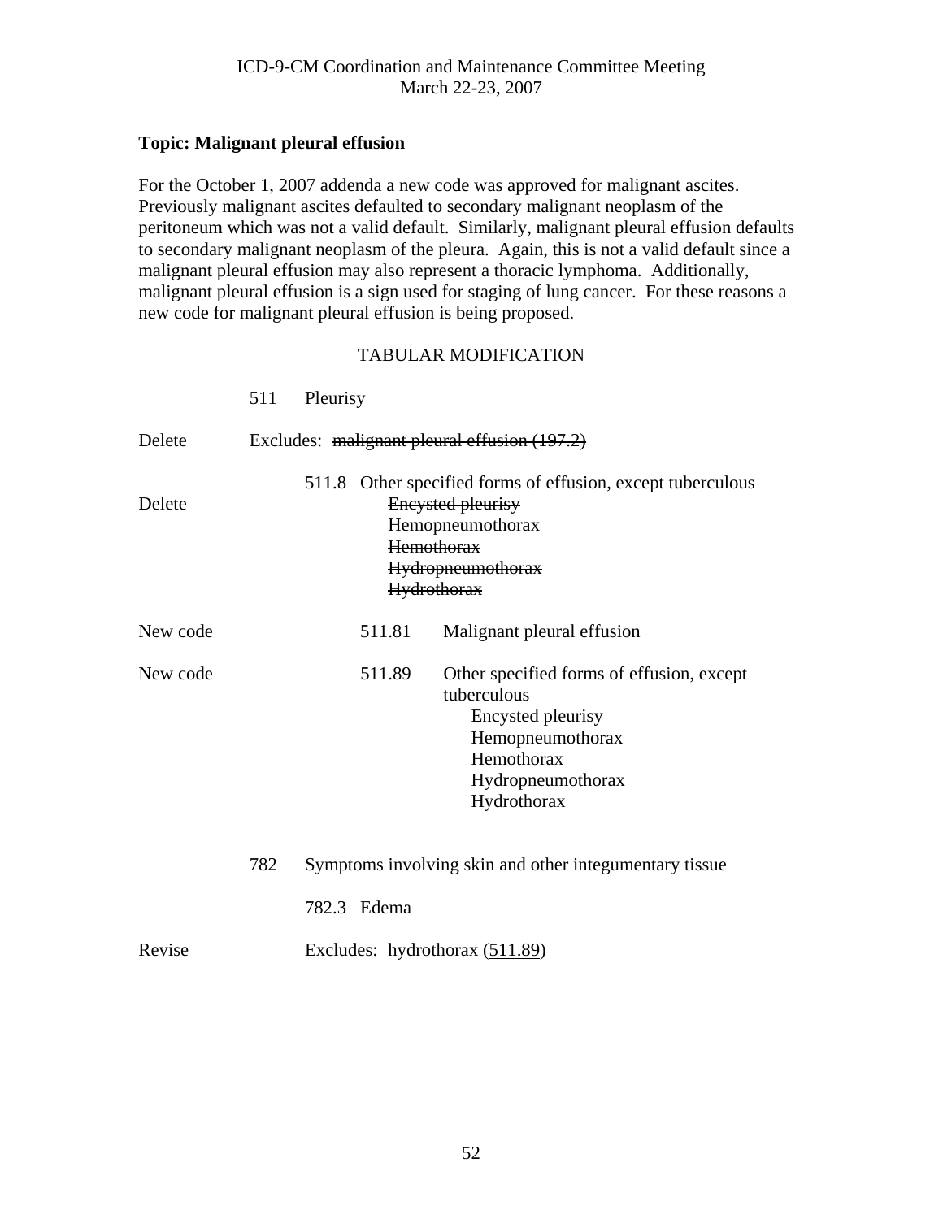**Topic: Malignant pleural effusion**

For the October 1, 2007 addenda a new code was approved for malignant ascites. Previously malignant ascites defaulted to secondary malignant neoplasm of the peritoneum which was not a valid default. Similarly, malignant pleural effusion defaults to secondary malignant neoplasm of the pleura. Again, this is not a valid default since a malignant pleural effusion may also represent a thoracic lymphoma. Additionally, malignant pleural effusion is a sign used for staging of lung cancer. For these reasons a new code for malignant pleural effusion is being proposed.

TABULAR MODIFICATION

511 Pleurisy

Delete — Excludes: ~~malignant pleural effusion (197.2)~~

511.8 Other specified forms of effusion, except tuberculous

Delete
- ~~Encysted pleurisy~~
- ~~Hemopneumothorax~~
- ~~Hemothorax~~
- ~~Hydropneumothorax~~
- ~~Hydrothorax~~

New code — 511.81 Malignant pleural effusion

New code — 511.89 Other specified forms of effusion, except tuberculous
- Encysted pleurisy
- Hemopneumothorax
- Hemothorax
- Hydropneumothorax
- Hydrothorax

782 Symptoms involving skin and other integumentary tissue

782.3 Edema

Revise — Excludes: hydrothorax (<u>511.89</u>)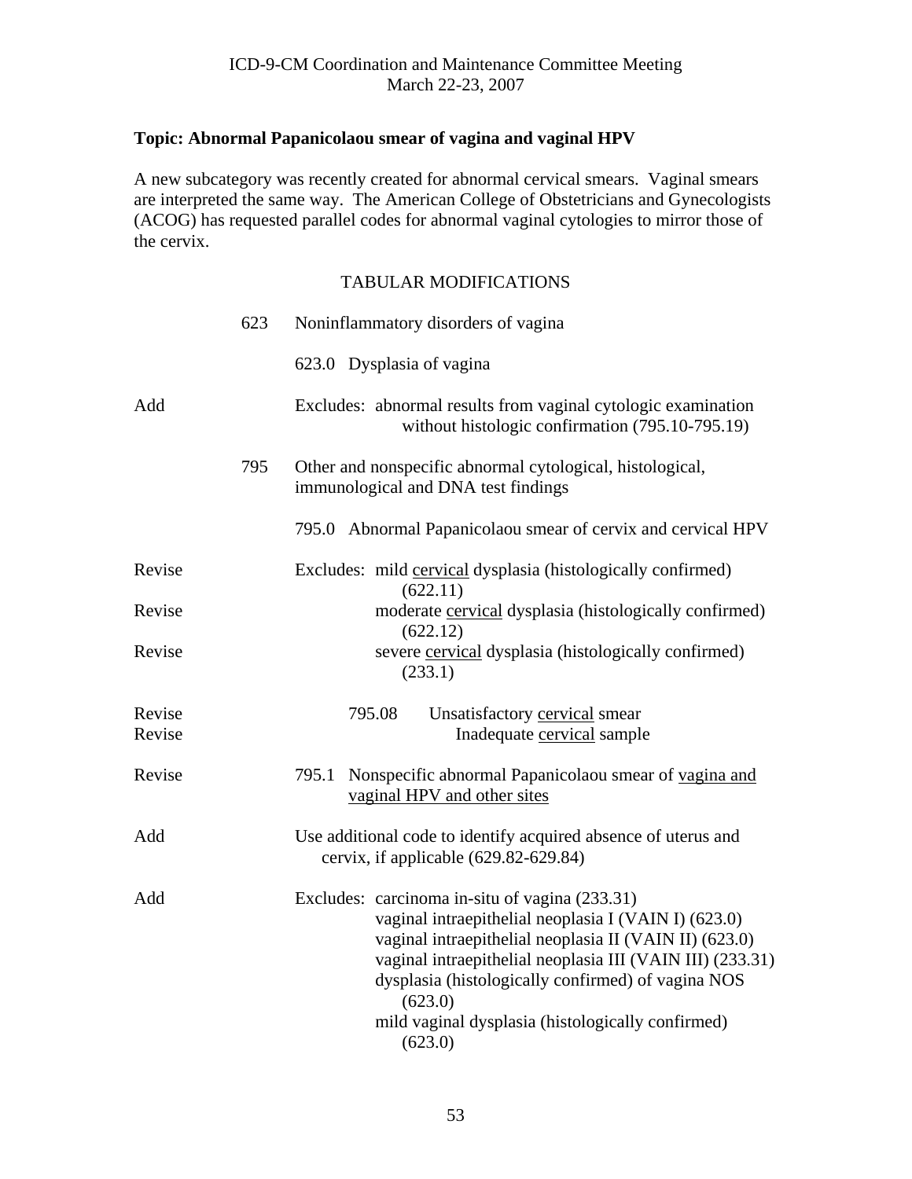ICD-9-CM Coordination and Maintenance Committee Meeting
March 22-23, 2007

**Topic: Abnormal Papanicolaou smear of vagina and vaginal HPV**

A new subcategory was recently created for abnormal cervical smears. Vaginal smears are interpreted the same way. The American College of Obstetricians and Gynecologists (ACOG) has requested parallel codes for abnormal vaginal cytologies to mirror those of the cervix.

TABULAR MODIFICATIONS

623 Noninflammatory disorders of vagina

623.0 Dysplasia of vagina

Add — Excludes: abnormal results from vaginal cytologic examination without histologic confirmation (795.10-795.19)

795 Other and nonspecific abnormal cytological, histological, immunological and DNA test findings

795.0 Abnormal Papanicolaou smear of cervix and cervical HPV

Revise — Excludes: mild <u>cervical</u> dysplasia (histologically confirmed) (622.11)
Revise — moderate <u>cervical</u> dysplasia (histologically confirmed) (622.12)
Revise — severe <u>cervical</u> dysplasia (histologically confirmed) (233.1)

Revise — 795.08 Unsatisfactory <u>cervical</u> smear
Revise — Inadequate <u>cervical</u> sample

Revise — 795.1 Nonspecific abnormal Papanicolaou smear of <u>vagina and vaginal HPV and other sites</u>

Add — Use additional code to identify acquired absence of uterus and cervix, if applicable (629.82-629.84)

Add — Excludes: carcinoma in-situ of vagina (233.31)
vaginal intraepithelial neoplasia I (VAIN I) (623.0)
vaginal intraepithelial neoplasia II (VAIN II) (623.0)
vaginal intraepithelial neoplasia III (VAIN III) (233.31)
dysplasia (histologically confirmed) of vagina NOS (623.0)
mild vaginal dysplasia (histologically confirmed) (623.0)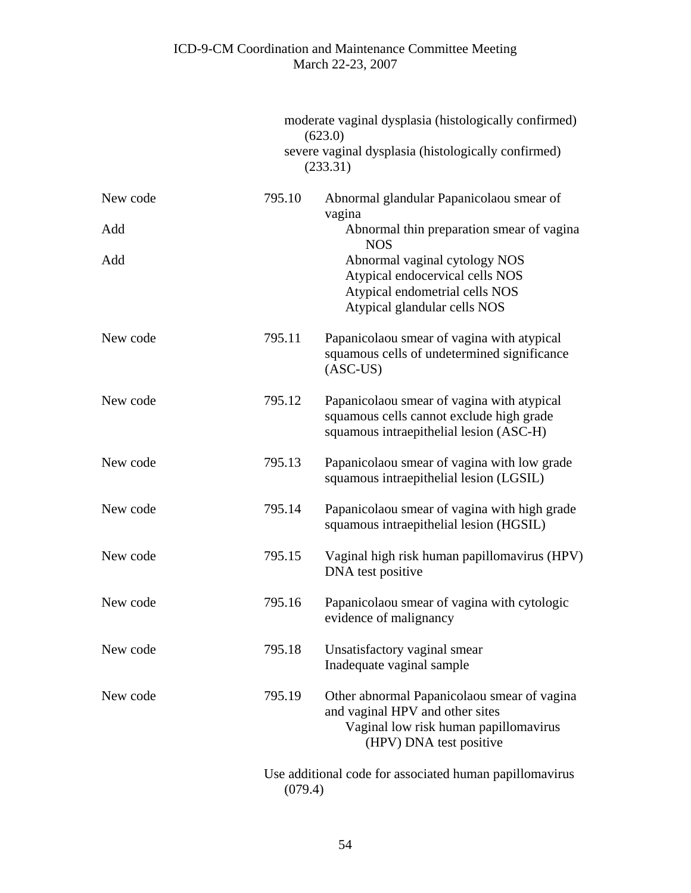moderate vaginal dysplasia (histologically confirmed) (623.0)
severe vaginal dysplasia (histologically confirmed) (233.31)

| | | |
|---|---|---|
| New code | 795.10 | Abnormal glandular Papanicolaou smear of vagina |
| Add | | Abnormal thin preparation smear of vagina NOS |
| Add | | Abnormal vaginal cytology NOS<br>Atypical endocervical cells NOS<br>Atypical endometrial cells NOS<br>Atypical glandular cells NOS |
| New code | 795.11 | Papanicolaou smear of vagina with atypical squamous cells of undetermined significance (ASC-US) |
| New code | 795.12 | Papanicolaou smear of vagina with atypical squamous cells cannot exclude high grade squamous intraepithelial lesion (ASC-H) |
| New code | 795.13 | Papanicolaou smear of vagina with low grade squamous intraepithelial lesion (LGSIL) |
| New code | 795.14 | Papanicolaou smear of vagina with high grade squamous intraepithelial lesion (HGSIL) |
| New code | 795.15 | Vaginal high risk human papillomavirus (HPV) DNA test positive |
| New code | 795.16 | Papanicolaou smear of vagina with cytologic evidence of malignancy |
| New code | 795.18 | Unsatisfactory vaginal smear<br>Inadequate vaginal sample |
| New code | 795.19 | Other abnormal Papanicolaou smear of vagina and vaginal HPV and other sites<br>Vaginal low risk human papillomavirus (HPV) DNA test positive |

Use additional code for associated human papillomavirus (079.4)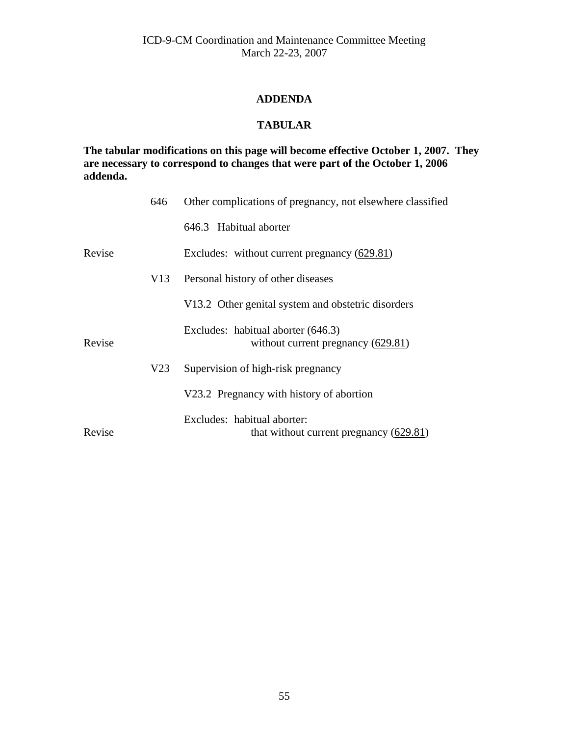ICD-9-CM Coordination and Maintenance Committee Meeting
March 22-23, 2007

## ADDENDA

## TABULAR

**The tabular modifications on this page will become effective October 1, 2007. They are necessary to correspond to changes that were part of the October 1, 2006 addenda.**

| | | |
|---|---|---|
| | 646 | Other complications of pregnancy, not elsewhere classified |
| | | 646.3 Habitual aborter |
| Revise | | Excludes: without current pregnancy (629.81) |
| | V13 | Personal history of other diseases |
| | | V13.2 Other genital system and obstetric disorders |
| | | Excludes: habitual aborter (646.3) |
| Revise | | without current pregnancy (629.81) |
| | V23 | Supervision of high-risk pregnancy |
| | | V23.2 Pregnancy with history of abortion |
| | | Excludes: habitual aborter: |
| Revise | | that without current pregnancy (629.81) |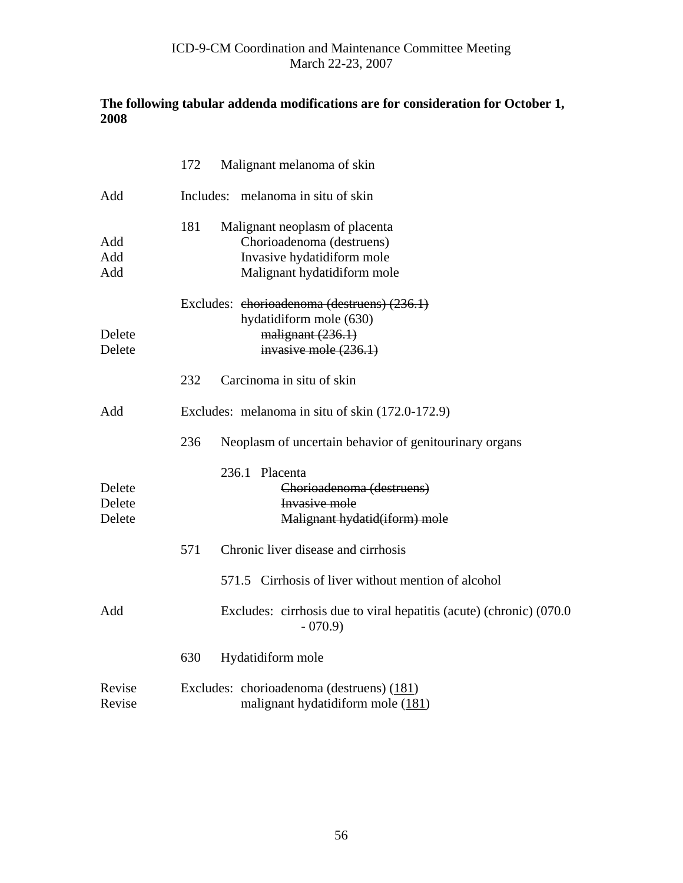ICD-9-CM Coordination and Maintenance Committee Meeting
March 22-23, 2007

**The following tabular addenda modifications are for consideration for October 1, 2008**

| | | |
|---|---|---|
| | 172 | Malignant melanoma of skin |
| Add | Includes: | melanoma in situ of skin |
| | 181 | Malignant neoplasm of placenta |
| Add | | Chorioadenoma (destruens) |
| Add | | Invasive hydatidiform mole |
| Add | | Malignant hydatidiform mole |
| | Excludes: | ~~chorioadenoma (destruens) (236.1)~~ |
| | | hydatidiform mole (630) |
| Delete | | ~~malignant (236.1)~~ |
| Delete | | ~~invasive mole (236.1)~~ |
| | 232 | Carcinoma in situ of skin |
| Add | Excludes: | melanoma in situ of skin (172.0-172.9) |
| | 236 | Neoplasm of uncertain behavior of genitourinary organs |
| | 236.1 | Placenta |
| Delete | | ~~Chorioadenoma (destruens)~~ |
| Delete | | ~~Invasive mole~~ |
| Delete | | ~~Malignant hydatid(iform) mole~~ |
| | 571 | Chronic liver disease and cirrhosis |
| | 571.5 | Cirrhosis of liver without mention of alcohol |
| Add | Excludes: | cirrhosis due to viral hepatitis (acute) (chronic) (070.0 - 070.9) |
| | 630 | Hydatidiform mole |
| Revise | Excludes: | chorioadenoma (destruens) (<u>181</u>) |
| Revise | | malignant hydatidiform mole (<u>181</u>) |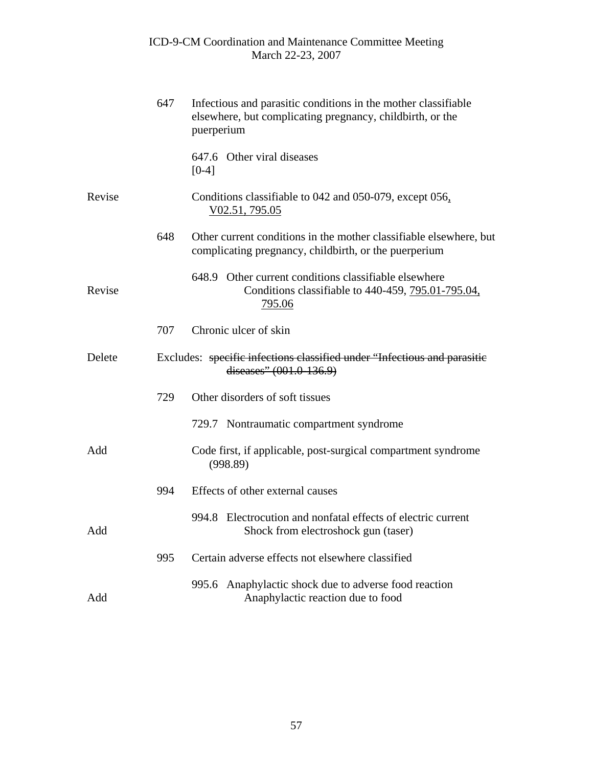|  | | |
|---|---|---|
|  | 647 | Infectious and parasitic conditions in the mother classifiable elsewhere, but complicating pregnancy, childbirth, or the puerperium |
|  |  | 647.6 Other viral diseases [0-4] |
| Revise |  | Conditions classifiable to 042 and 050-079, except 056<u>, V02.51, 795.05</u> |
|  | 648 | Other current conditions in the mother classifiable elsewhere, but complicating pregnancy, childbirth, or the puerperium |
| Revise |  | 648.9 Other current conditions classifiable elsewhere<br>Conditions classifiable to 440-459, <u>795.01-795.04, 795.06</u> |
|  | 707 | Chronic ulcer of skin |
| Delete |  | Excludes: ~~specific infections classified under "Infectious and parasitic diseases" (001.0-136.9)~~ |
|  | 729 | Other disorders of soft tissues |
|  |  | 729.7 Nontraumatic compartment syndrome |
| Add |  | Code first, if applicable, post-surgical compartment syndrome (998.89) |
|  | 994 | Effects of other external causes |
| Add |  | 994.8 Electrocution and nonfatal effects of electric current<br>Shock from electroshock gun (taser) |
|  | 995 | Certain adverse effects not elsewhere classified |
| Add |  | 995.6 Anaphylactic shock due to adverse food reaction<br>Anaphylactic reaction due to food |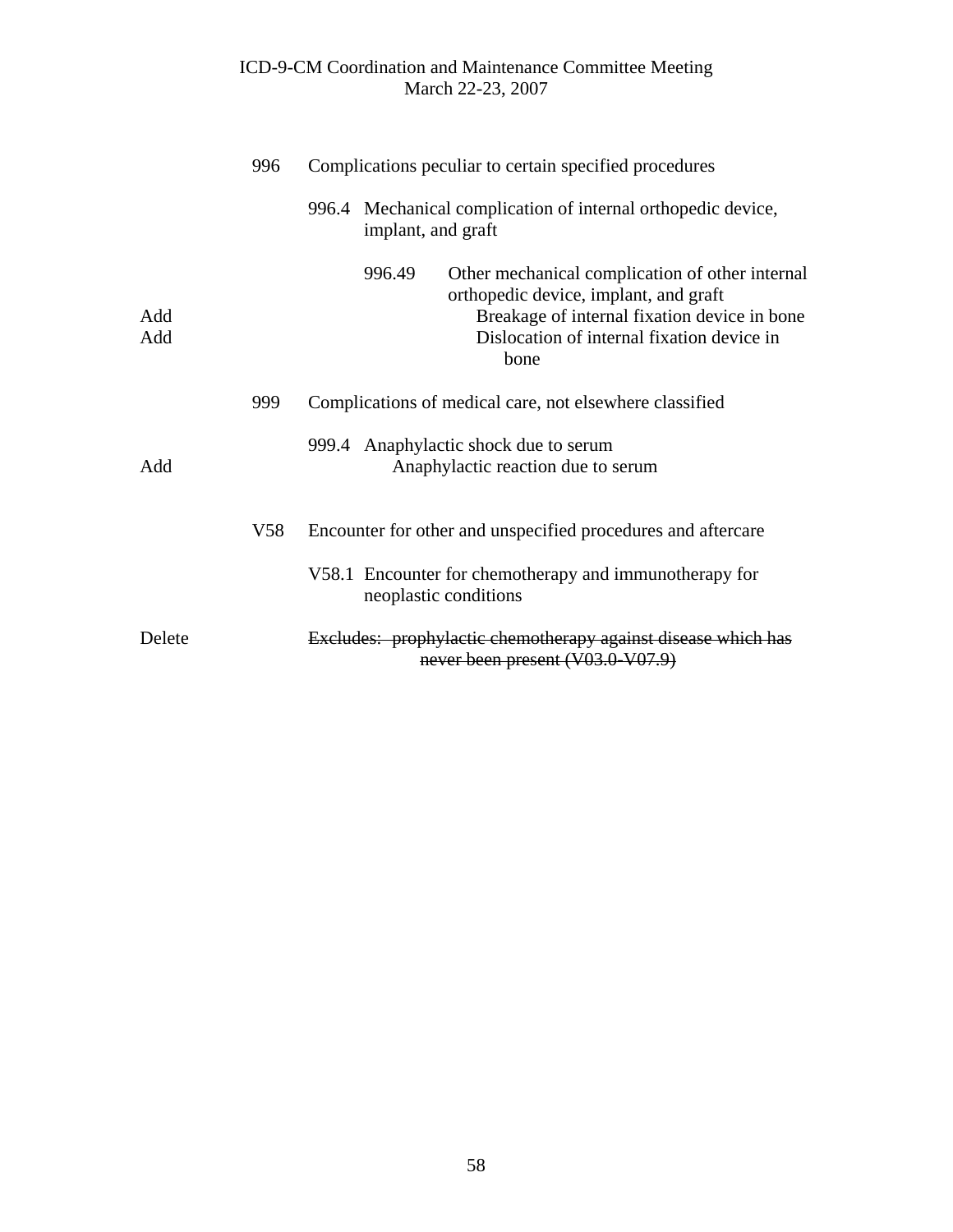996 Complications peculiar to certain specified procedures

996.4 Mechanical complication of internal orthopedic device, implant, and graft

996.49 Other mechanical complication of other internal orthopedic device, implant, and graft

Add Breakage of internal fixation device in bone

Add Dislocation of internal fixation device in bone

999 Complications of medical care, not elsewhere classified

999.4 Anaphylactic shock due to serum

Add Anaphylactic reaction due to serum

V58 Encounter for other and unspecified procedures and aftercare

V58.1 Encounter for chemotherapy and immunotherapy for neoplastic conditions

Delete ~~Excludes: prophylactic chemotherapy against disease which has never been present (V03.0-V07.9)~~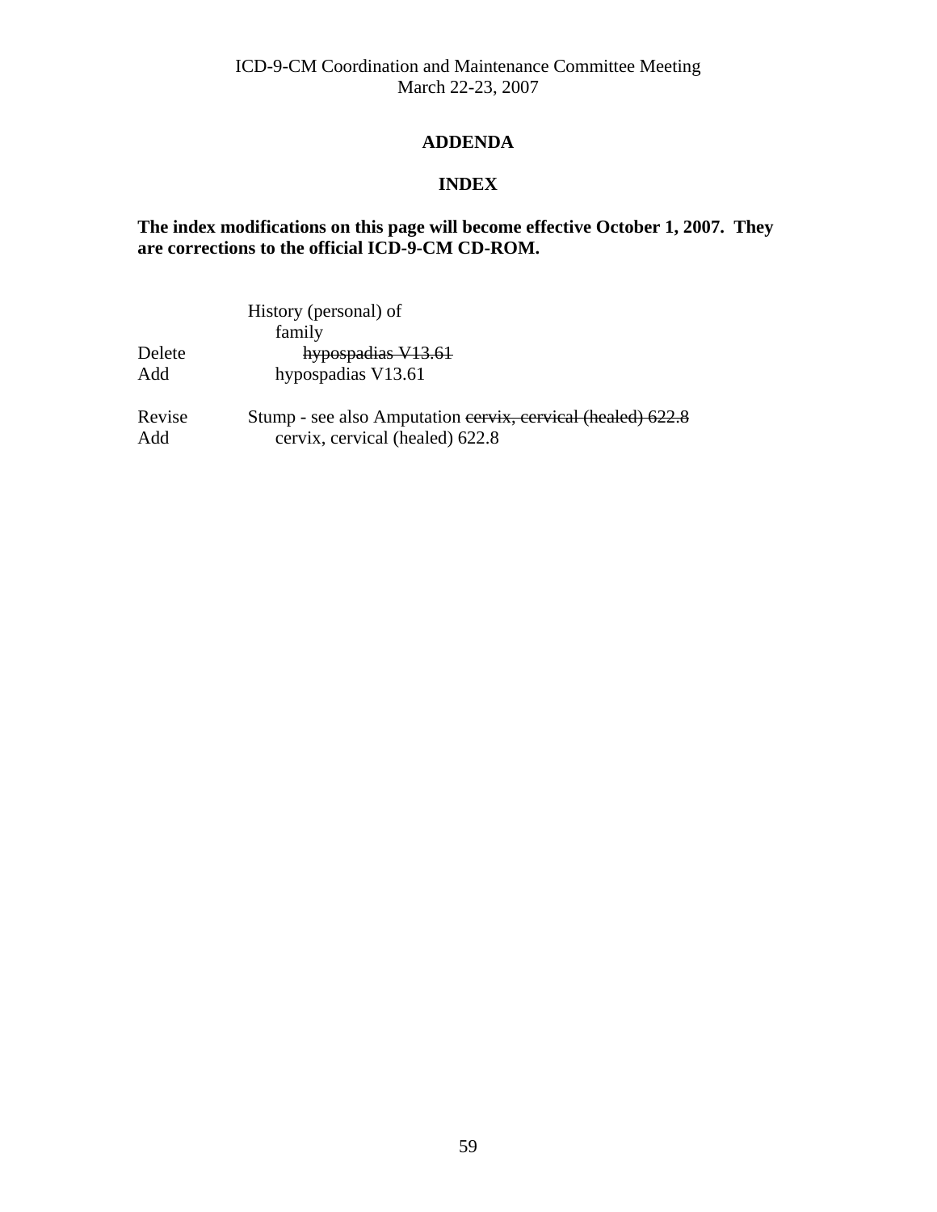ICD-9-CM Coordination and Maintenance Committee Meeting
March 22-23, 2007

**ADDENDA**

**INDEX**

**The index modifications on this page will become effective October 1, 2007. They are corrections to the official ICD-9-CM CD-ROM.**

| | |
|---|---|
| | History (personal) of |
| | family |
| Delete | ~~hypospadias V13.61~~ |
| Add | hypospadias V13.61 |
| | |
| Revise | Stump - see also Amputation ~~cervix, cervical (healed) 622.8~~ |
| Add | cervix, cervical (healed) 622.8 |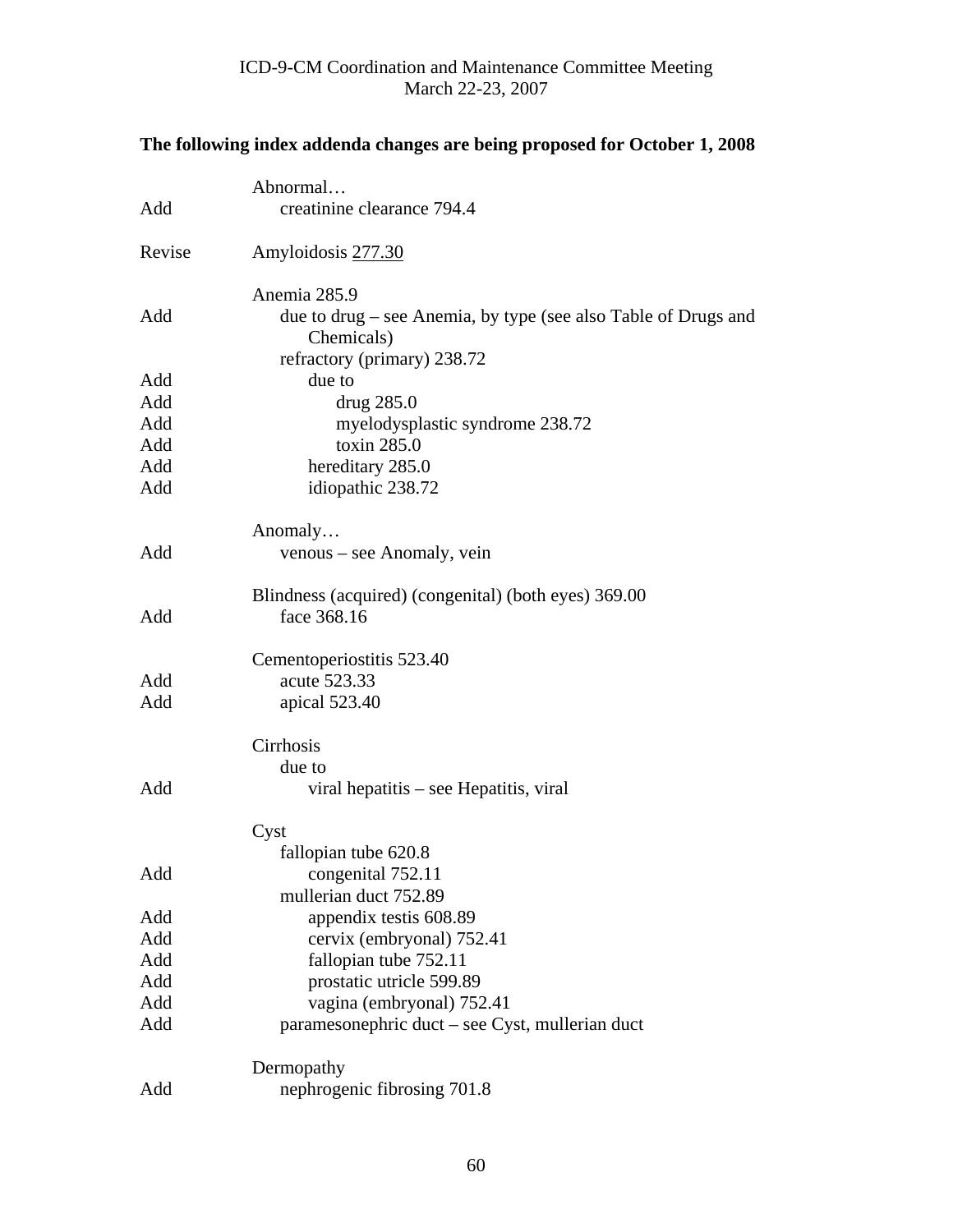**The following index addenda changes are being proposed for October 1, 2008**

| | |
|---|---|
| | Abnormal… |
| Add | creatinine clearance 794.4 |
| | |
| Revise | Amyloidosis <u>277.30</u> |
| | |
| | Anemia 285.9 |
| Add | due to drug – see Anemia, by type (see also Table of Drugs and Chemicals) |
| | refractory (primary) 238.72 |
| Add | due to |
| Add | drug 285.0 |
| Add | myelodysplastic syndrome 238.72 |
| Add | toxin 285.0 |
| Add | hereditary 285.0 |
| Add | idiopathic 238.72 |
| | |
| | Anomaly… |
| Add | venous – see Anomaly, vein |
| | |
| | Blindness (acquired) (congenital) (both eyes) 369.00 |
| Add | face 368.16 |
| | |
| | Cementoperiostitis 523.40 |
| Add | acute 523.33 |
| Add | apical 523.40 |
| | |
| | Cirrhosis |
| | due to |
| Add | viral hepatitis – see Hepatitis, viral |
| | |
| | Cyst |
| | fallopian tube 620.8 |
| Add | congenital 752.11 |
| | mullerian duct 752.89 |
| Add | appendix testis 608.89 |
| Add | cervix (embryonal) 752.41 |
| Add | fallopian tube 752.11 |
| Add | prostatic utricle 599.89 |
| Add | vagina (embryonal) 752.41 |
| Add | paramesonephric duct – see Cyst, mullerian duct |
| | |
| | Dermopathy |
| Add | nephrogenic fibrosing 701.8 |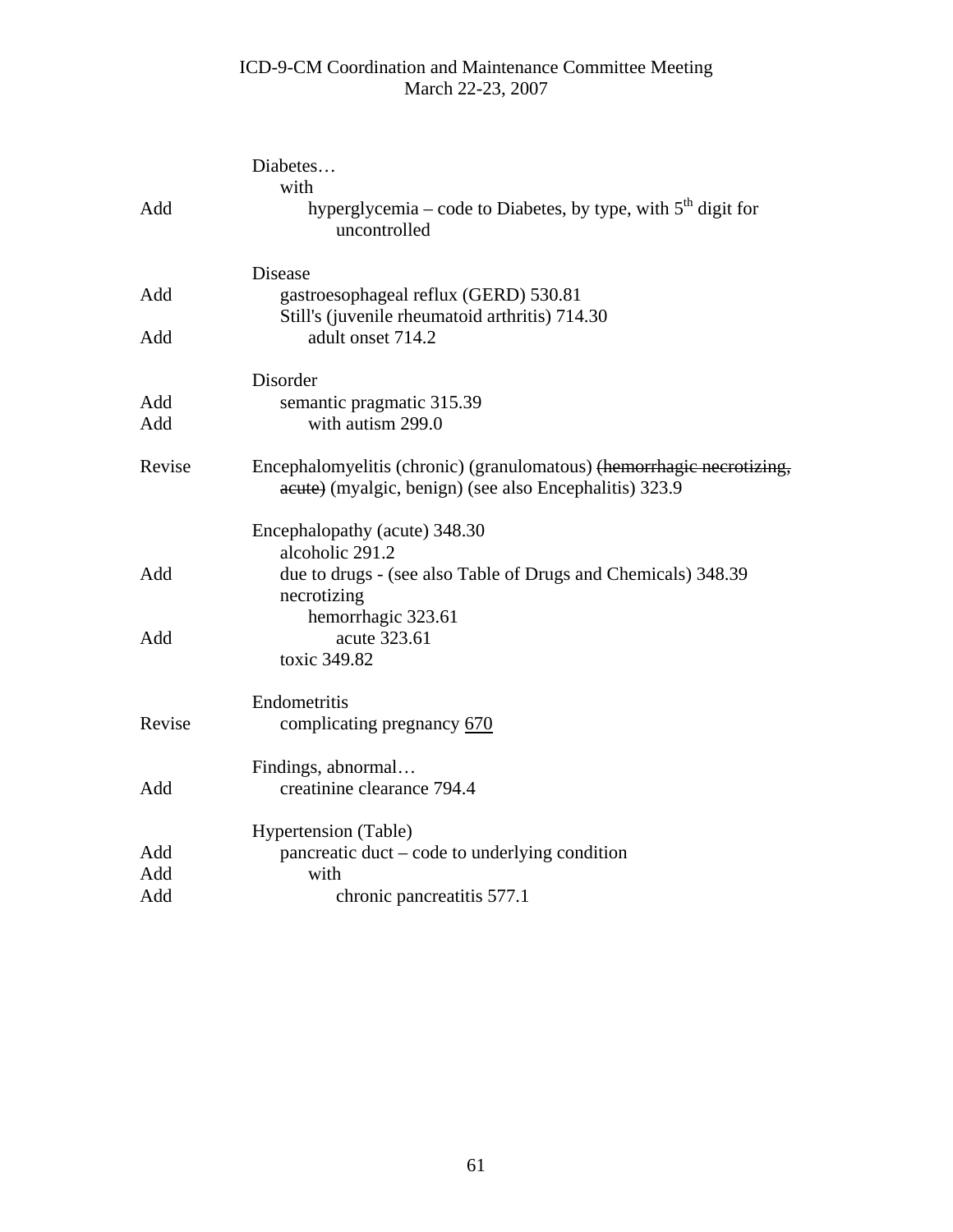| | |
|---|---|
| | Diabetes… |
| | with |
| Add | hyperglycemia – code to Diabetes, by type, with 5th digit for uncontrolled |
| | |
| | Disease |
| Add | gastroesophageal reflux (GERD) 530.81 |
| | Still's (juvenile rheumatoid arthritis) 714.30 |
| Add | adult onset 714.2 |
| | |
| | Disorder |
| Add | semantic pragmatic 315.39 |
| Add | with autism 299.0 |
| | |
| Revise | Encephalomyelitis (chronic) (granulomatous) ~~(hemorrhagic necrotizing, acute)~~ (myalgic, benign) (see also Encephalitis) 323.9 |
| | |
| | Encephalopathy (acute) 348.30 |
| | alcoholic 291.2 |
| Add | due to drugs - (see also Table of Drugs and Chemicals) 348.39 |
| | necrotizing |
| | hemorrhagic 323.61 |
| Add | acute 323.61 |
| | toxic 349.82 |
| | |
| | Endometritis |
| Revise | complicating pregnancy <u>670</u> |
| | |
| | Findings, abnormal… |
| Add | creatinine clearance 794.4 |
| | |
| | Hypertension (Table) |
| Add | pancreatic duct – code to underlying condition |
| Add | with |
| Add | chronic pancreatitis 577.1 |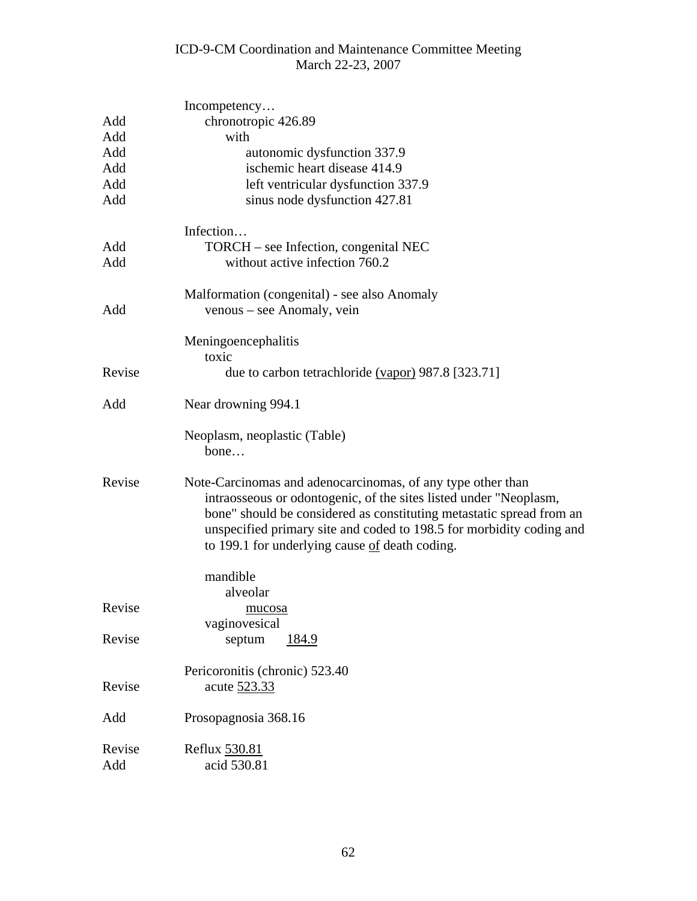ICD-9-CM Coordination and Maintenance Committee Meeting
March 22-23, 2007

| | |
|---|---|
| | Incompetency… |
| Add | chronotropic 426.89 |
| Add | with |
| Add | autonomic dysfunction 337.9 |
| Add | ischemic heart disease 414.9 |
| Add | left ventricular dysfunction 337.9 |
| Add | sinus node dysfunction 427.81 |
| | |
| | Infection… |
| Add | TORCH – see Infection, congenital NEC |
| Add | without active infection 760.2 |
| | |
| | Malformation (congenital) - see also Anomaly |
| Add | venous – see Anomaly, vein |
| | |
| | Meningoencephalitis |
| | toxic |
| Revise | due to carbon tetrachloride <u>(vapor)</u> 987.8 [323.71] |
| | |
| Add | Near drowning 994.1 |
| | |
| | Neoplasm, neoplastic (Table) |
| | bone… |
| | |
| Revise | Note-Carcinomas and adenocarcinomas, of any type other than intraosseous or odontogenic, of the sites listed under "Neoplasm, bone" should be considered as constituting metastatic spread from an unspecified primary site and coded to 198.5 for morbidity coding and to 199.1 for underlying cause <u>of</u> death coding. |
| | |
| | mandible |
| | alveolar |
| Revise | <u>mucosa</u> |
| | vaginovesical |
| Revise | septum <u>184.9</u> |
| | |
| | Pericoronitis (chronic) 523.40 |
| Revise | acute <u>523.33</u> |
| | |
| Add | Prosopagnosia 368.16 |
| | |
| Revise | Reflux <u>530.81</u> |
| Add | acid 530.81 |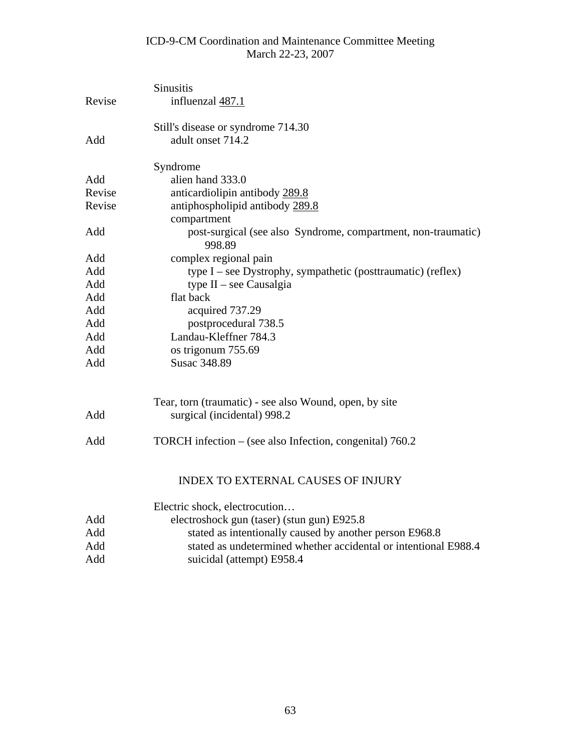| | |
|---|---|
| | Sinusitis |
| Revise | &nbsp;&nbsp;&nbsp;&nbsp;influenzal <u>487.1</u> |
| | |
| | Still's disease or syndrome 714.30 |
| Add | &nbsp;&nbsp;&nbsp;&nbsp;adult onset 714.2 |
| | |
| | Syndrome |
| Add | &nbsp;&nbsp;&nbsp;&nbsp;alien hand 333.0 |
| Revise | &nbsp;&nbsp;&nbsp;&nbsp;anticardiolipin antibody <u>289.8</u> |
| Revise | &nbsp;&nbsp;&nbsp;&nbsp;antiphospholipid antibody <u>289.8</u> |
| | &nbsp;&nbsp;&nbsp;&nbsp;compartment |
| Add | &nbsp;&nbsp;&nbsp;&nbsp;&nbsp;&nbsp;&nbsp;&nbsp;post-surgical (see also Syndrome, compartment, non-traumatic) 998.89 |
| Add | &nbsp;&nbsp;&nbsp;&nbsp;complex regional pain |
| Add | &nbsp;&nbsp;&nbsp;&nbsp;&nbsp;&nbsp;&nbsp;&nbsp;type I – see Dystrophy, sympathetic (posttraumatic) (reflex) |
| Add | &nbsp;&nbsp;&nbsp;&nbsp;&nbsp;&nbsp;&nbsp;&nbsp;type II – see Causalgia |
| Add | &nbsp;&nbsp;&nbsp;&nbsp;flat back |
| Add | &nbsp;&nbsp;&nbsp;&nbsp;&nbsp;&nbsp;&nbsp;&nbsp;acquired 737.29 |
| Add | &nbsp;&nbsp;&nbsp;&nbsp;&nbsp;&nbsp;&nbsp;&nbsp;postprocedural 738.5 |
| Add | &nbsp;&nbsp;&nbsp;&nbsp;Landau-Kleffner 784.3 |
| Add | &nbsp;&nbsp;&nbsp;&nbsp;os trigonum 755.69 |
| Add | &nbsp;&nbsp;&nbsp;&nbsp;Susac 348.89 |
| | |
| | Tear, torn (traumatic) - see also Wound, open, by site |
| Add | &nbsp;&nbsp;&nbsp;&nbsp;surgical (incidental) 998.2 |
| | |
| Add | TORCH infection – (see also Infection, congenital) 760.2 |

## INDEX TO EXTERNAL CAUSES OF INJURY

| | |
|---|---|
| | Electric shock, electrocution… |
| Add | &nbsp;&nbsp;&nbsp;&nbsp;electroshock gun (taser) (stun gun) E925.8 |
| Add | &nbsp;&nbsp;&nbsp;&nbsp;&nbsp;&nbsp;&nbsp;&nbsp;stated as intentionally caused by another person E968.8 |
| Add | &nbsp;&nbsp;&nbsp;&nbsp;&nbsp;&nbsp;&nbsp;&nbsp;stated as undetermined whether accidental or intentional E988.4 |
| Add | &nbsp;&nbsp;&nbsp;&nbsp;&nbsp;&nbsp;&nbsp;&nbsp;suicidal (attempt) E958.4 |